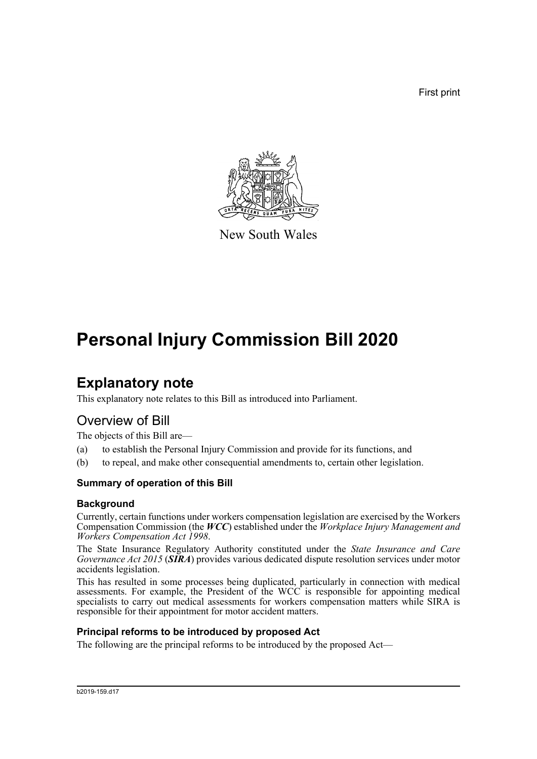First print

New South Wales

# Personal Injury Commission Bill 2020

## Explanatory note

This explanatory note relates to this Bill as introduced into Parliament.

## Overview of Bill

The objects of this Bill are—

(a) to establish the Personal Injury Commission and provide for its functions, and

(b) to repeal, and make other consequential amendments to, certain other legislation.

### Summary of operation of this Bill

### Background

Currently, certain functions under workers compensation legislation are exercised by the Workers Compensation Commission (the ***WCC***) established under the *Workplace Injury Management and Workers Compensation Act 1998*.

The State Insurance Regulatory Authority constituted under the *State Insurance and Care Governance Act 2015* (***SIRA***) provides various dedicated dispute resolution services under motor accidents legislation.

This has resulted in some processes being duplicated, particularly in connection with medical assessments. For example, the President of the WCC is responsible for appointing medical specialists to carry out medical assessments for workers compensation matters while SIRA is responsible for their appointment for motor accident matters.

### Principal reforms to be introduced by proposed Act

The following are the principal reforms to be introduced by the proposed Act—

b2019-159.d17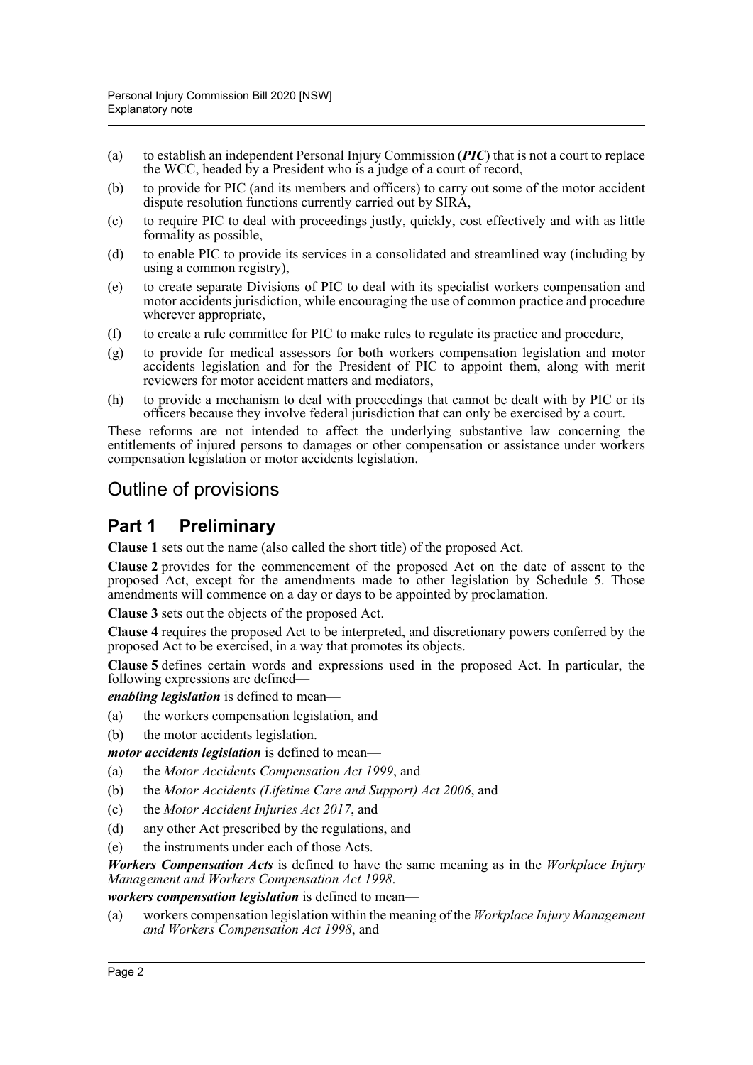(a) to establish an independent Personal Injury Commission (***PIC***) that is not a court to replace the WCC, headed by a President who is a judge of a court of record,

(b) to provide for PIC (and its members and officers) to carry out some of the motor accident dispute resolution functions currently carried out by SIRA,

(c) to require PIC to deal with proceedings justly, quickly, cost effectively and with as little formality as possible,

(d) to enable PIC to provide its services in a consolidated and streamlined way (including by using a common registry),

(e) to create separate Divisions of PIC to deal with its specialist workers compensation and motor accidents jurisdiction, while encouraging the use of common practice and procedure wherever appropriate,

(f) to create a rule committee for PIC to make rules to regulate its practice and procedure,

(g) to provide for medical assessors for both workers compensation legislation and motor accidents legislation and for the President of PIC to appoint them, along with merit reviewers for motor accident matters and mediators,

(h) to provide a mechanism to deal with proceedings that cannot be dealt with by PIC or its officers because they involve federal jurisdiction that can only be exercised by a court.

These reforms are not intended to affect the underlying substantive law concerning the entitlements of injured persons to damages or other compensation or assistance under workers compensation legislation or motor accidents legislation.

# Outline of provisions

## Part 1 Preliminary

**Clause 1** sets out the name (also called the short title) of the proposed Act.

**Clause 2** provides for the commencement of the proposed Act on the date of assent to the proposed Act, except for the amendments made to other legislation by Schedule 5. Those amendments will commence on a day or days to be appointed by proclamation.

**Clause 3** sets out the objects of the proposed Act.

**Clause 4** requires the proposed Act to be interpreted, and discretionary powers conferred by the proposed Act to be exercised, in a way that promotes its objects.

**Clause 5** defines certain words and expressions used in the proposed Act. In particular, the following expressions are defined—

***enabling legislation*** is defined to mean—

(a) the workers compensation legislation, and

(b) the motor accidents legislation.

***motor accidents legislation*** is defined to mean—

(a) the *Motor Accidents Compensation Act 1999*, and

(b) the *Motor Accidents (Lifetime Care and Support) Act 2006*, and

(c) the *Motor Accident Injuries Act 2017*, and

(d) any other Act prescribed by the regulations, and

(e) the instruments under each of those Acts.

***Workers Compensation Acts*** is defined to have the same meaning as in the *Workplace Injury Management and Workers Compensation Act 1998*.

***workers compensation legislation*** is defined to mean—

(a) workers compensation legislation within the meaning of the *Workplace Injury Management and Workers Compensation Act 1998*, and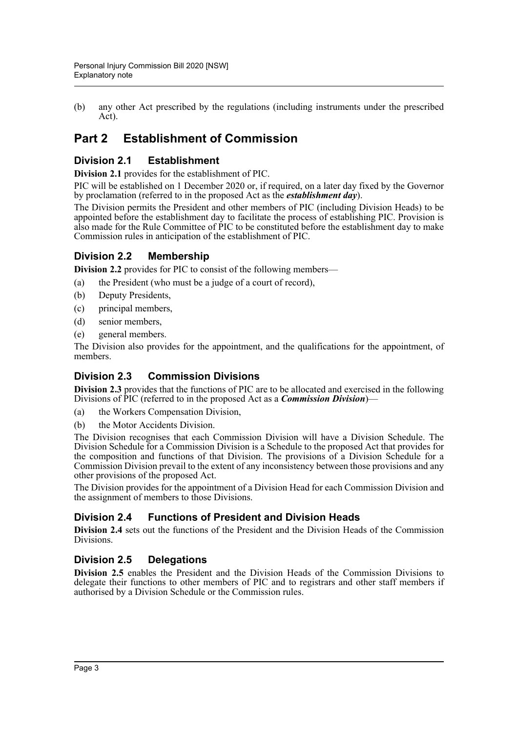(b) any other Act prescribed by the regulations (including instruments under the prescribed Act).

# Part 2 Establishment of Commission

## Division 2.1 Establishment

**Division 2.1** provides for the establishment of PIC.

PIC will be established on 1 December 2020 or, if required, on a later day fixed by the Governor by proclamation (referred to in the proposed Act as the ***establishment day***).

The Division permits the President and other members of PIC (including Division Heads) to be appointed before the establishment day to facilitate the process of establishing PIC. Provision is also made for the Rule Committee of PIC to be constituted before the establishment day to make Commission rules in anticipation of the establishment of PIC.

## Division 2.2 Membership

**Division 2.2** provides for PIC to consist of the following members—

(a) the President (who must be a judge of a court of record),

(b) Deputy Presidents,

(c) principal members,

(d) senior members,

(e) general members.

The Division also provides for the appointment, and the qualifications for the appointment, of members.

## Division 2.3 Commission Divisions

**Division 2.3** provides that the functions of PIC are to be allocated and exercised in the following Divisions of PIC (referred to in the proposed Act as a ***Commission Division***)—

(a) the Workers Compensation Division,

(b) the Motor Accidents Division.

The Division recognises that each Commission Division will have a Division Schedule. The Division Schedule for a Commission Division is a Schedule to the proposed Act that provides for the composition and functions of that Division. The provisions of a Division Schedule for a Commission Division prevail to the extent of any inconsistency between those provisions and any other provisions of the proposed Act.

The Division provides for the appointment of a Division Head for each Commission Division and the assignment of members to those Divisions.

## Division 2.4 Functions of President and Division Heads

**Division 2.4** sets out the functions of the President and the Division Heads of the Commission Divisions.

## Division 2.5 Delegations

**Division 2.5** enables the President and the Division Heads of the Commission Divisions to delegate their functions to other members of PIC and to registrars and other staff members if authorised by a Division Schedule or the Commission rules.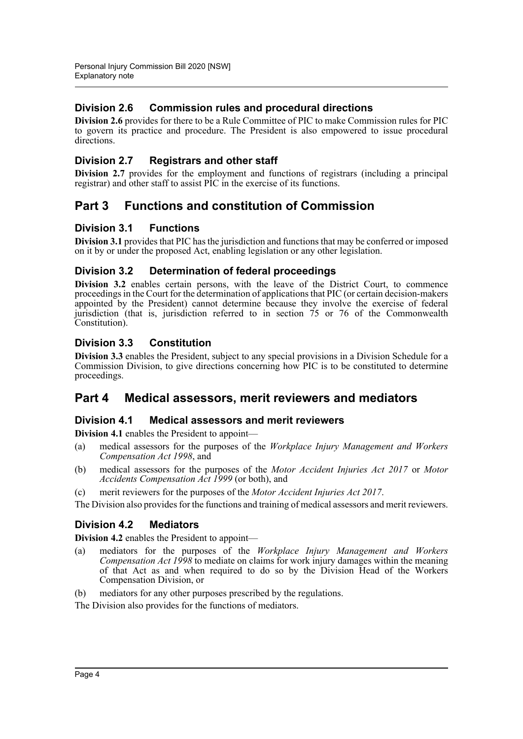### Division 2.6 Commission rules and procedural directions

**Division 2.6** provides for there to be a Rule Committee of PIC to make Commission rules for PIC to govern its practice and procedure. The President is also empowered to issue procedural directions.

### Division 2.7 Registrars and other staff

**Division 2.7** provides for the employment and functions of registrars (including a principal registrar) and other staff to assist PIC in the exercise of its functions.

## Part 3 Functions and constitution of Commission

### Division 3.1 Functions

**Division 3.1** provides that PIC has the jurisdiction and functions that may be conferred or imposed on it by or under the proposed Act, enabling legislation or any other legislation.

### Division 3.2 Determination of federal proceedings

**Division 3.2** enables certain persons, with the leave of the District Court, to commence proceedings in the Court for the determination of applications that PIC (or certain decision-makers appointed by the President) cannot determine because they involve the exercise of federal jurisdiction (that is, jurisdiction referred to in section 75 or 76 of the Commonwealth Constitution).

### Division 3.3 Constitution

**Division 3.3** enables the President, subject to any special provisions in a Division Schedule for a Commission Division, to give directions concerning how PIC is to be constituted to determine proceedings.

## Part 4 Medical assessors, merit reviewers and mediators

### Division 4.1 Medical assessors and merit reviewers

**Division 4.1** enables the President to appoint—

(a) medical assessors for the purposes of the *Workplace Injury Management and Workers Compensation Act 1998*, and

(b) medical assessors for the purposes of the *Motor Accident Injuries Act 2017* or *Motor Accidents Compensation Act 1999* (or both), and

(c) merit reviewers for the purposes of the *Motor Accident Injuries Act 2017*.

The Division also provides for the functions and training of medical assessors and merit reviewers.

### Division 4.2 Mediators

**Division 4.2** enables the President to appoint—

(a) mediators for the purposes of the *Workplace Injury Management and Workers Compensation Act 1998* to mediate on claims for work injury damages within the meaning of that Act as and when required to do so by the Division Head of the Workers Compensation Division, or

(b) mediators for any other purposes prescribed by the regulations.

The Division also provides for the functions of mediators.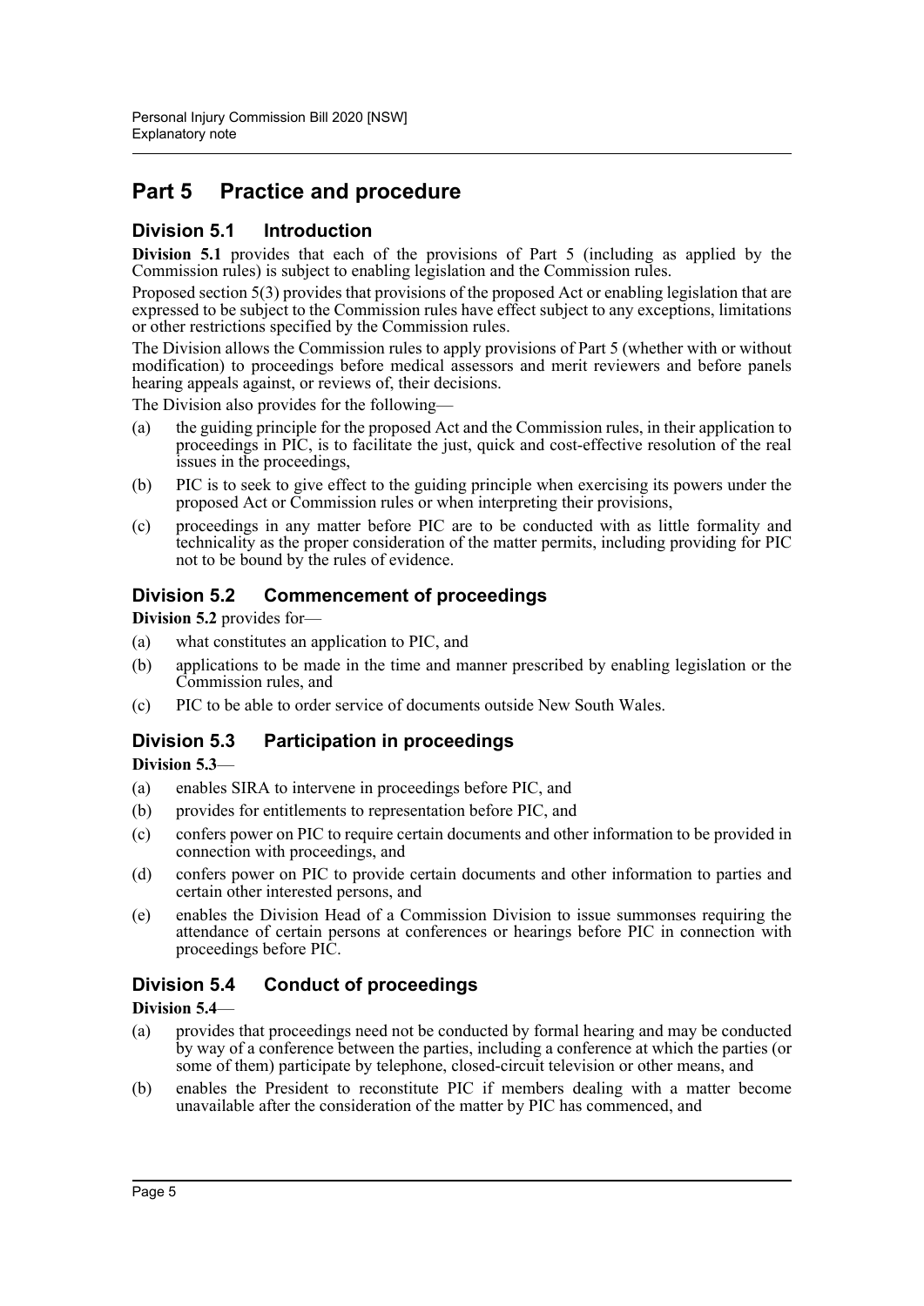# Part 5 Practice and procedure

## Division 5.1 Introduction

**Division 5.1** provides that each of the provisions of Part 5 (including as applied by the Commission rules) is subject to enabling legislation and the Commission rules.

Proposed section 5(3) provides that provisions of the proposed Act or enabling legislation that are expressed to be subject to the Commission rules have effect subject to any exceptions, limitations or other restrictions specified by the Commission rules.

The Division allows the Commission rules to apply provisions of Part 5 (whether with or without modification) to proceedings before medical assessors and merit reviewers and before panels hearing appeals against, or reviews of, their decisions.

The Division also provides for the following—

(a) the guiding principle for the proposed Act and the Commission rules, in their application to proceedings in PIC, is to facilitate the just, quick and cost-effective resolution of the real issues in the proceedings,

(b) PIC is to seek to give effect to the guiding principle when exercising its powers under the proposed Act or Commission rules or when interpreting their provisions,

(c) proceedings in any matter before PIC are to be conducted with as little formality and technicality as the proper consideration of the matter permits, including providing for PIC not to be bound by the rules of evidence.

## Division 5.2 Commencement of proceedings

**Division 5.2** provides for—

(a) what constitutes an application to PIC, and

(b) applications to be made in the time and manner prescribed by enabling legislation or the Commission rules, and

(c) PIC to be able to order service of documents outside New South Wales.

## Division 5.3 Participation in proceedings

**Division 5.3**—

(a) enables SIRA to intervene in proceedings before PIC, and

(b) provides for entitlements to representation before PIC, and

(c) confers power on PIC to require certain documents and other information to be provided in connection with proceedings, and

(d) confers power on PIC to provide certain documents and other information to parties and certain other interested persons, and

(e) enables the Division Head of a Commission Division to issue summonses requiring the attendance of certain persons at conferences or hearings before PIC in connection with proceedings before PIC.

## Division 5.4 Conduct of proceedings

**Division 5.4**—

(a) provides that proceedings need not be conducted by formal hearing and may be conducted by way of a conference between the parties, including a conference at which the parties (or some of them) participate by telephone, closed-circuit television or other means, and

(b) enables the President to reconstitute PIC if members dealing with a matter become unavailable after the consideration of the matter by PIC has commenced, and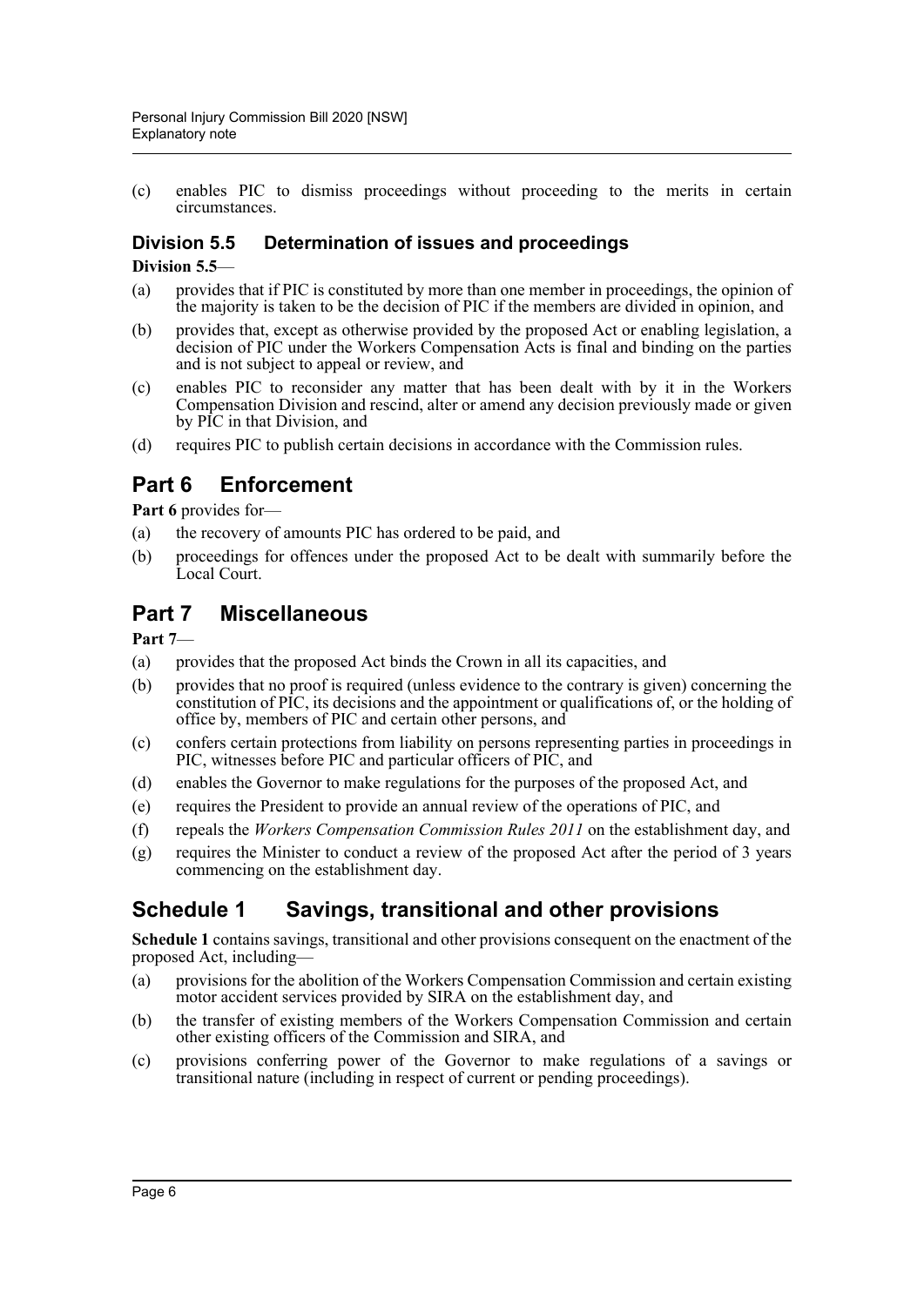(c) enables PIC to dismiss proceedings without proceeding to the merits in certain circumstances.

### Division 5.5 Determination of issues and proceedings

**Division 5.5**—

(a) provides that if PIC is constituted by more than one member in proceedings, the opinion of the majority is taken to be the decision of PIC if the members are divided in opinion, and

(b) provides that, except as otherwise provided by the proposed Act or enabling legislation, a decision of PIC under the Workers Compensation Acts is final and binding on the parties and is not subject to appeal or review, and

(c) enables PIC to reconsider any matter that has been dealt with by it in the Workers Compensation Division and rescind, alter or amend any decision previously made or given by PIC in that Division, and

(d) requires PIC to publish certain decisions in accordance with the Commission rules.

## Part 6 Enforcement

**Part 6** provides for—

(a) the recovery of amounts PIC has ordered to be paid, and

(b) proceedings for offences under the proposed Act to be dealt with summarily before the Local Court.

## Part 7 Miscellaneous

**Part 7**—

(a) provides that the proposed Act binds the Crown in all its capacities, and

(b) provides that no proof is required (unless evidence to the contrary is given) concerning the constitution of PIC, its decisions and the appointment or qualifications of, or the holding of office by, members of PIC and certain other persons, and

(c) confers certain protections from liability on persons representing parties in proceedings in PIC, witnesses before PIC and particular officers of PIC, and

(d) enables the Governor to make regulations for the purposes of the proposed Act, and

(e) requires the President to provide an annual review of the operations of PIC, and

(f) repeals the *Workers Compensation Commission Rules 2011* on the establishment day, and

(g) requires the Minister to conduct a review of the proposed Act after the period of 3 years commencing on the establishment day.

## Schedule 1 Savings, transitional and other provisions

**Schedule 1** contains savings, transitional and other provisions consequent on the enactment of the proposed Act, including—

(a) provisions for the abolition of the Workers Compensation Commission and certain existing motor accident services provided by SIRA on the establishment day, and

(b) the transfer of existing members of the Workers Compensation Commission and certain other existing officers of the Commission and SIRA, and

(c) provisions conferring power of the Governor to make regulations of a savings or transitional nature (including in respect of current or pending proceedings).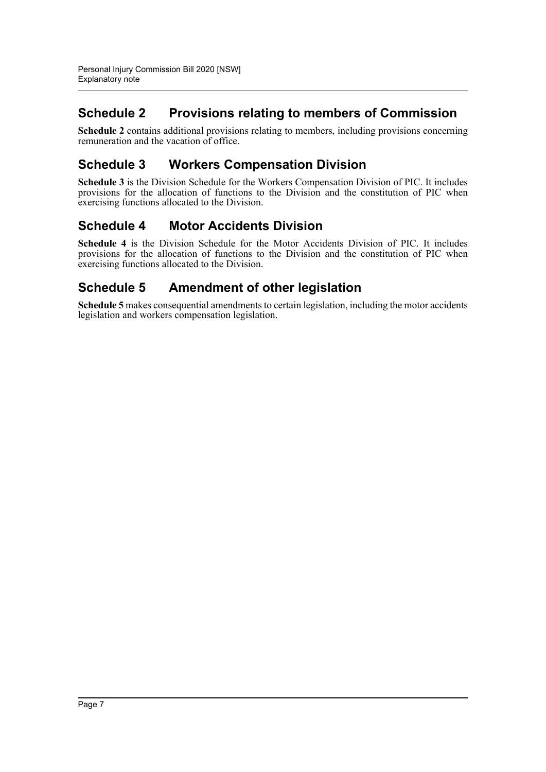## Schedule 2 Provisions relating to members of Commission

**Schedule 2** contains additional provisions relating to members, including provisions concerning remuneration and the vacation of office.

## Schedule 3 Workers Compensation Division

**Schedule 3** is the Division Schedule for the Workers Compensation Division of PIC. It includes provisions for the allocation of functions to the Division and the constitution of PIC when exercising functions allocated to the Division.

## Schedule 4 Motor Accidents Division

**Schedule 4** is the Division Schedule for the Motor Accidents Division of PIC. It includes provisions for the allocation of functions to the Division and the constitution of PIC when exercising functions allocated to the Division.

## Schedule 5 Amendment of other legislation

**Schedule 5** makes consequential amendments to certain legislation, including the motor accidents legislation and workers compensation legislation.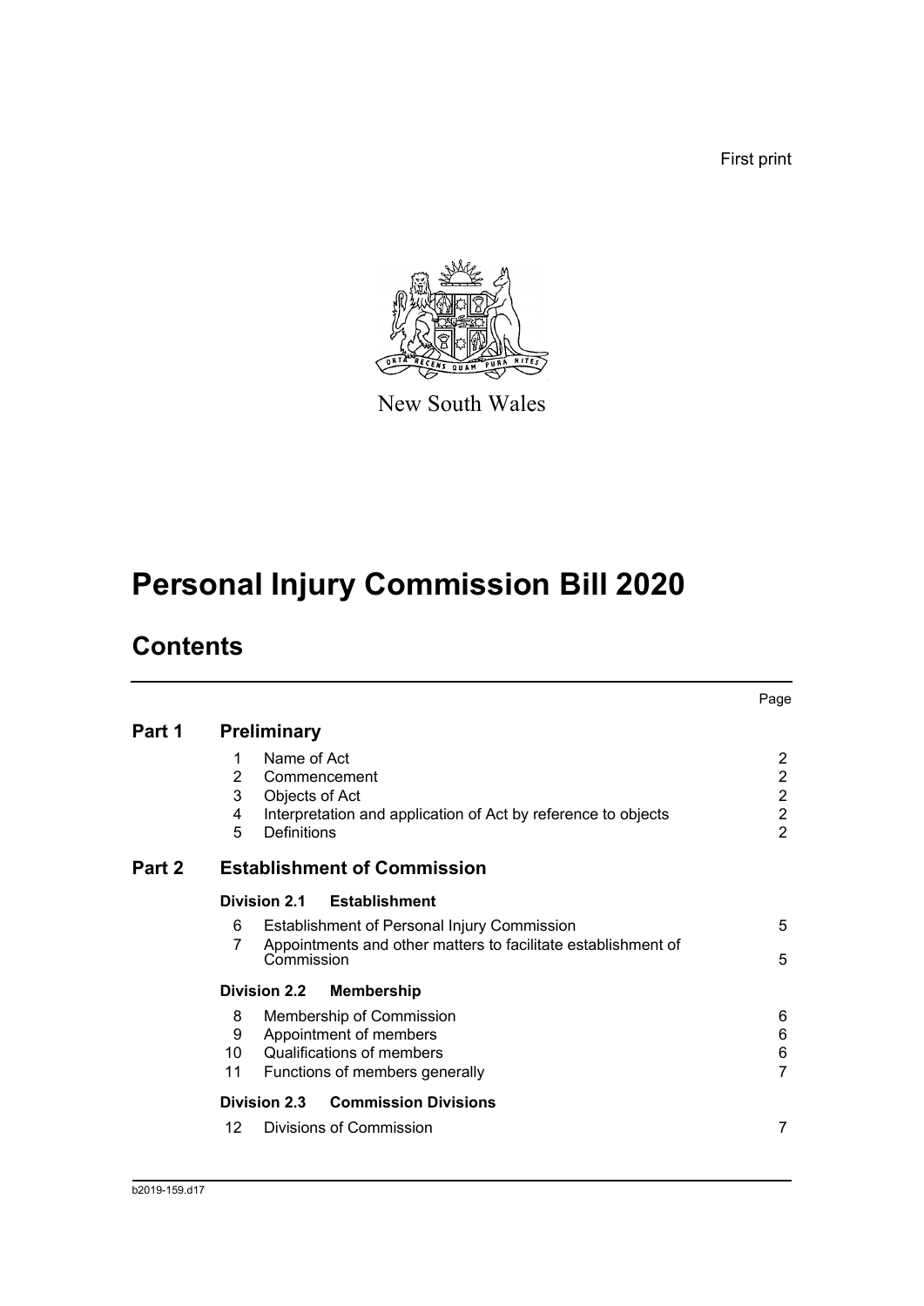First print

New South Wales

# Personal Injury Commission Bill 2020

## Contents

| | | | Page |
|---|---|---|---|
| **Part 1** | **Preliminary** | | |
| | 1 | Name of Act | 2 |
| | 2 | Commencement | 2 |
| | 3 | Objects of Act | 2 |
| | 4 | Interpretation and application of Act by reference to objects | 2 |
| | 5 | Definitions | 2 |
| **Part 2** | **Establishment of Commission** | | |
| | **Division 2.1** | **Establishment** | |
| | 6 | Establishment of Personal Injury Commission | 5 |
| | 7 | Appointments and other matters to facilitate establishment of Commission | 5 |
| | **Division 2.2** | **Membership** | |
| | 8 | Membership of Commission | 6 |
| | 9 | Appointment of members | 6 |
| | 10 | Qualifications of members | 6 |
| | 11 | Functions of members generally | 7 |
| | **Division 2.3** | **Commission Divisions** | |
| | 12 | Divisions of Commission | 7 |

b2019-159.d17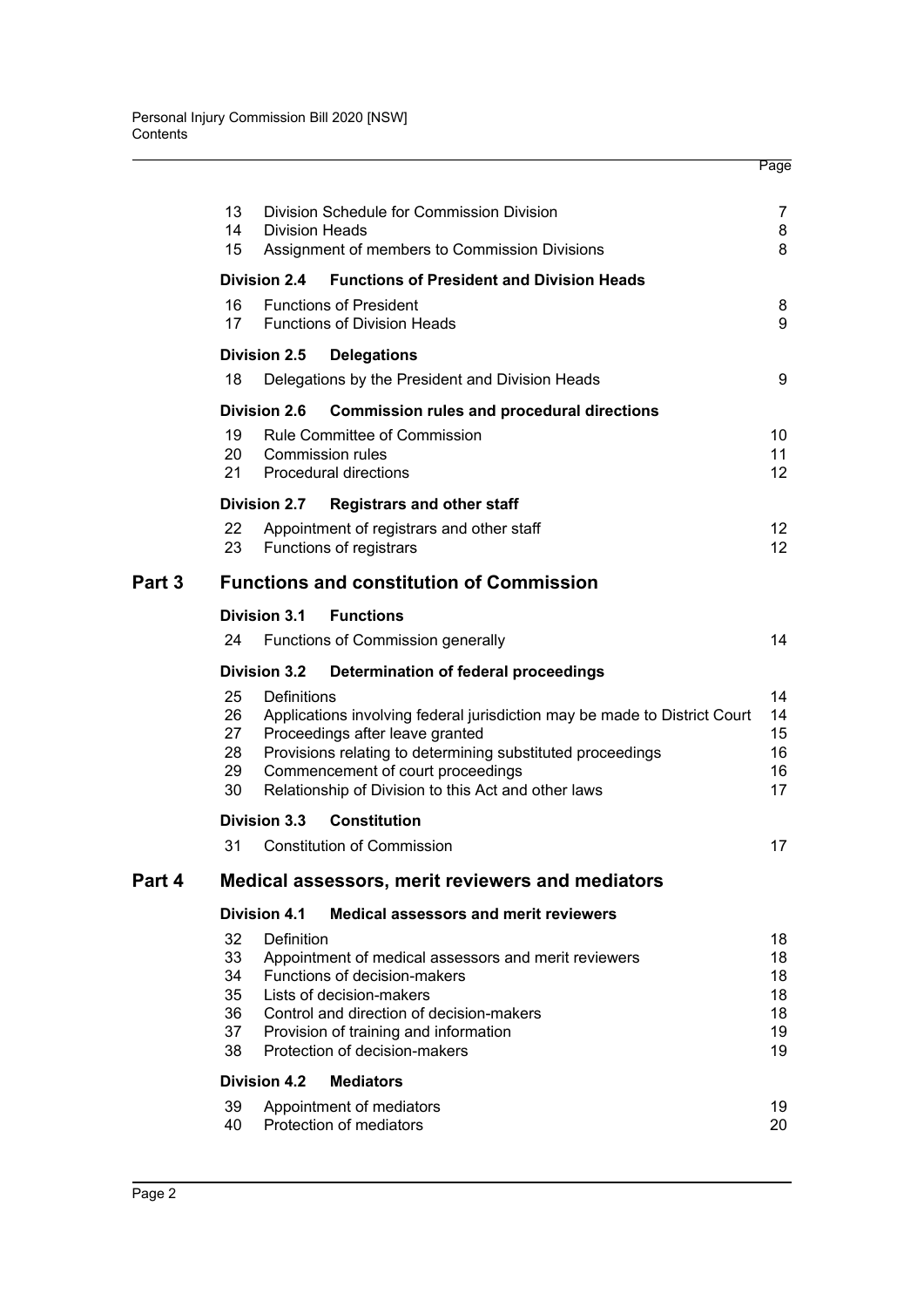| | | | Page |
|---|---|---|---|
| | 13 | Division Schedule for Commission Division | 7 |
| | 14 | Division Heads | 8 |
| | 15 | Assignment of members to Commission Divisions | 8 |
| | **Division 2.4** | **Functions of President and Division Heads** | |
| | 16 | Functions of President | 8 |
| | 17 | Functions of Division Heads | 9 |
| | **Division 2.5** | **Delegations** | |
| | 18 | Delegations by the President and Division Heads | 9 |
| | **Division 2.6** | **Commission rules and procedural directions** | |
| | 19 | Rule Committee of Commission | 10 |
| | 20 | Commission rules | 11 |
| | 21 | Procedural directions | 12 |
| | **Division 2.7** | **Registrars and other staff** | |
| | 22 | Appointment of registrars and other staff | 12 |
| | 23 | Functions of registrars | 12 |
| **Part 3** | | **Functions and constitution of Commission** | |
| | **Division 3.1** | **Functions** | |
| | 24 | Functions of Commission generally | 14 |
| | **Division 3.2** | **Determination of federal proceedings** | |
| | 25 | Definitions | 14 |
| | 26 | Applications involving federal jurisdiction may be made to District Court | 14 |
| | 27 | Proceedings after leave granted | 15 |
| | 28 | Provisions relating to determining substituted proceedings | 16 |
| | 29 | Commencement of court proceedings | 16 |
| | 30 | Relationship of Division to this Act and other laws | 17 |
| | **Division 3.3** | **Constitution** | |
| | 31 | Constitution of Commission | 17 |
| **Part 4** | | **Medical assessors, merit reviewers and mediators** | |
| | **Division 4.1** | **Medical assessors and merit reviewers** | |
| | 32 | Definition | 18 |
| | 33 | Appointment of medical assessors and merit reviewers | 18 |
| | 34 | Functions of decision-makers | 18 |
| | 35 | Lists of decision-makers | 18 |
| | 36 | Control and direction of decision-makers | 18 |
| | 37 | Provision of training and information | 19 |
| | 38 | Protection of decision-makers | 19 |
| | **Division 4.2** | **Mediators** | |
| | 39 | Appointment of mediators | 19 |
| | 40 | Protection of mediators | 20 |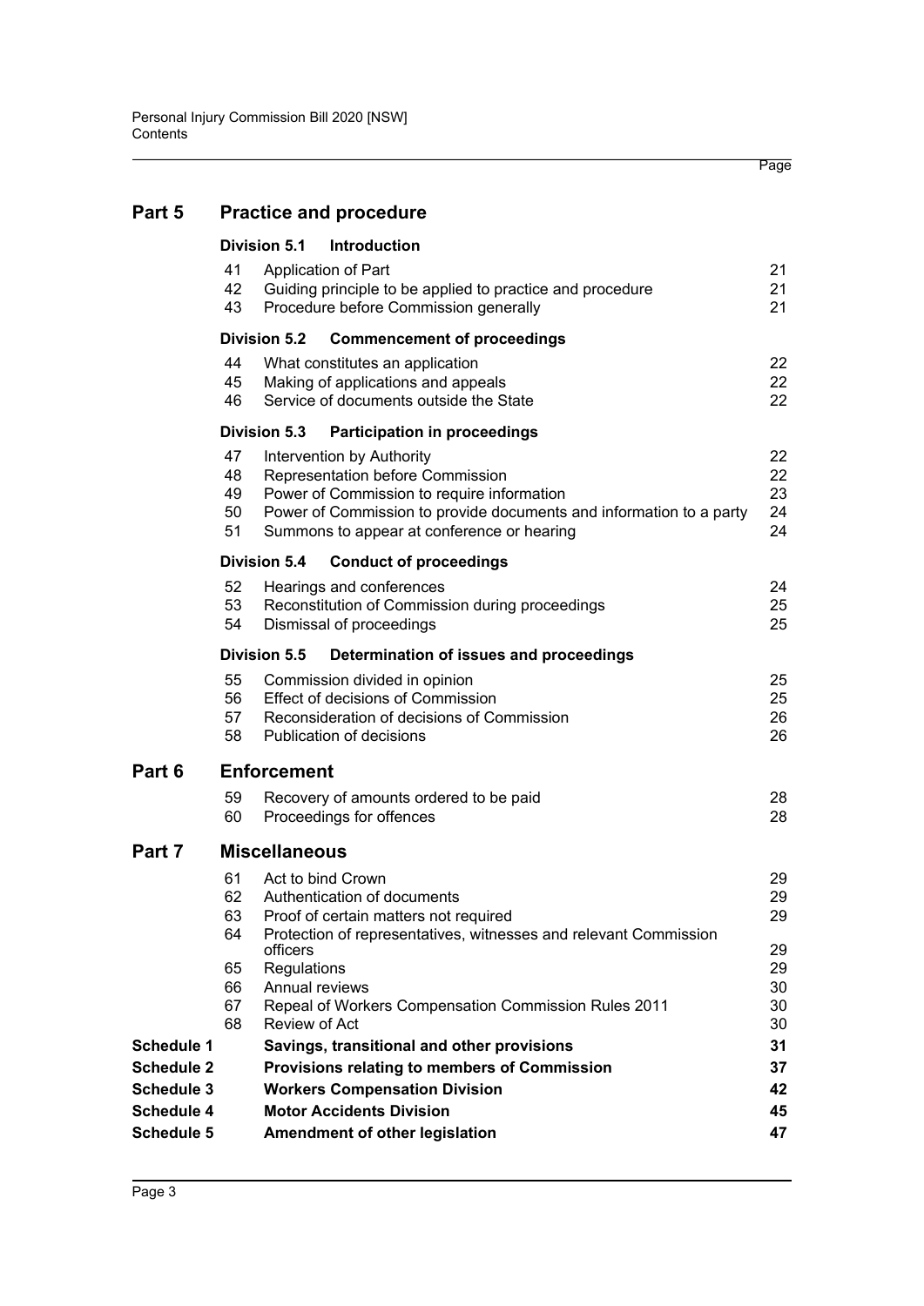| | | | Page |
|---|---|---|---|
| **Part 5** | | **Practice and procedure** | |
| | **Division 5.1** | **Introduction** | |
| | 41 | Application of Part | 21 |
| | 42 | Guiding principle to be applied to practice and procedure | 21 |
| | 43 | Procedure before Commission generally | 21 |
| | **Division 5.2** | **Commencement of proceedings** | |
| | 44 | What constitutes an application | 22 |
| | 45 | Making of applications and appeals | 22 |
| | 46 | Service of documents outside the State | 22 |
| | **Division 5.3** | **Participation in proceedings** | |
| | 47 | Intervention by Authority | 22 |
| | 48 | Representation before Commission | 22 |
| | 49 | Power of Commission to require information | 23 |
| | 50 | Power of Commission to provide documents and information to a party | 24 |
| | 51 | Summons to appear at conference or hearing | 24 |
| | **Division 5.4** | **Conduct of proceedings** | |
| | 52 | Hearings and conferences | 24 |
| | 53 | Reconstitution of Commission during proceedings | 25 |
| | 54 | Dismissal of proceedings | 25 |
| | **Division 5.5** | **Determination of issues and proceedings** | |
| | 55 | Commission divided in opinion | 25 |
| | 56 | Effect of decisions of Commission | 25 |
| | 57 | Reconsideration of decisions of Commission | 26 |
| | 58 | Publication of decisions | 26 |
| **Part 6** | | **Enforcement** | |
| | 59 | Recovery of amounts ordered to be paid | 28 |
| | 60 | Proceedings for offences | 28 |
| **Part 7** | | **Miscellaneous** | |
| | 61 | Act to bind Crown | 29 |
| | 62 | Authentication of documents | 29 |
| | 63 | Proof of certain matters not required | 29 |
| | 64 | Protection of representatives, witnesses and relevant Commission officers | 29 |
| | 65 | Regulations | 29 |
| | 66 | Annual reviews | 30 |
| | 67 | Repeal of Workers Compensation Commission Rules 2011 | 30 |
| | 68 | Review of Act | 30 |
| **Schedule 1** | | **Savings, transitional and other provisions** | **31** |
| **Schedule 2** | | **Provisions relating to members of Commission** | **37** |
| **Schedule 3** | | **Workers Compensation Division** | **42** |
| **Schedule 4** | | **Motor Accidents Division** | **45** |
| **Schedule 5** | | **Amendment of other legislation** | **47** |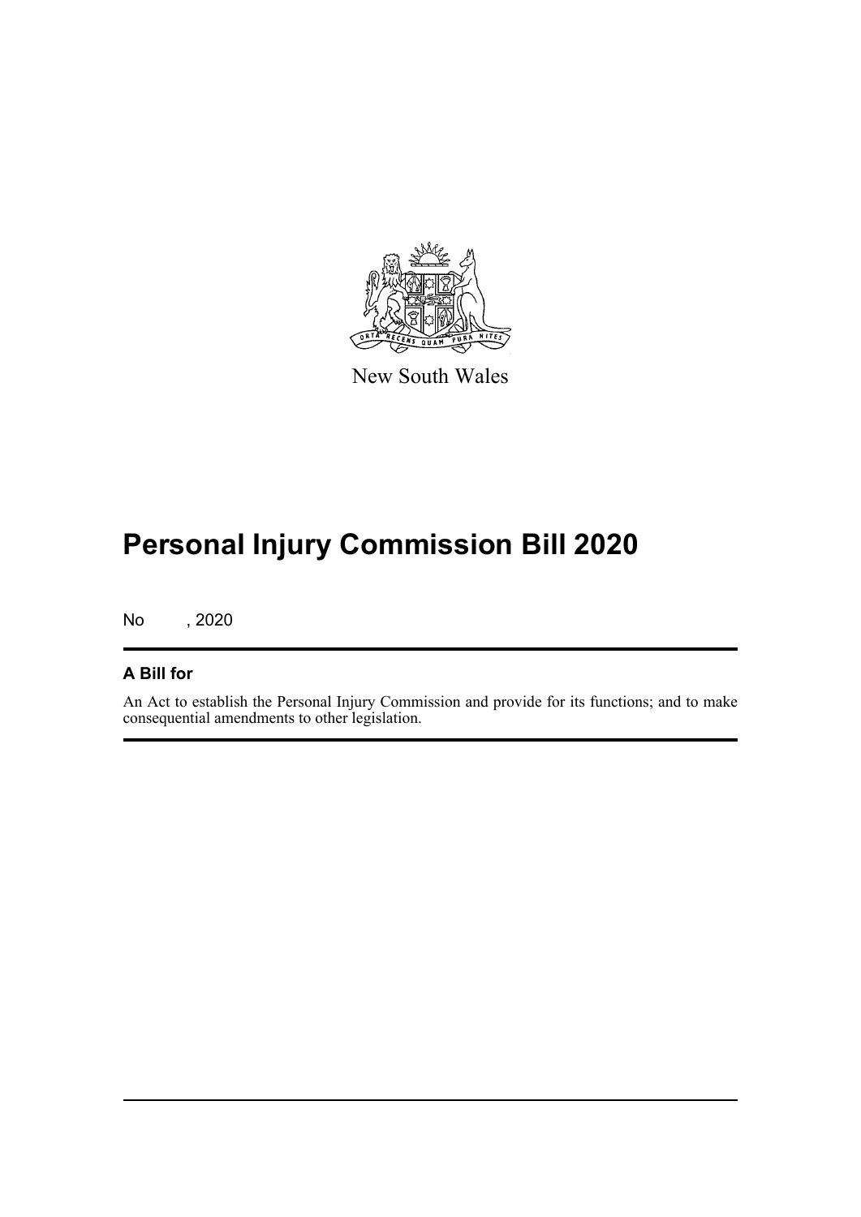New South Wales

# Personal Injury Commission Bill 2020

No , 2020

## A Bill for

An Act to establish the Personal Injury Commission and provide for its functions; and to make consequential amendments to other legislation.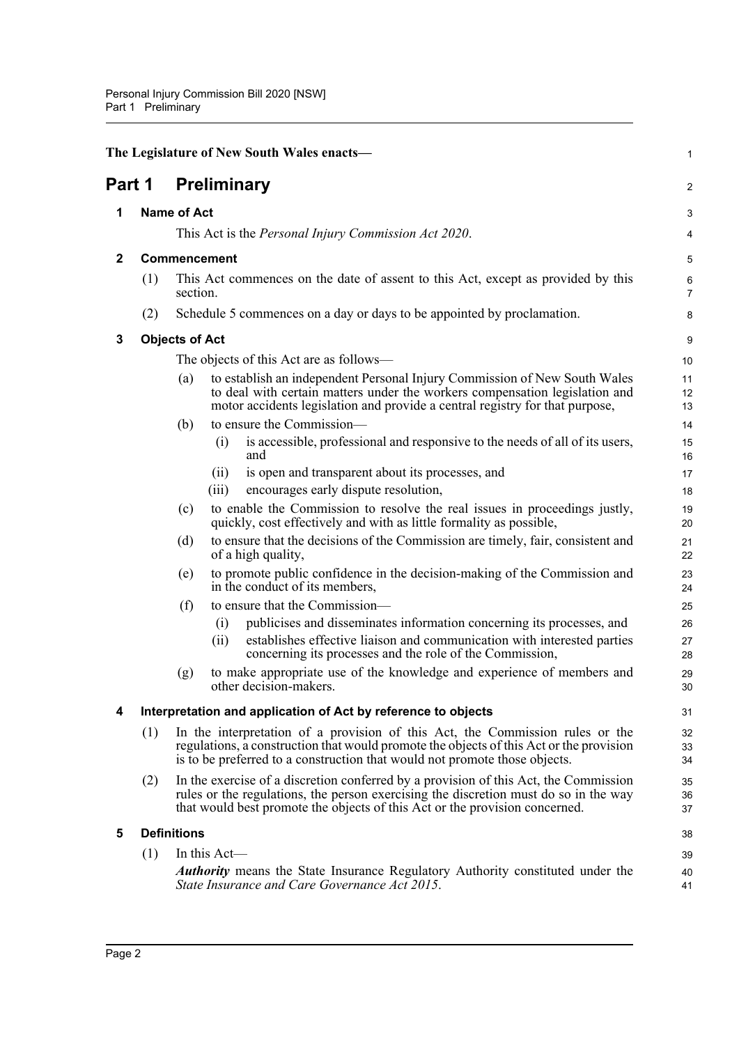The Legislature of New South Wales enacts—

## Part 1 Preliminary

### 1 Name of Act

This Act is the *Personal Injury Commission Act 2020*.

### 2 Commencement

(1) This Act commences on the date of assent to this Act, except as provided by this section.

(2) Schedule 5 commences on a day or days to be appointed by proclamation.

### 3 Objects of Act

The objects of this Act are as follows—

(a) to establish an independent Personal Injury Commission of New South Wales to deal with certain matters under the workers compensation legislation and motor accidents legislation and provide a central registry for that purpose,

(b) to ensure the Commission—

  (i) is accessible, professional and responsive to the needs of all of its users, and

  (ii) is open and transparent about its processes, and

  (iii) encourages early dispute resolution,

(c) to enable the Commission to resolve the real issues in proceedings justly, quickly, cost effectively and with as little formality as possible,

(d) to ensure that the decisions of the Commission are timely, fair, consistent and of a high quality,

(e) to promote public confidence in the decision-making of the Commission and in the conduct of its members,

(f) to ensure that the Commission—

  (i) publicises and disseminates information concerning its processes, and

  (ii) establishes effective liaison and communication with interested parties concerning its processes and the role of the Commission,

(g) to make appropriate use of the knowledge and experience of members and other decision-makers.

### 4 Interpretation and application of Act by reference to objects

(1) In the interpretation of a provision of this Act, the Commission rules or the regulations, a construction that would promote the objects of this Act or the provision is to be preferred to a construction that would not promote those objects.

(2) In the exercise of a discretion conferred by a provision of this Act, the Commission rules or the regulations, the person exercising the discretion must do so in the way that would best promote the objects of this Act or the provision concerned.

### 5 Definitions

(1) In this Act—

***Authority*** means the State Insurance Regulatory Authority constituted under the *State Insurance and Care Governance Act 2015*.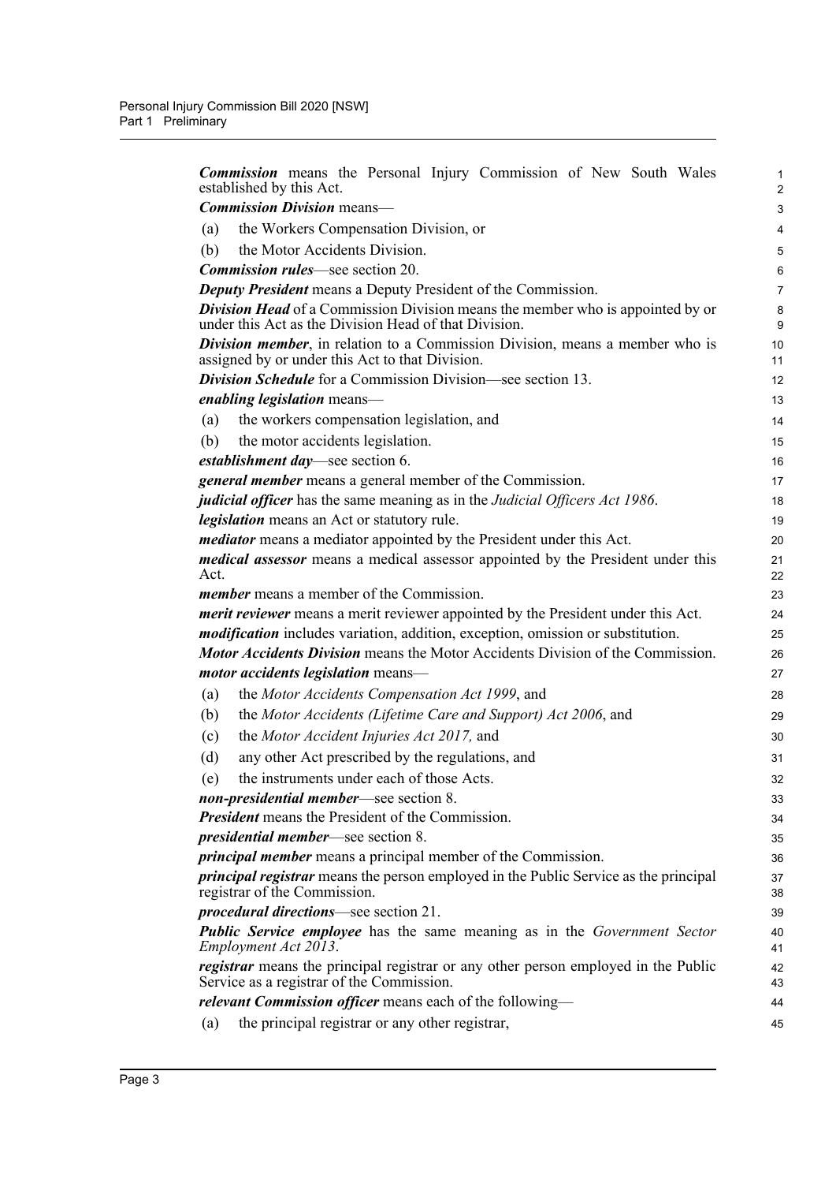***Commission*** means the Personal Injury Commission of New South Wales established by this Act.

***Commission Division*** means—

(a) the Workers Compensation Division, or

(b) the Motor Accidents Division.

***Commission rules***—see section 20.

***Deputy President*** means a Deputy President of the Commission.

***Division Head*** of a Commission Division means the member who is appointed by or under this Act as the Division Head of that Division.

***Division member***, in relation to a Commission Division, means a member who is assigned by or under this Act to that Division.

***Division Schedule*** for a Commission Division—see section 13.

***enabling legislation*** means—

(a) the workers compensation legislation, and

(b) the motor accidents legislation.

***establishment day***—see section 6.

***general member*** means a general member of the Commission.

***judicial officer*** has the same meaning as in the *Judicial Officers Act 1986*.

***legislation*** means an Act or statutory rule.

***mediator*** means a mediator appointed by the President under this Act.

***medical assessor*** means a medical assessor appointed by the President under this Act.

***member*** means a member of the Commission.

***merit reviewer*** means a merit reviewer appointed by the President under this Act.

***modification*** includes variation, addition, exception, omission or substitution.

***Motor Accidents Division*** means the Motor Accidents Division of the Commission.

***motor accidents legislation*** means—

(a) the *Motor Accidents Compensation Act 1999*, and

(b) the *Motor Accidents (Lifetime Care and Support) Act 2006*, and

(c) the *Motor Accident Injuries Act 2017,* and

(d) any other Act prescribed by the regulations, and

(e) the instruments under each of those Acts.

***non-presidential member***—see section 8.

***President*** means the President of the Commission.

***presidential member***—see section 8.

***principal member*** means a principal member of the Commission.

***principal registrar*** means the person employed in the Public Service as the principal registrar of the Commission.

***procedural directions***—see section 21.

***Public Service employee*** has the same meaning as in the *Government Sector Employment Act 2013*.

***registrar*** means the principal registrar or any other person employed in the Public Service as a registrar of the Commission.

***relevant Commission officer*** means each of the following—

(a) the principal registrar or any other registrar,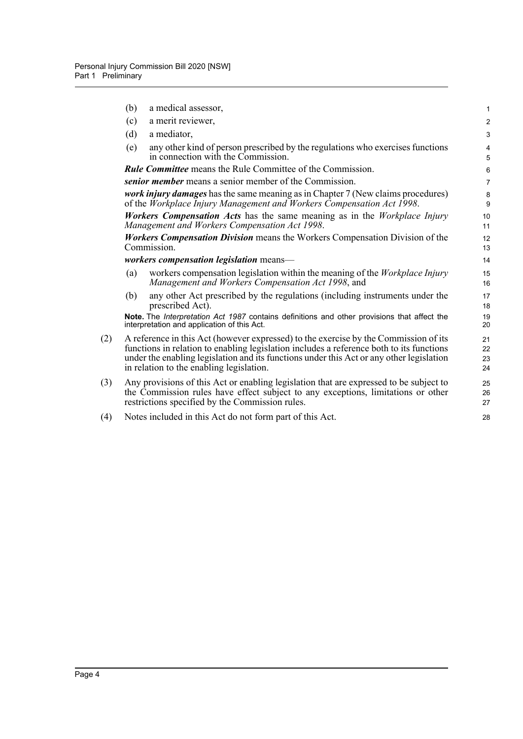(b) a medical assessor,

(c) a merit reviewer,

(d) a mediator,

(e) any other kind of person prescribed by the regulations who exercises functions in connection with the Commission.

***Rule Committee*** means the Rule Committee of the Commission.

***senior member*** means a senior member of the Commission.

***work injury damages*** has the same meaning as in Chapter 7 (New claims procedures) of the *Workplace Injury Management and Workers Compensation Act 1998*.

***Workers Compensation Acts*** has the same meaning as in the *Workplace Injury Management and Workers Compensation Act 1998*.

***Workers Compensation Division*** means the Workers Compensation Division of the Commission.

***workers compensation legislation*** means—

(a) workers compensation legislation within the meaning of the *Workplace Injury Management and Workers Compensation Act 1998*, and

(b) any other Act prescribed by the regulations (including instruments under the prescribed Act).

**Note.** The *Interpretation Act 1987* contains definitions and other provisions that affect the interpretation and application of this Act.

(2) A reference in this Act (however expressed) to the exercise by the Commission of its functions in relation to enabling legislation includes a reference both to its functions under the enabling legislation and its functions under this Act or any other legislation in relation to the enabling legislation.

(3) Any provisions of this Act or enabling legislation that are expressed to be subject to the Commission rules have effect subject to any exceptions, limitations or other restrictions specified by the Commission rules.

(4) Notes included in this Act do not form part of this Act.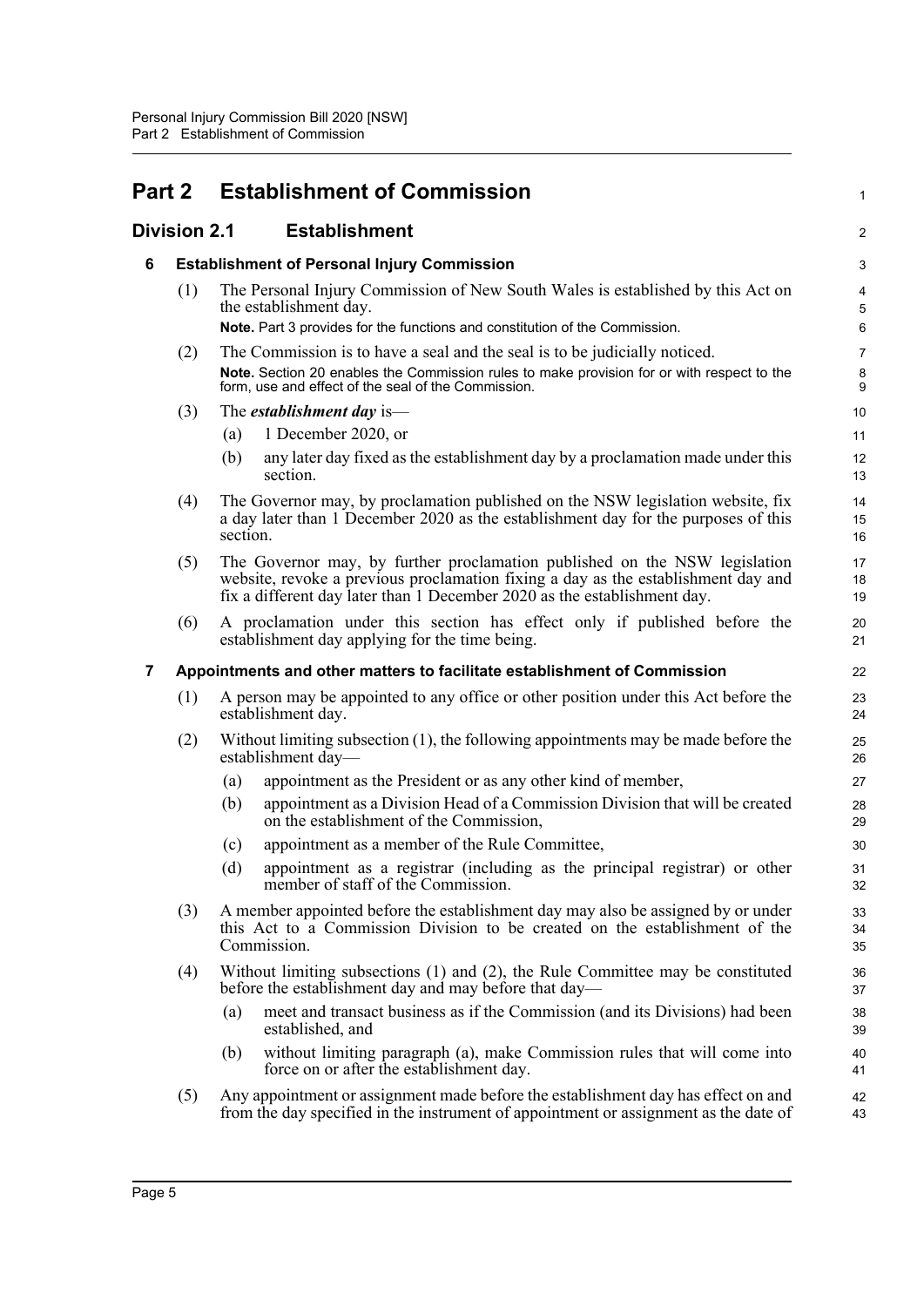# Part 2 Establishment of Commission

## Division 2.1 Establishment

### 6 Establishment of Personal Injury Commission

(1) The Personal Injury Commission of New South Wales is established by this Act on the establishment day.

**Note.** Part 3 provides for the functions and constitution of the Commission.

(2) The Commission is to have a seal and the seal is to be judicially noticed.

**Note.** Section 20 enables the Commission rules to make provision for or with respect to the form, use and effect of the seal of the Commission.

(3) The ***establishment day*** is—

(a) 1 December 2020, or

(b) any later day fixed as the establishment day by a proclamation made under this section.

(4) The Governor may, by proclamation published on the NSW legislation website, fix a day later than 1 December 2020 as the establishment day for the purposes of this section.

(5) The Governor may, by further proclamation published on the NSW legislation website, revoke a previous proclamation fixing a day as the establishment day and fix a different day later than 1 December 2020 as the establishment day.

(6) A proclamation under this section has effect only if published before the establishment day applying for the time being.

### 7 Appointments and other matters to facilitate establishment of Commission

(1) A person may be appointed to any office or other position under this Act before the establishment day.

(2) Without limiting subsection (1), the following appointments may be made before the establishment day—

(a) appointment as the President or as any other kind of member,

(b) appointment as a Division Head of a Commission Division that will be created on the establishment of the Commission,

(c) appointment as a member of the Rule Committee,

(d) appointment as a registrar (including as the principal registrar) or other member of staff of the Commission.

(3) A member appointed before the establishment day may also be assigned by or under this Act to a Commission Division to be created on the establishment of the Commission.

(4) Without limiting subsections (1) and (2), the Rule Committee may be constituted before the establishment day and may before that day—

(a) meet and transact business as if the Commission (and its Divisions) had been established, and

(b) without limiting paragraph (a), make Commission rules that will come into force on or after the establishment day.

(5) Any appointment or assignment made before the establishment day has effect on and from the day specified in the instrument of appointment or assignment as the date of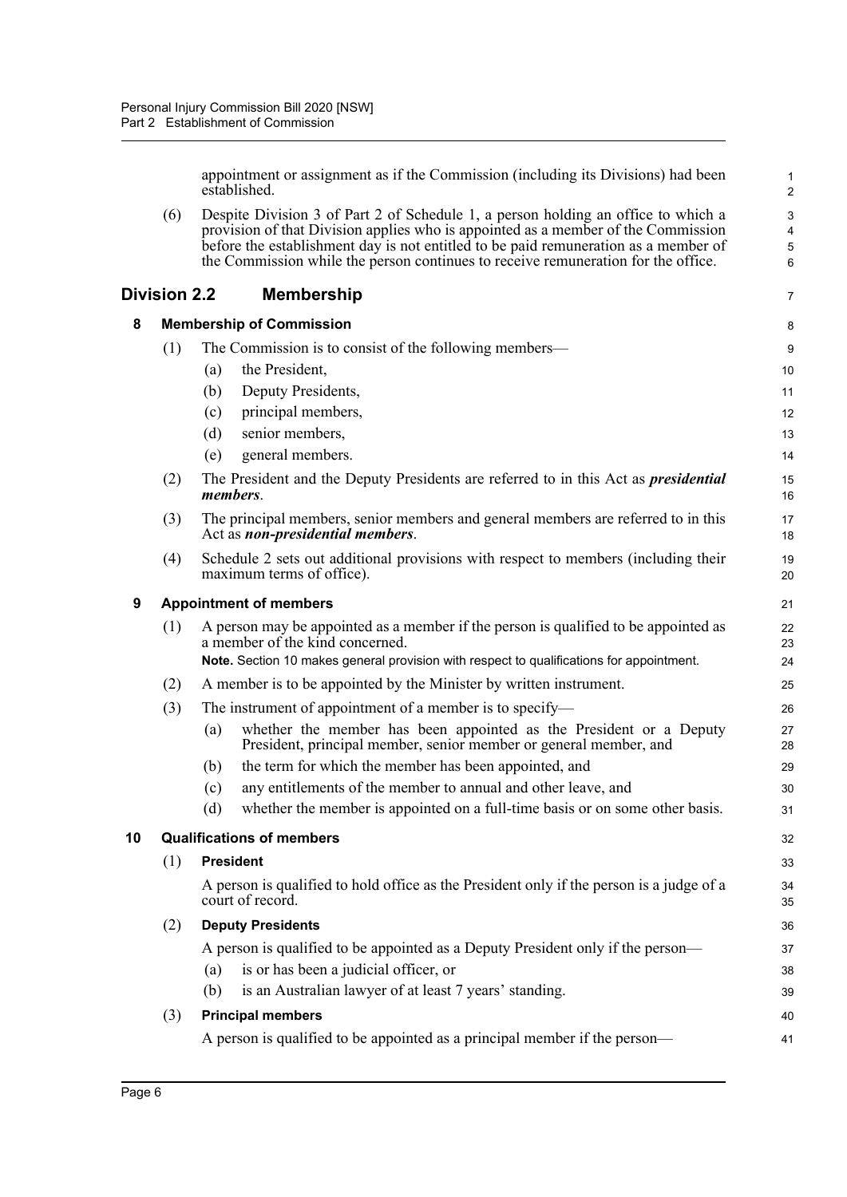appointment or assignment as if the Commission (including its Divisions) had been established.

(6) Despite Division 3 of Part 2 of Schedule 1, a person holding an office to which a provision of that Division applies who is appointed as a member of the Commission before the establishment day is not entitled to be paid remuneration as a member of the Commission while the person continues to receive remuneration for the office.

## Division 2.2 Membership

### 8 Membership of Commission

(1) The Commission is to consist of the following members—

- (a) the President,
- (b) Deputy Presidents,
- (c) principal members,
- (d) senior members,
- (e) general members.

(2) The President and the Deputy Presidents are referred to in this Act as ***presidential members***.

(3) The principal members, senior members and general members are referred to in this Act as ***non-presidential members***.

(4) Schedule 2 sets out additional provisions with respect to members (including their maximum terms of office).

### 9 Appointment of members

(1) A person may be appointed as a member if the person is qualified to be appointed as a member of the kind concerned.

**Note.** Section 10 makes general provision with respect to qualifications for appointment.

(2) A member is to be appointed by the Minister by written instrument.

(3) The instrument of appointment of a member is to specify—

- (a) whether the member has been appointed as the President or a Deputy President, principal member, senior member or general member, and
- (b) the term for which the member has been appointed, and
- (c) any entitlements of the member to annual and other leave, and
- (d) whether the member is appointed on a full-time basis or on some other basis.

### 10 Qualifications of members

(1) **President**

A person is qualified to hold office as the President only if the person is a judge of a court of record.

(2) **Deputy Presidents**

A person is qualified to be appointed as a Deputy President only if the person—

- (a) is or has been a judicial officer, or
- (b) is an Australian lawyer of at least 7 years' standing.

(3) **Principal members**

A person is qualified to be appointed as a principal member if the person—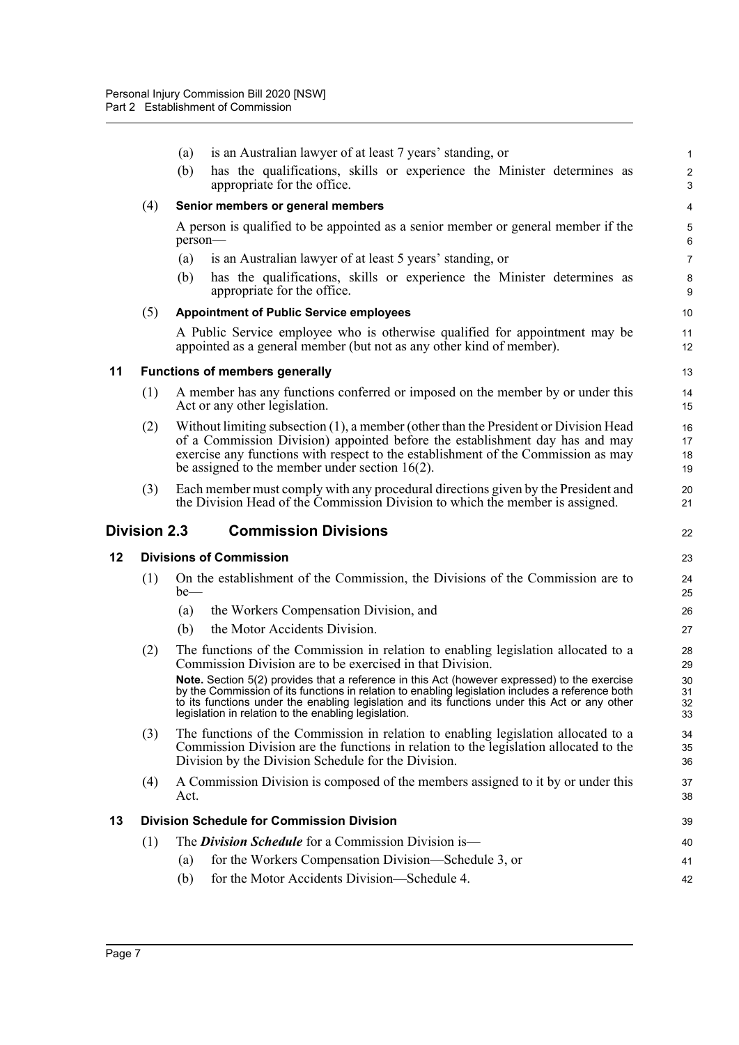(a) is an Australian lawyer of at least 7 years' standing, or

(b) has the qualifications, skills or experience the Minister determines as appropriate for the office.

(4) **Senior members or general members**

A person is qualified to be appointed as a senior member or general member if the person—

(a) is an Australian lawyer of at least 5 years' standing, or

(b) has the qualifications, skills or experience the Minister determines as appropriate for the office.

(5) **Appointment of Public Service employees**

A Public Service employee who is otherwise qualified for appointment may be appointed as a general member (but not as any other kind of member).

### 11 Functions of members generally

(1) A member has any functions conferred or imposed on the member by or under this Act or any other legislation.

(2) Without limiting subsection (1), a member (other than the President or Division Head of a Commission Division) appointed before the establishment day has and may exercise any functions with respect to the establishment of the Commission as may be assigned to the member under section 16(2).

(3) Each member must comply with any procedural directions given by the President and the Division Head of the Commission Division to which the member is assigned.

## Division 2.3 Commission Divisions

### 12 Divisions of Commission

(1) On the establishment of the Commission, the Divisions of the Commission are to be—

(a) the Workers Compensation Division, and

(b) the Motor Accidents Division.

(2) The functions of the Commission in relation to enabling legislation allocated to a Commission Division are to be exercised in that Division.

**Note.** Section 5(2) provides that a reference in this Act (however expressed) to the exercise by the Commission of its functions in relation to enabling legislation includes a reference both to its functions under the enabling legislation and its functions under this Act or any other legislation in relation to the enabling legislation.

(3) The functions of the Commission in relation to enabling legislation allocated to a Commission Division are the functions in relation to the legislation allocated to the Division by the Division Schedule for the Division.

(4) A Commission Division is composed of the members assigned to it by or under this Act.

### 13 Division Schedule for Commission Division

(1) The ***Division Schedule*** for a Commission Division is—

(a) for the Workers Compensation Division—Schedule 3, or

(b) for the Motor Accidents Division—Schedule 4.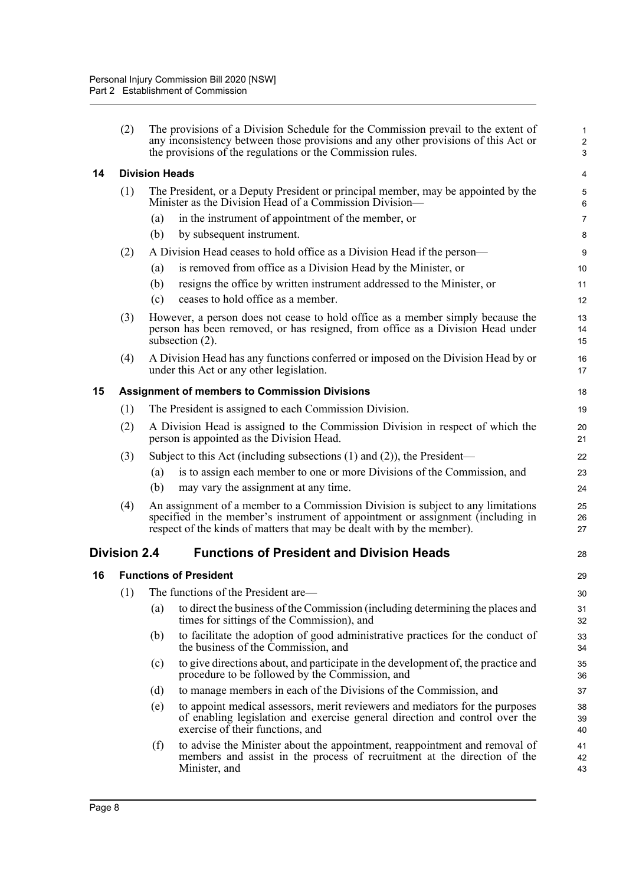(2) The provisions of a Division Schedule for the Commission prevail to the extent of any inconsistency between those provisions and any other provisions of this Act or the provisions of the regulations or the Commission rules.

### 14 Division Heads

(1) The President, or a Deputy President or principal member, may be appointed by the Minister as the Division Head of a Commission Division—

(a) in the instrument of appointment of the member, or

(b) by subsequent instrument.

(2) A Division Head ceases to hold office as a Division Head if the person—

(a) is removed from office as a Division Head by the Minister, or

(b) resigns the office by written instrument addressed to the Minister, or

(c) ceases to hold office as a member.

(3) However, a person does not cease to hold office as a member simply because the person has been removed, or has resigned, from office as a Division Head under subsection (2).

(4) A Division Head has any functions conferred or imposed on the Division Head by or under this Act or any other legislation.

### 15 Assignment of members to Commission Divisions

(1) The President is assigned to each Commission Division.

(2) A Division Head is assigned to the Commission Division in respect of which the person is appointed as the Division Head.

(3) Subject to this Act (including subsections (1) and (2)), the President—

(a) is to assign each member to one or more Divisions of the Commission, and

(b) may vary the assignment at any time.

(4) An assignment of a member to a Commission Division is subject to any limitations specified in the member's instrument of appointment or assignment (including in respect of the kinds of matters that may be dealt with by the member).

## Division 2.4 Functions of President and Division Heads

### 16 Functions of President

(1) The functions of the President are—

(a) to direct the business of the Commission (including determining the places and times for sittings of the Commission), and

(b) to facilitate the adoption of good administrative practices for the conduct of the business of the Commission, and

(c) to give directions about, and participate in the development of, the practice and procedure to be followed by the Commission, and

(d) to manage members in each of the Divisions of the Commission, and

(e) to appoint medical assessors, merit reviewers and mediators for the purposes of enabling legislation and exercise general direction and control over the exercise of their functions, and

(f) to advise the Minister about the appointment, reappointment and removal of members and assist in the process of recruitment at the direction of the Minister, and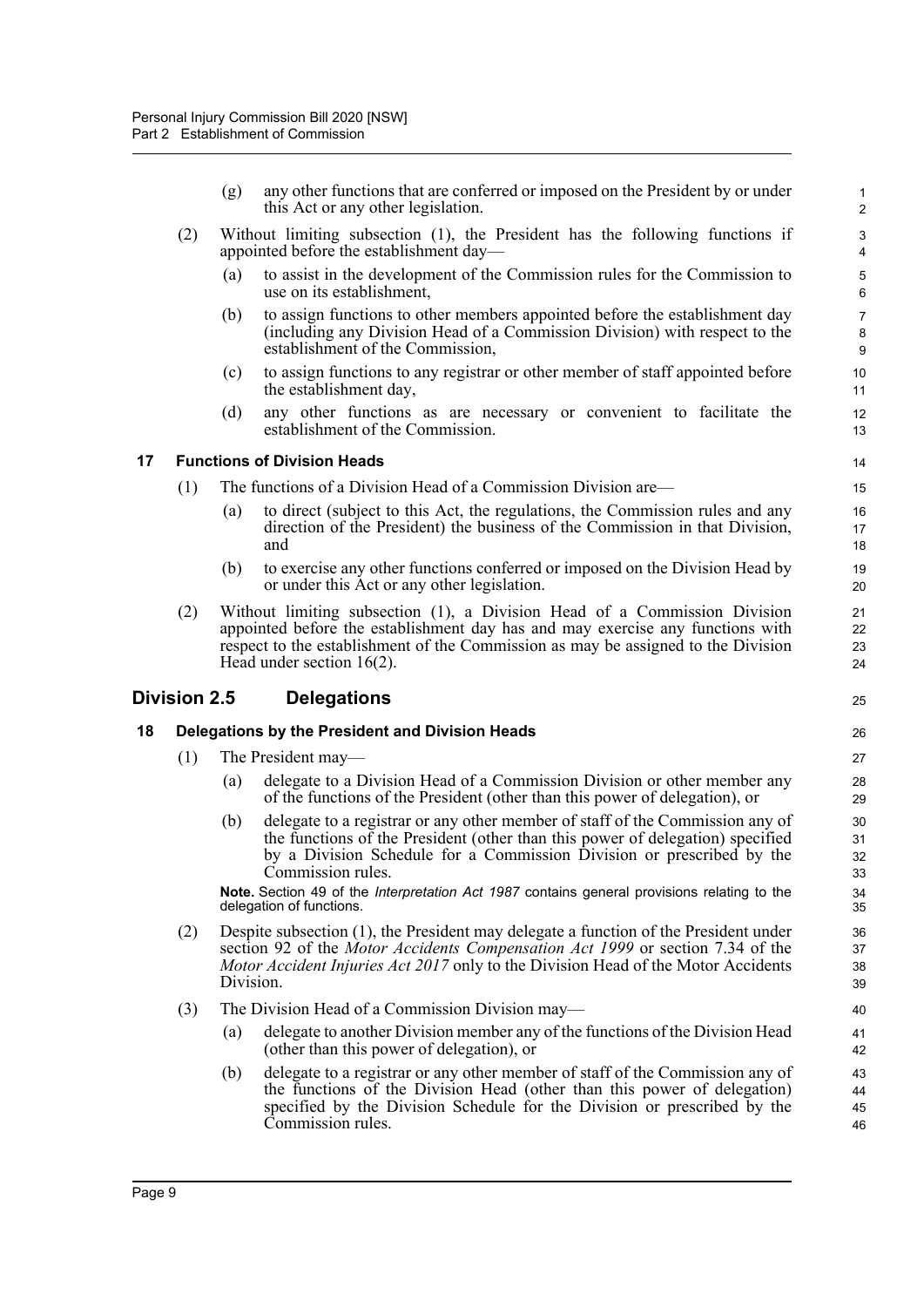(g) any other functions that are conferred or imposed on the President by or under this Act or any other legislation.

(2) Without limiting subsection (1), the President has the following functions if appointed before the establishment day—

(a) to assist in the development of the Commission rules for the Commission to use on its establishment,

(b) to assign functions to other members appointed before the establishment day (including any Division Head of a Commission Division) with respect to the establishment of the Commission,

(c) to assign functions to any registrar or other member of staff appointed before the establishment day,

(d) any other functions as are necessary or convenient to facilitate the establishment of the Commission.

### 17 Functions of Division Heads

(1) The functions of a Division Head of a Commission Division are—

(a) to direct (subject to this Act, the regulations, the Commission rules and any direction of the President) the business of the Commission in that Division, and

(b) to exercise any other functions conferred or imposed on the Division Head by or under this Act or any other legislation.

(2) Without limiting subsection (1), a Division Head of a Commission Division appointed before the establishment day has and may exercise any functions with respect to the establishment of the Commission as may be assigned to the Division Head under section 16(2).

## Division 2.5 Delegations

### 18 Delegations by the President and Division Heads

(1) The President may—

(a) delegate to a Division Head of a Commission Division or other member any of the functions of the President (other than this power of delegation), or

(b) delegate to a registrar or any other member of staff of the Commission any of the functions of the President (other than this power of delegation) specified by a Division Schedule for a Commission Division or prescribed by the Commission rules.

**Note.** Section 49 of the *Interpretation Act 1987* contains general provisions relating to the delegation of functions.

(2) Despite subsection (1), the President may delegate a function of the President under section 92 of the *Motor Accidents Compensation Act 1999* or section 7.34 of the *Motor Accident Injuries Act 2017* only to the Division Head of the Motor Accidents Division.

(3) The Division Head of a Commission Division may—

(a) delegate to another Division member any of the functions of the Division Head (other than this power of delegation), or

(b) delegate to a registrar or any other member of staff of the Commission any of the functions of the Division Head (other than this power of delegation) specified by the Division Schedule for the Division or prescribed by the Commission rules.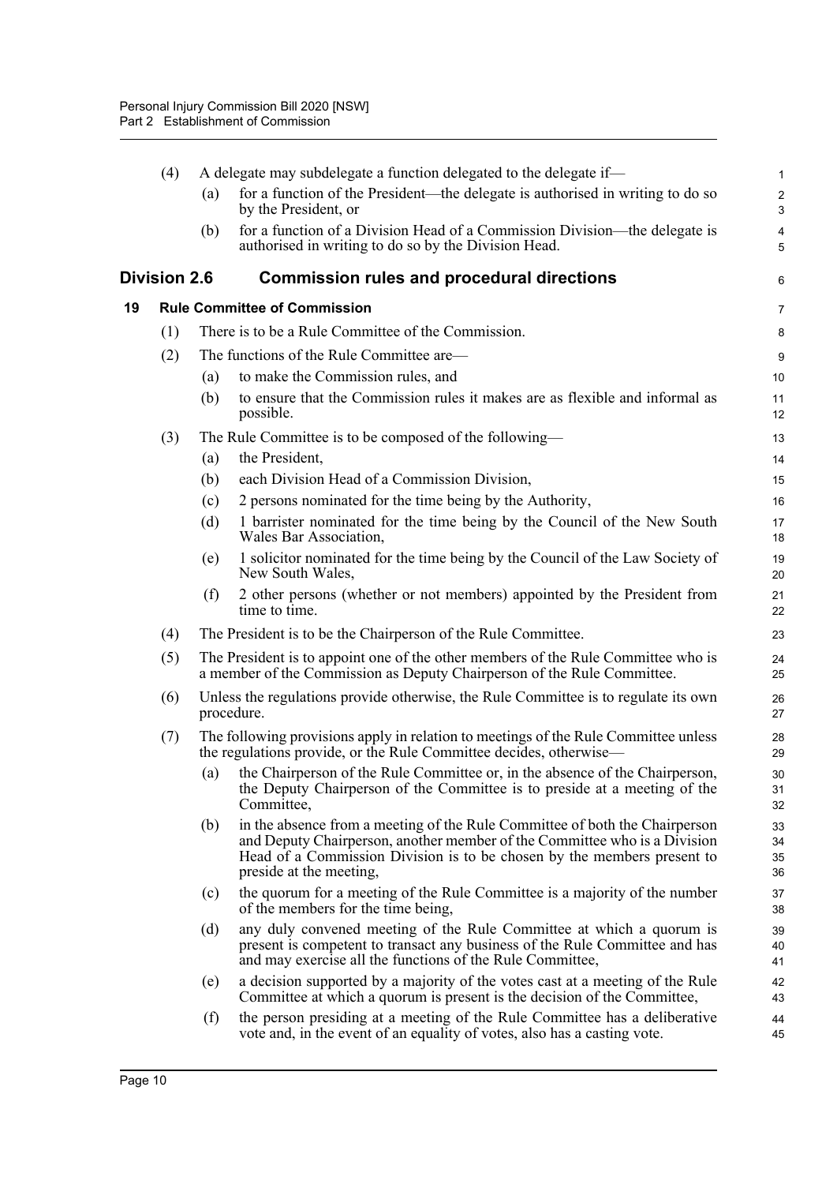(4) A delegate may subdelegate a function delegated to the delegate if—

(a) for a function of the President—the delegate is authorised in writing to do so by the President, or

(b) for a function of a Division Head of a Commission Division—the delegate is authorised in writing to do so by the Division Head.

## Division 2.6 Commission rules and procedural directions

### 19 Rule Committee of Commission

(1) There is to be a Rule Committee of the Commission.

(2) The functions of the Rule Committee are—

(a) to make the Commission rules, and

(b) to ensure that the Commission rules it makes are as flexible and informal as possible.

(3) The Rule Committee is to be composed of the following—

(a) the President,

(b) each Division Head of a Commission Division,

(c) 2 persons nominated for the time being by the Authority,

(d) 1 barrister nominated for the time being by the Council of the New South Wales Bar Association,

(e) 1 solicitor nominated for the time being by the Council of the Law Society of New South Wales,

(f) 2 other persons (whether or not members) appointed by the President from time to time.

(4) The President is to be the Chairperson of the Rule Committee.

(5) The President is to appoint one of the other members of the Rule Committee who is a member of the Commission as Deputy Chairperson of the Rule Committee.

(6) Unless the regulations provide otherwise, the Rule Committee is to regulate its own procedure.

(7) The following provisions apply in relation to meetings of the Rule Committee unless the regulations provide, or the Rule Committee decides, otherwise—

(a) the Chairperson of the Rule Committee or, in the absence of the Chairperson, the Deputy Chairperson of the Committee is to preside at a meeting of the Committee,

(b) in the absence from a meeting of the Rule Committee of both the Chairperson and Deputy Chairperson, another member of the Committee who is a Division Head of a Commission Division is to be chosen by the members present to preside at the meeting,

(c) the quorum for a meeting of the Rule Committee is a majority of the number of the members for the time being,

(d) any duly convened meeting of the Rule Committee at which a quorum is present is competent to transact any business of the Rule Committee and has and may exercise all the functions of the Rule Committee,

(e) a decision supported by a majority of the votes cast at a meeting of the Rule Committee at which a quorum is present is the decision of the Committee,

(f) the person presiding at a meeting of the Rule Committee has a deliberative vote and, in the event of an equality of votes, also has a casting vote.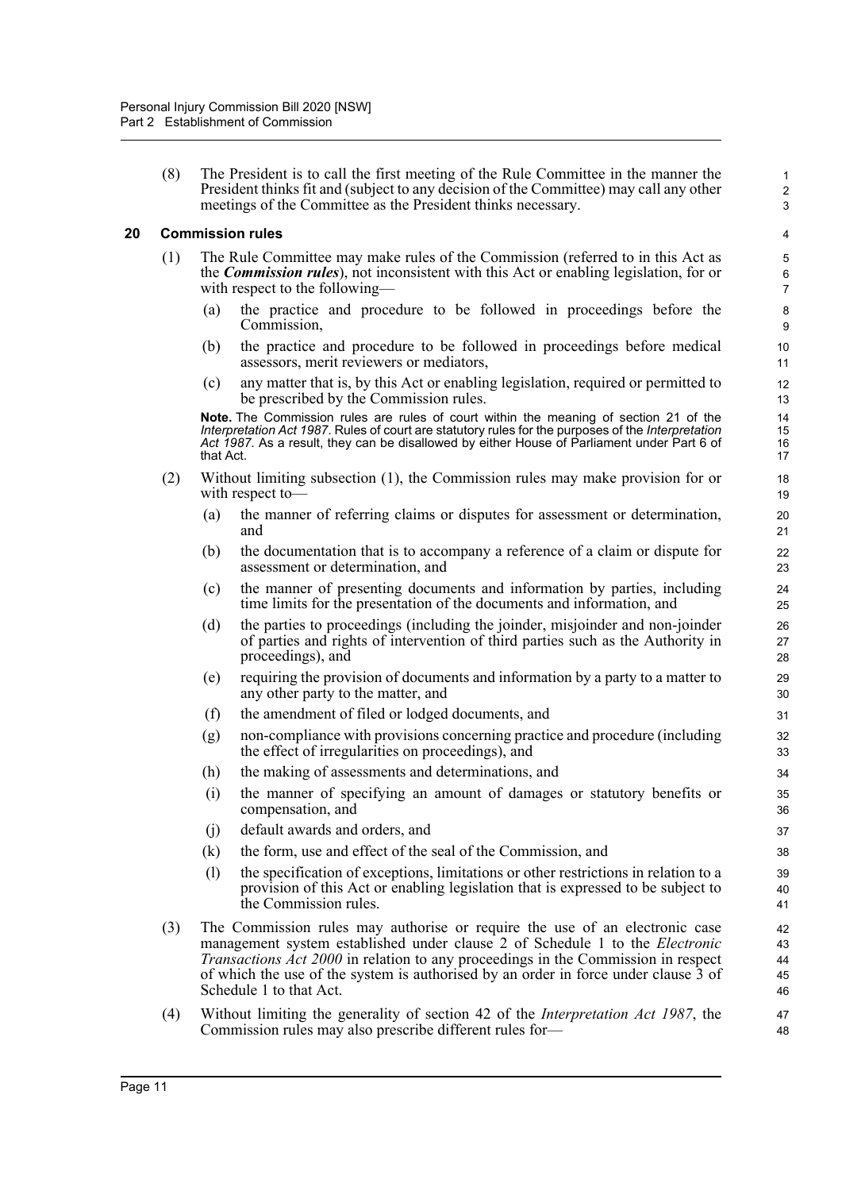(8) The President is to call the first meeting of the Rule Committee in the manner the President thinks fit and (subject to any decision of the Committee) may call any other meetings of the Committee as the President thinks necessary.

### 20 Commission rules

(1) The Rule Committee may make rules of the Commission (referred to in this Act as the ***Commission rules***), not inconsistent with this Act or enabling legislation, for or with respect to the following—

(a) the practice and procedure to be followed in proceedings before the Commission,

(b) the practice and procedure to be followed in proceedings before medical assessors, merit reviewers or mediators,

(c) any matter that is, by this Act or enabling legislation, required or permitted to be prescribed by the Commission rules.

**Note.** The Commission rules are rules of court within the meaning of section 21 of the *Interpretation Act 1987*. Rules of court are statutory rules for the purposes of the *Interpretation Act 1987*. As a result, they can be disallowed by either House of Parliament under Part 6 of that Act.

(2) Without limiting subsection (1), the Commission rules may make provision for or with respect to—

(a) the manner of referring claims or disputes for assessment or determination, and

(b) the documentation that is to accompany a reference of a claim or dispute for assessment or determination, and

(c) the manner of presenting documents and information by parties, including time limits for the presentation of the documents and information, and

(d) the parties to proceedings (including the joinder, misjoinder and non-joinder of parties and rights of intervention of third parties such as the Authority in proceedings), and

(e) requiring the provision of documents and information by a party to a matter to any other party to the matter, and

(f) the amendment of filed or lodged documents, and

(g) non-compliance with provisions concerning practice and procedure (including the effect of irregularities on proceedings), and

(h) the making of assessments and determinations, and

(i) the manner of specifying an amount of damages or statutory benefits or compensation, and

(j) default awards and orders, and

(k) the form, use and effect of the seal of the Commission, and

(l) the specification of exceptions, limitations or other restrictions in relation to a provision of this Act or enabling legislation that is expressed to be subject to the Commission rules.

(3) The Commission rules may authorise or require the use of an electronic case management system established under clause 2 of Schedule 1 to the *Electronic Transactions Act 2000* in relation to any proceedings in the Commission in respect of which the use of the system is authorised by an order in force under clause 3 of Schedule 1 to that Act.

(4) Without limiting the generality of section 42 of the *Interpretation Act 1987*, the Commission rules may also prescribe different rules for—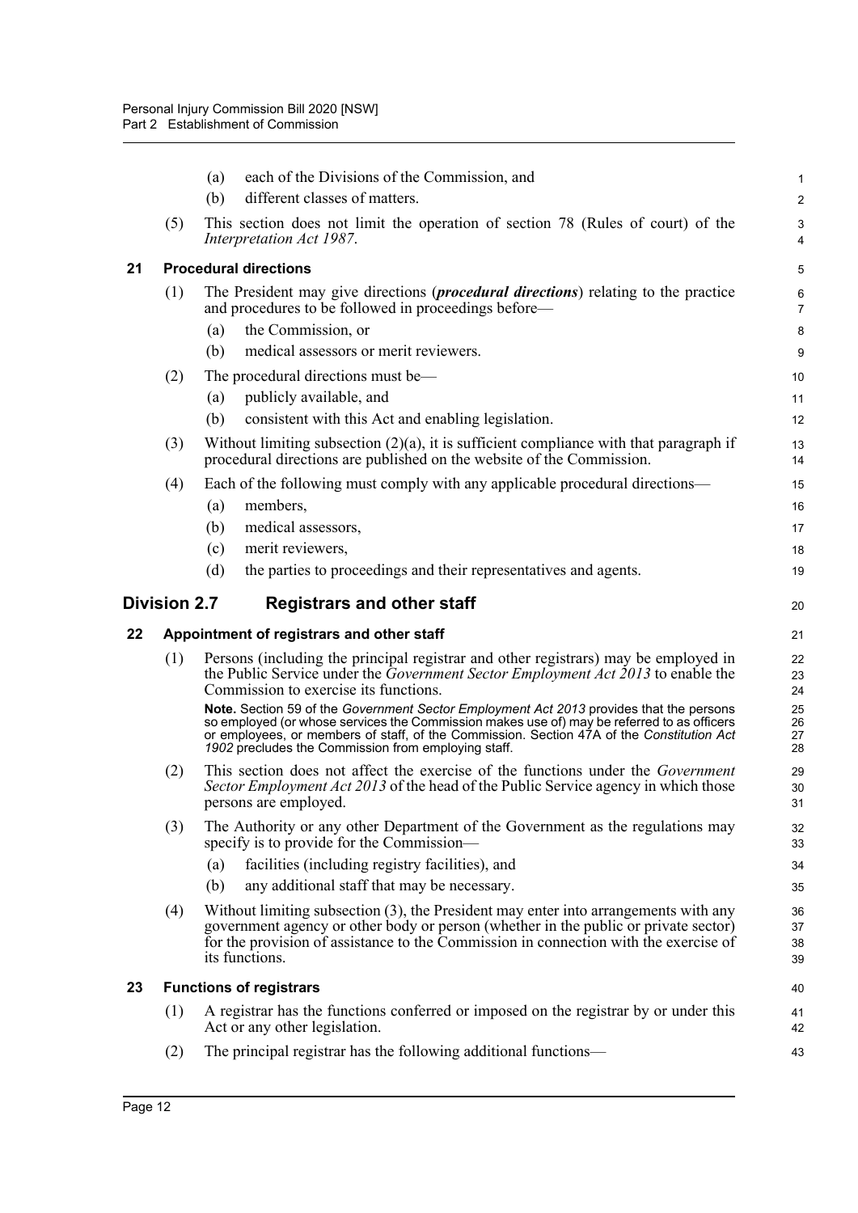(a) each of the Divisions of the Commission, and

(b) different classes of matters.

(5) This section does not limit the operation of section 78 (Rules of court) of the *Interpretation Act 1987*.

### 21 Procedural directions

(1) The President may give directions (***procedural directions***) relating to the practice and procedures to be followed in proceedings before—

(a) the Commission, or

(b) medical assessors or merit reviewers.

(2) The procedural directions must be—

(a) publicly available, and

(b) consistent with this Act and enabling legislation.

(3) Without limiting subsection (2)(a), it is sufficient compliance with that paragraph if procedural directions are published on the website of the Commission.

(4) Each of the following must comply with any applicable procedural directions—

(a) members,

(b) medical assessors,

(c) merit reviewers,

(d) the parties to proceedings and their representatives and agents.

## Division 2.7 Registrars and other staff

### 22 Appointment of registrars and other staff

(1) Persons (including the principal registrar and other registrars) may be employed in the Public Service under the *Government Sector Employment Act 2013* to enable the Commission to exercise its functions.

**Note.** Section 59 of the *Government Sector Employment Act 2013* provides that the persons so employed (or whose services the Commission makes use of) may be referred to as officers or employees, or members of staff, of the Commission. Section 47A of the *Constitution Act 1902* precludes the Commission from employing staff.

(2) This section does not affect the exercise of the functions under the *Government Sector Employment Act 2013* of the head of the Public Service agency in which those persons are employed.

(3) The Authority or any other Department of the Government as the regulations may specify is to provide for the Commission—

(a) facilities (including registry facilities), and

(b) any additional staff that may be necessary.

(4) Without limiting subsection (3), the President may enter into arrangements with any government agency or other body or person (whether in the public or private sector) for the provision of assistance to the Commission in connection with the exercise of its functions.

### 23 Functions of registrars

(1) A registrar has the functions conferred or imposed on the registrar by or under this Act or any other legislation.

(2) The principal registrar has the following additional functions—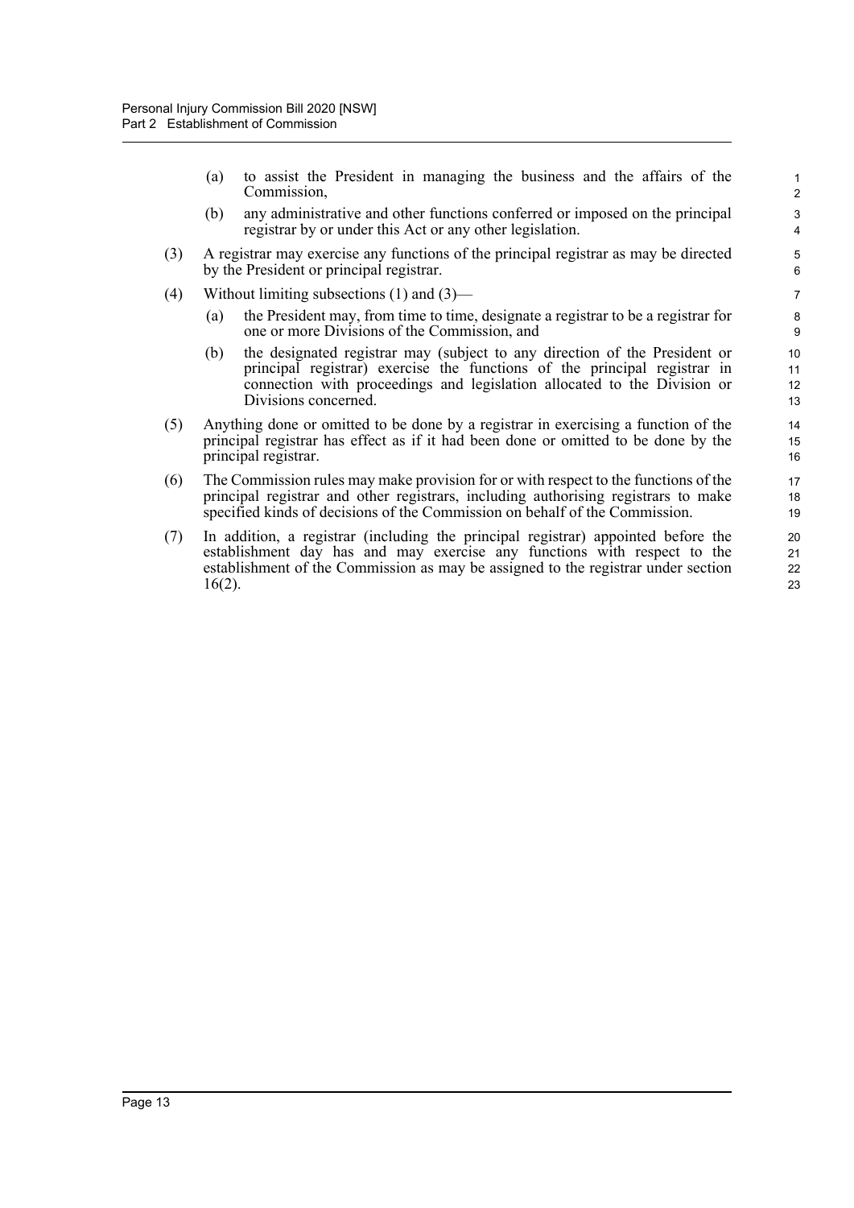(a) to assist the President in managing the business and the affairs of the Commission,

(b) any administrative and other functions conferred or imposed on the principal registrar by or under this Act or any other legislation.

(3) A registrar may exercise any functions of the principal registrar as may be directed by the President or principal registrar.

(4) Without limiting subsections (1) and (3)—

(a) the President may, from time to time, designate a registrar to be a registrar for one or more Divisions of the Commission, and

(b) the designated registrar may (subject to any direction of the President or principal registrar) exercise the functions of the principal registrar in connection with proceedings and legislation allocated to the Division or Divisions concerned.

(5) Anything done or omitted to be done by a registrar in exercising a function of the principal registrar has effect as if it had been done or omitted to be done by the principal registrar.

(6) The Commission rules may make provision for or with respect to the functions of the principal registrar and other registrars, including authorising registrars to make specified kinds of decisions of the Commission on behalf of the Commission.

(7) In addition, a registrar (including the principal registrar) appointed before the establishment day has and may exercise any functions with respect to the establishment of the Commission as may be assigned to the registrar under section 16(2).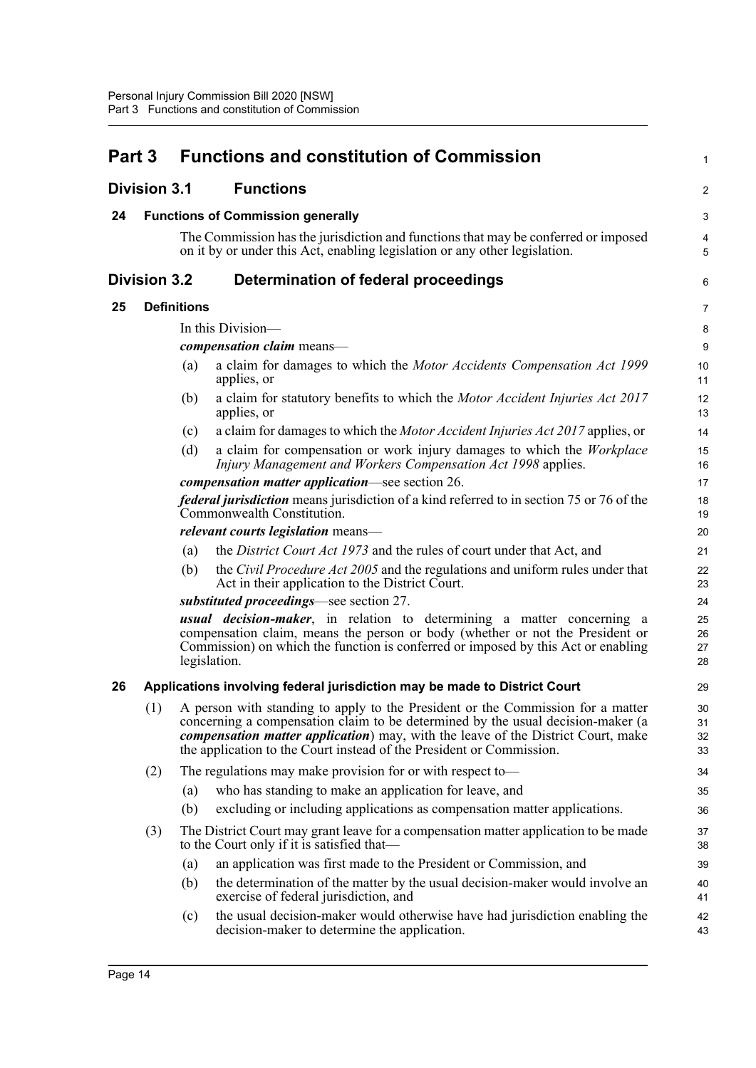# Part 3 Functions and constitution of Commission

## Division 3.1 Functions

### 24 Functions of Commission generally

The Commission has the jurisdiction and functions that may be conferred or imposed on it by or under this Act, enabling legislation or any other legislation.

## Division 3.2 Determination of federal proceedings

### 25 Definitions

In this Division—

***compensation claim*** means—

(a) a claim for damages to which the *Motor Accidents Compensation Act 1999* applies, or

(b) a claim for statutory benefits to which the *Motor Accident Injuries Act 2017* applies, or

(c) a claim for damages to which the *Motor Accident Injuries Act 2017* applies, or

(d) a claim for compensation or work injury damages to which the *Workplace Injury Management and Workers Compensation Act 1998* applies.

***compensation matter application***—see section 26.

***federal jurisdiction*** means jurisdiction of a kind referred to in section 75 or 76 of the Commonwealth Constitution.

***relevant courts legislation*** means—

(a) the *District Court Act 1973* and the rules of court under that Act, and

(b) the *Civil Procedure Act 2005* and the regulations and uniform rules under that Act in their application to the District Court.

***substituted proceedings***—see section 27.

***usual decision-maker***, in relation to determining a matter concerning a compensation claim, means the person or body (whether or not the President or Commission) on which the function is conferred or imposed by this Act or enabling legislation.

### 26 Applications involving federal jurisdiction may be made to District Court

(1) A person with standing to apply to the President or the Commission for a matter concerning a compensation claim to be determined by the usual decision-maker (a ***compensation matter application***) may, with the leave of the District Court, make the application to the Court instead of the President or Commission.

(2) The regulations may make provision for or with respect to—

(a) who has standing to make an application for leave, and

(b) excluding or including applications as compensation matter applications.

(3) The District Court may grant leave for a compensation matter application to be made to the Court only if it is satisfied that—

(a) an application was first made to the President or Commission, and

(b) the determination of the matter by the usual decision-maker would involve an exercise of federal jurisdiction, and

(c) the usual decision-maker would otherwise have had jurisdiction enabling the decision-maker to determine the application.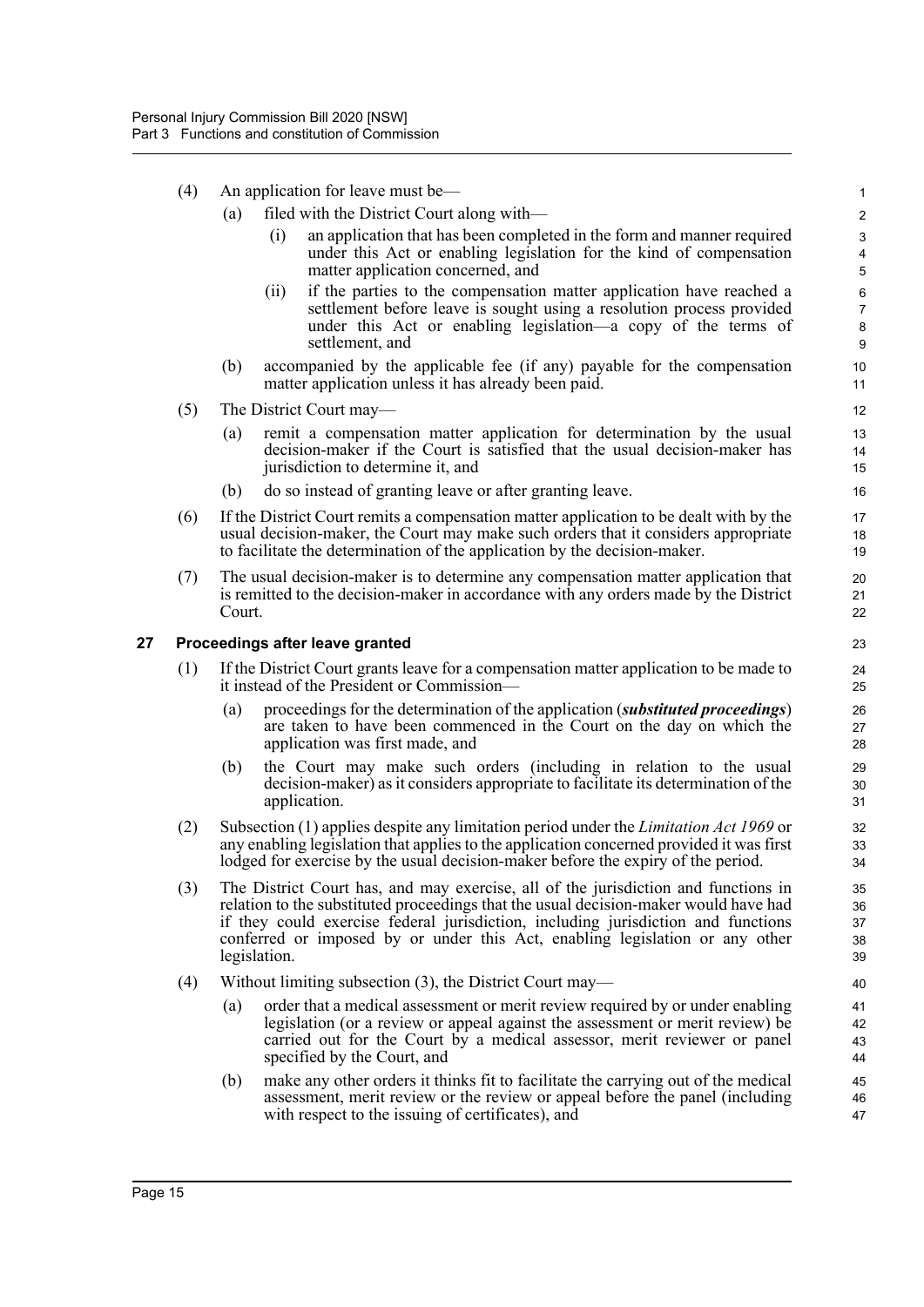(4) An application for leave must be—

(a) filed with the District Court along with—

(i) an application that has been completed in the form and manner required under this Act or enabling legislation for the kind of compensation matter application concerned, and

(ii) if the parties to the compensation matter application have reached a settlement before leave is sought using a resolution process provided under this Act or enabling legislation—a copy of the terms of settlement, and

(b) accompanied by the applicable fee (if any) payable for the compensation matter application unless it has already been paid.

(5) The District Court may—

(a) remit a compensation matter application for determination by the usual decision-maker if the Court is satisfied that the usual decision-maker has jurisdiction to determine it, and

(b) do so instead of granting leave or after granting leave.

(6) If the District Court remits a compensation matter application to be dealt with by the usual decision-maker, the Court may make such orders that it considers appropriate to facilitate the determination of the application by the decision-maker.

(7) The usual decision-maker is to determine any compensation matter application that is remitted to the decision-maker in accordance with any orders made by the District Court.

## 27 Proceedings after leave granted

(1) If the District Court grants leave for a compensation matter application to be made to it instead of the President or Commission—

(a) proceedings for the determination of the application (***substituted proceedings***) are taken to have been commenced in the Court on the day on which the application was first made, and

(b) the Court may make such orders (including in relation to the usual decision-maker) as it considers appropriate to facilitate its determination of the application.

(2) Subsection (1) applies despite any limitation period under the *Limitation Act 1969* or any enabling legislation that applies to the application concerned provided it was first lodged for exercise by the usual decision-maker before the expiry of the period.

(3) The District Court has, and may exercise, all of the jurisdiction and functions in relation to the substituted proceedings that the usual decision-maker would have had if they could exercise federal jurisdiction, including jurisdiction and functions conferred or imposed by or under this Act, enabling legislation or any other legislation.

(4) Without limiting subsection (3), the District Court may—

(a) order that a medical assessment or merit review required by or under enabling legislation (or a review or appeal against the assessment or merit review) be carried out for the Court by a medical assessor, merit reviewer or panel specified by the Court, and

(b) make any other orders it thinks fit to facilitate the carrying out of the medical assessment, merit review or the review or appeal before the panel (including with respect to the issuing of certificates), and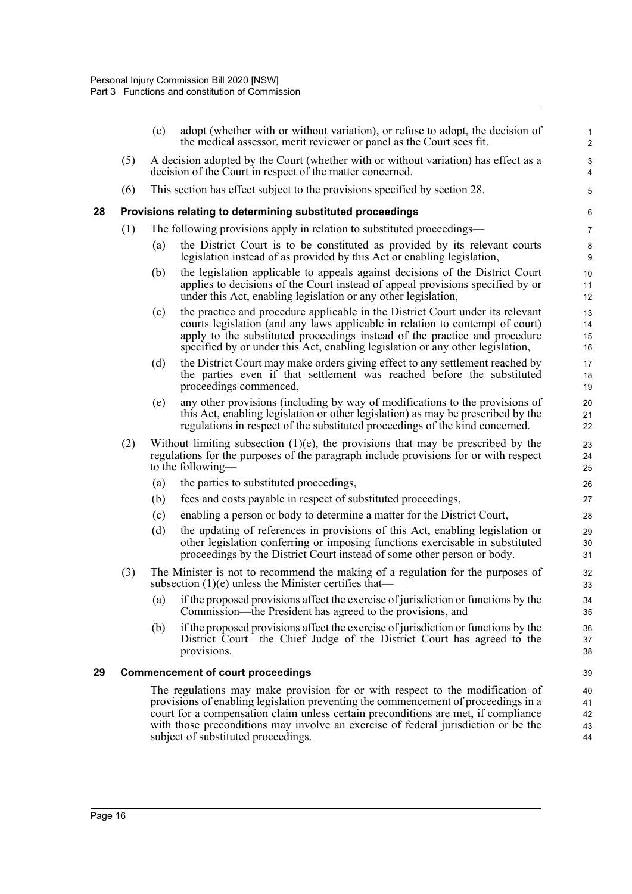(c) adopt (whether with or without variation), or refuse to adopt, the decision of the medical assessor, merit reviewer or panel as the Court sees fit.

(5) A decision adopted by the Court (whether with or without variation) has effect as a decision of the Court in respect of the matter concerned.

(6) This section has effect subject to the provisions specified by section 28.

### 28 Provisions relating to determining substituted proceedings

(1) The following provisions apply in relation to substituted proceedings—

(a) the District Court is to be constituted as provided by its relevant courts legislation instead of as provided by this Act or enabling legislation,

(b) the legislation applicable to appeals against decisions of the District Court applies to decisions of the Court instead of appeal provisions specified by or under this Act, enabling legislation or any other legislation,

(c) the practice and procedure applicable in the District Court under its relevant courts legislation (and any laws applicable in relation to contempt of court) apply to the substituted proceedings instead of the practice and procedure specified by or under this Act, enabling legislation or any other legislation,

(d) the District Court may make orders giving effect to any settlement reached by the parties even if that settlement was reached before the substituted proceedings commenced,

(e) any other provisions (including by way of modifications to the provisions of this Act, enabling legislation or other legislation) as may be prescribed by the regulations in respect of the substituted proceedings of the kind concerned.

(2) Without limiting subsection (1)(e), the provisions that may be prescribed by the regulations for the purposes of the paragraph include provisions for or with respect to the following—

(a) the parties to substituted proceedings,

(b) fees and costs payable in respect of substituted proceedings,

(c) enabling a person or body to determine a matter for the District Court,

(d) the updating of references in provisions of this Act, enabling legislation or other legislation conferring or imposing functions exercisable in substituted proceedings by the District Court instead of some other person or body.

(3) The Minister is not to recommend the making of a regulation for the purposes of subsection (1)(e) unless the Minister certifies that—

(a) if the proposed provisions affect the exercise of jurisdiction or functions by the Commission—the President has agreed to the provisions, and

(b) if the proposed provisions affect the exercise of jurisdiction or functions by the District Court—the Chief Judge of the District Court has agreed to the provisions.

### 29 Commencement of court proceedings

The regulations may make provision for or with respect to the modification of provisions of enabling legislation preventing the commencement of proceedings in a court for a compensation claim unless certain preconditions are met, if compliance with those preconditions may involve an exercise of federal jurisdiction or be the subject of substituted proceedings.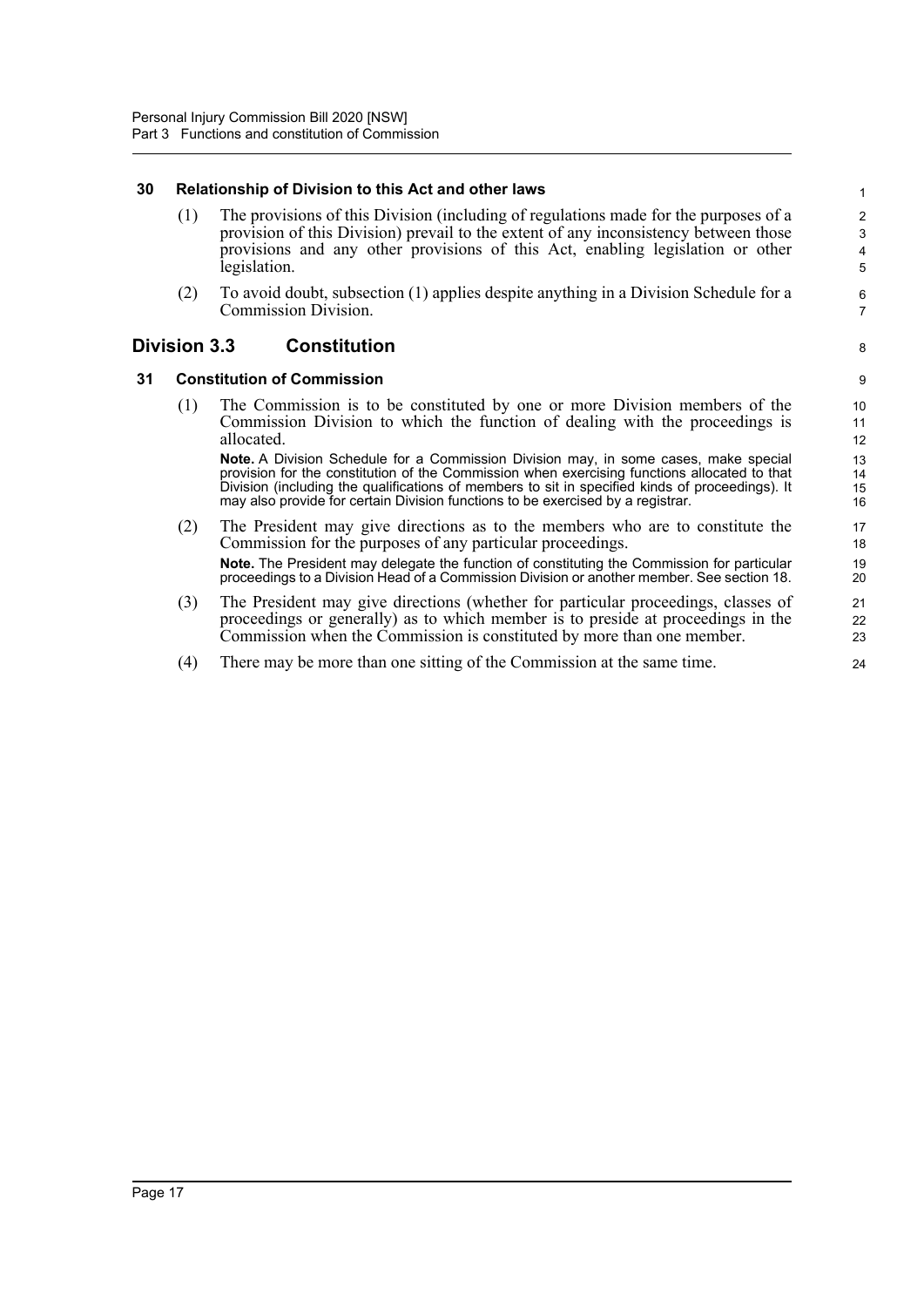### 30 Relationship of Division to this Act and other laws

(1) The provisions of this Division (including of regulations made for the purposes of a provision of this Division) prevail to the extent of any inconsistency between those provisions and any other provisions of this Act, enabling legislation or other legislation.

(2) To avoid doubt, subsection (1) applies despite anything in a Division Schedule for a Commission Division.

## Division 3.3 Constitution

### 31 Constitution of Commission

(1) The Commission is to be constituted by one or more Division members of the Commission Division to which the function of dealing with the proceedings is allocated.

**Note.** A Division Schedule for a Commission Division may, in some cases, make special provision for the constitution of the Commission when exercising functions allocated to that Division (including the qualifications of members to sit in specified kinds of proceedings). It may also provide for certain Division functions to be exercised by a registrar.

(2) The President may give directions as to the members who are to constitute the Commission for the purposes of any particular proceedings.

**Note.** The President may delegate the function of constituting the Commission for particular proceedings to a Division Head of a Commission Division or another member. See section 18.

(3) The President may give directions (whether for particular proceedings, classes of proceedings or generally) as to which member is to preside at proceedings in the Commission when the Commission is constituted by more than one member.

(4) There may be more than one sitting of the Commission at the same time.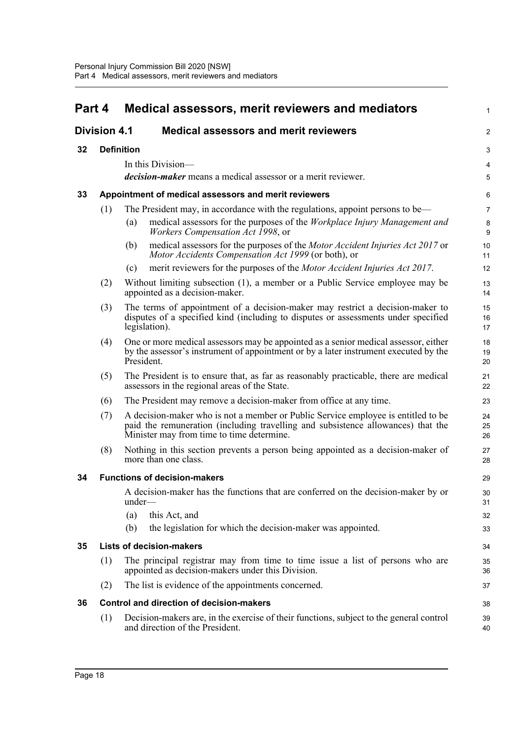# Part 4 Medical assessors, merit reviewers and mediators

## Division 4.1 Medical assessors and merit reviewers

### 32 Definition

In this Division—

***decision-maker*** means a medical assessor or a merit reviewer.

### 33 Appointment of medical assessors and merit reviewers

(1) The President may, in accordance with the regulations, appoint persons to be—

(a) medical assessors for the purposes of the *Workplace Injury Management and Workers Compensation Act 1998*, or

(b) medical assessors for the purposes of the *Motor Accident Injuries Act 2017* or *Motor Accidents Compensation Act 1999* (or both), or

(c) merit reviewers for the purposes of the *Motor Accident Injuries Act 2017*.

(2) Without limiting subsection (1), a member or a Public Service employee may be appointed as a decision-maker.

(3) The terms of appointment of a decision-maker may restrict a decision-maker to disputes of a specified kind (including to disputes or assessments under specified legislation).

(4) One or more medical assessors may be appointed as a senior medical assessor, either by the assessor's instrument of appointment or by a later instrument executed by the President.

(5) The President is to ensure that, as far as reasonably practicable, there are medical assessors in the regional areas of the State.

(6) The President may remove a decision-maker from office at any time.

(7) A decision-maker who is not a member or Public Service employee is entitled to be paid the remuneration (including travelling and subsistence allowances) that the Minister may from time to time determine.

(8) Nothing in this section prevents a person being appointed as a decision-maker of more than one class.

### 34 Functions of decision-makers

A decision-maker has the functions that are conferred on the decision-maker by or under—

(a) this Act, and

(b) the legislation for which the decision-maker was appointed.

### 35 Lists of decision-makers

(1) The principal registrar may from time to time issue a list of persons who are appointed as decision-makers under this Division.

(2) The list is evidence of the appointments concerned.

### 36 Control and direction of decision-makers

(1) Decision-makers are, in the exercise of their functions, subject to the general control and direction of the President.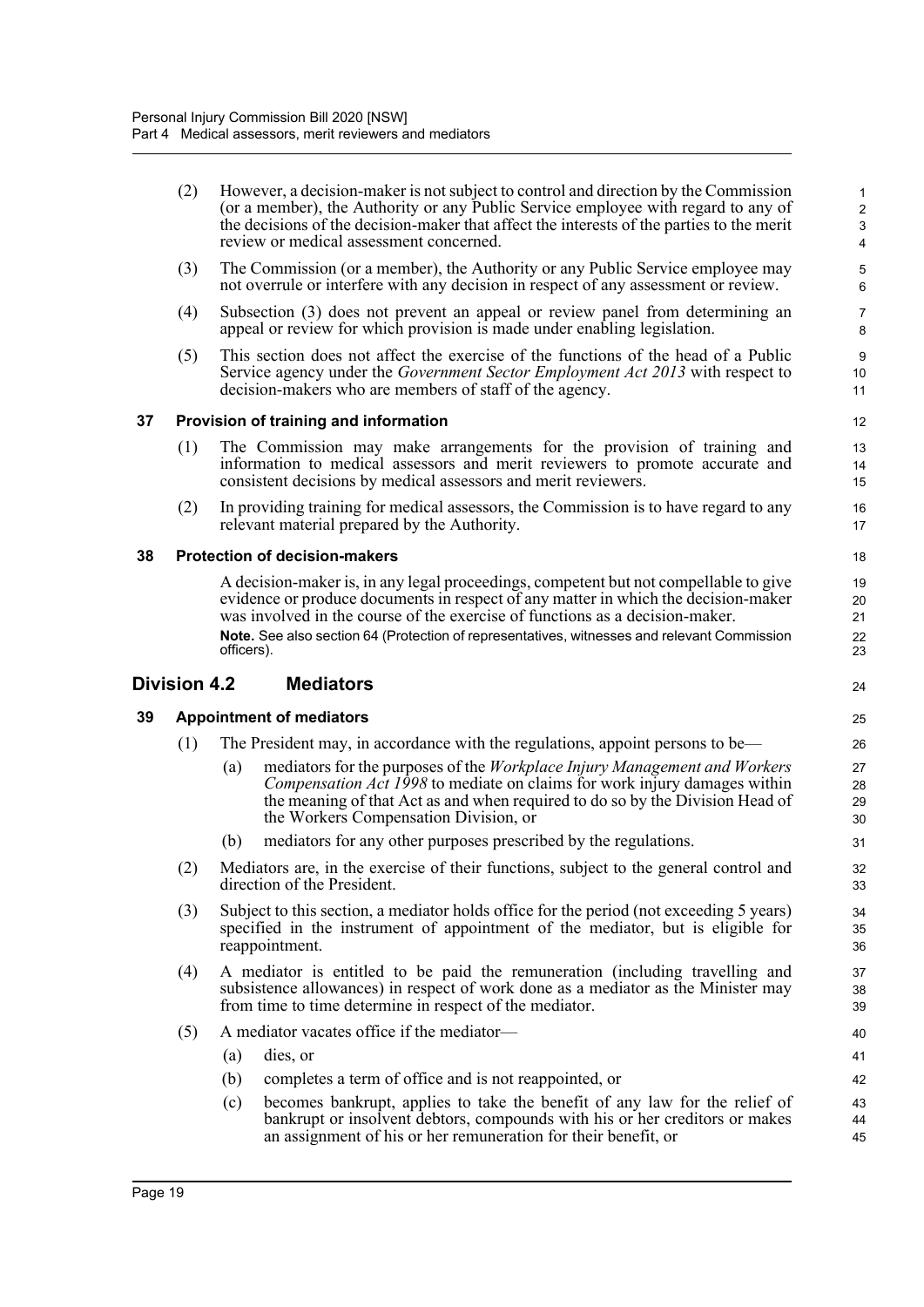(2) However, a decision-maker is not subject to control and direction by the Commission (or a member), the Authority or any Public Service employee with regard to any of the decisions of the decision-maker that affect the interests of the parties to the merit review or medical assessment concerned.

(3) The Commission (or a member), the Authority or any Public Service employee may not overrule or interfere with any decision in respect of any assessment or review.

(4) Subsection (3) does not prevent an appeal or review panel from determining an appeal or review for which provision is made under enabling legislation.

(5) This section does not affect the exercise of the functions of the head of a Public Service agency under the *Government Sector Employment Act 2013* with respect to decision-makers who are members of staff of the agency.

### 37 Provision of training and information

(1) The Commission may make arrangements for the provision of training and information to medical assessors and merit reviewers to promote accurate and consistent decisions by medical assessors and merit reviewers.

(2) In providing training for medical assessors, the Commission is to have regard to any relevant material prepared by the Authority.

### 38 Protection of decision-makers

A decision-maker is, in any legal proceedings, competent but not compellable to give evidence or produce documents in respect of any matter in which the decision-maker was involved in the course of the exercise of functions as a decision-maker.

**Note.** See also section 64 (Protection of representatives, witnesses and relevant Commission officers).

## Division 4.2 Mediators

### 39 Appointment of mediators

(1) The President may, in accordance with the regulations, appoint persons to be—

(a) mediators for the purposes of the *Workplace Injury Management and Workers Compensation Act 1998* to mediate on claims for work injury damages within the meaning of that Act as and when required to do so by the Division Head of the Workers Compensation Division, or

(b) mediators for any other purposes prescribed by the regulations.

(2) Mediators are, in the exercise of their functions, subject to the general control and direction of the President.

(3) Subject to this section, a mediator holds office for the period (not exceeding 5 years) specified in the instrument of appointment of the mediator, but is eligible for reappointment.

(4) A mediator is entitled to be paid the remuneration (including travelling and subsistence allowances) in respect of work done as a mediator as the Minister may from time to time determine in respect of the mediator.

(5) A mediator vacates office if the mediator—

(a) dies, or

(b) completes a term of office and is not reappointed, or

(c) becomes bankrupt, applies to take the benefit of any law for the relief of bankrupt or insolvent debtors, compounds with his or her creditors or makes an assignment of his or her remuneration for their benefit, or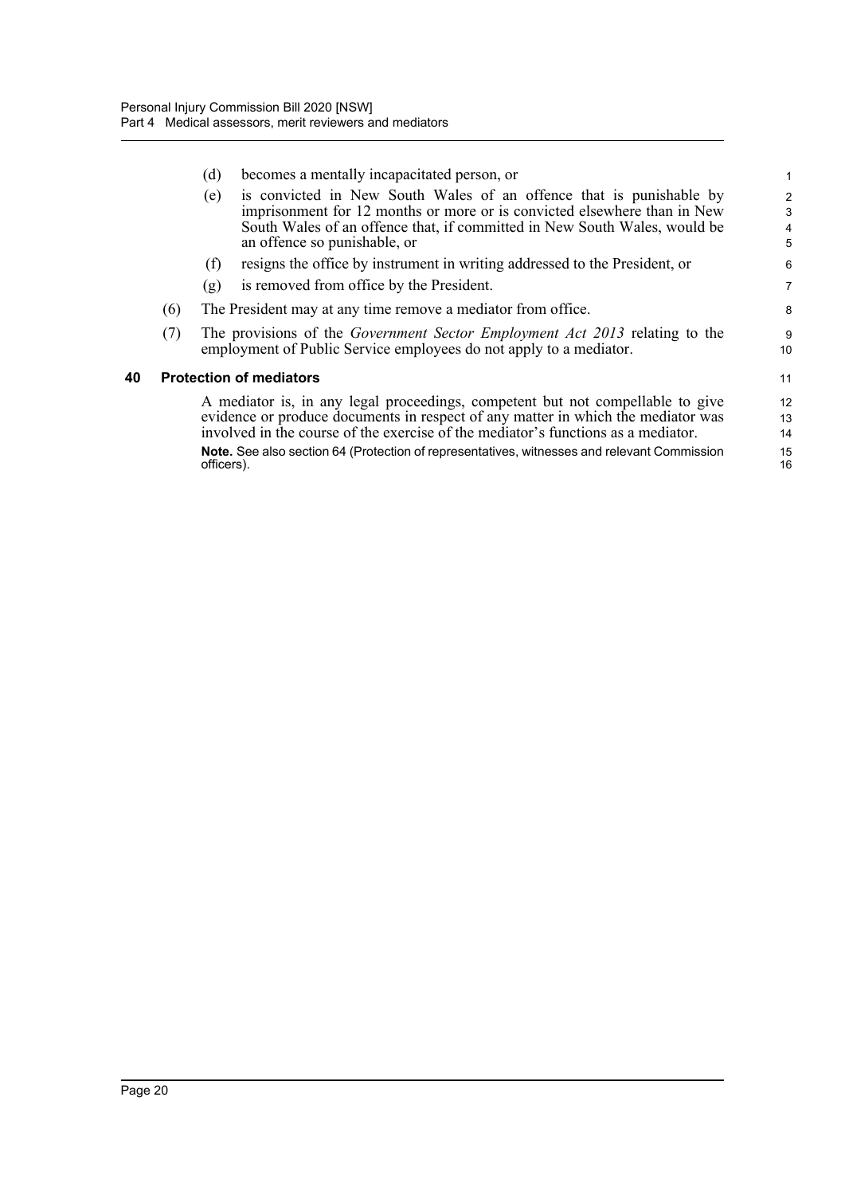(d) becomes a mentally incapacitated person, or

(e) is convicted in New South Wales of an offence that is punishable by imprisonment for 12 months or more or is convicted elsewhere than in New South Wales of an offence that, if committed in New South Wales, would be an offence so punishable, or

(f) resigns the office by instrument in writing addressed to the President, or

(g) is removed from office by the President.

(6) The President may at any time remove a mediator from office.

(7) The provisions of the *Government Sector Employment Act 2013* relating to the employment of Public Service employees do not apply to a mediator.

### 40 Protection of mediators

A mediator is, in any legal proceedings, competent but not compellable to give evidence or produce documents in respect of any matter in which the mediator was involved in the course of the exercise of the mediator's functions as a mediator.

**Note.** See also section 64 (Protection of representatives, witnesses and relevant Commission officers).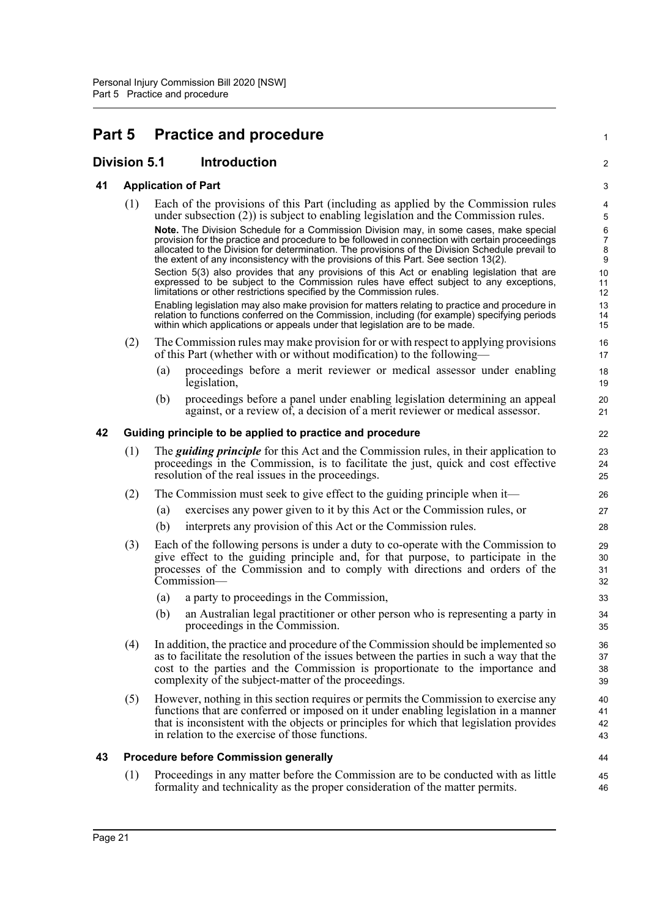# Part 5 Practice and procedure

## Division 5.1 Introduction

### 41 Application of Part

(1) Each of the provisions of this Part (including as applied by the Commission rules under subsection (2)) is subject to enabling legislation and the Commission rules.

**Note.** The Division Schedule for a Commission Division may, in some cases, make special provision for the practice and procedure to be followed in connection with certain proceedings allocated to the Division for determination. The provisions of the Division Schedule prevail to the extent of any inconsistency with the provisions of this Part. See section 13(2).

Section 5(3) also provides that any provisions of this Act or enabling legislation that are expressed to be subject to the Commission rules have effect subject to any exceptions, limitations or other restrictions specified by the Commission rules.

Enabling legislation may also make provision for matters relating to practice and procedure in relation to functions conferred on the Commission, including (for example) specifying periods within which applications or appeals under that legislation are to be made.

(2) The Commission rules may make provision for or with respect to applying provisions of this Part (whether with or without modification) to the following—

- (a) proceedings before a merit reviewer or medical assessor under enabling legislation,
- (b) proceedings before a panel under enabling legislation determining an appeal against, or a review of, a decision of a merit reviewer or medical assessor.

### 42 Guiding principle to be applied to practice and procedure

(1) The ***guiding principle*** for this Act and the Commission rules, in their application to proceedings in the Commission, is to facilitate the just, quick and cost effective resolution of the real issues in the proceedings.

(2) The Commission must seek to give effect to the guiding principle when it—

- (a) exercises any power given to it by this Act or the Commission rules, or
- (b) interprets any provision of this Act or the Commission rules.

(3) Each of the following persons is under a duty to co-operate with the Commission to give effect to the guiding principle and, for that purpose, to participate in the processes of the Commission and to comply with directions and orders of the Commission—

- (a) a party to proceedings in the Commission,
- (b) an Australian legal practitioner or other person who is representing a party in proceedings in the Commission.

(4) In addition, the practice and procedure of the Commission should be implemented so as to facilitate the resolution of the issues between the parties in such a way that the cost to the parties and the Commission is proportionate to the importance and complexity of the subject-matter of the proceedings.

(5) However, nothing in this section requires or permits the Commission to exercise any functions that are conferred or imposed on it under enabling legislation in a manner that is inconsistent with the objects or principles for which that legislation provides in relation to the exercise of those functions.

### 43 Procedure before Commission generally

(1) Proceedings in any matter before the Commission are to be conducted with as little formality and technicality as the proper consideration of the matter permits.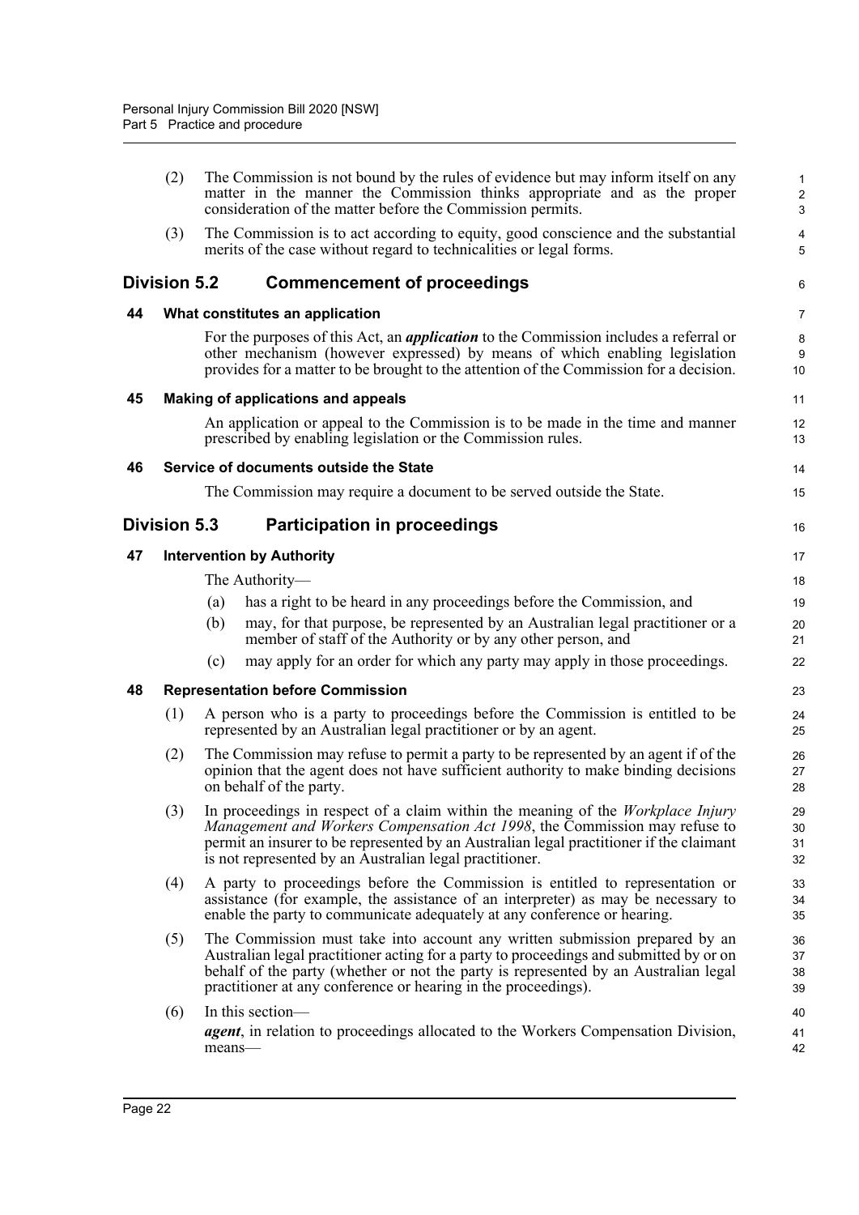(2) The Commission is not bound by the rules of evidence but may inform itself on any matter in the manner the Commission thinks appropriate and as the proper consideration of the matter before the Commission permits.

(3) The Commission is to act according to equity, good conscience and the substantial merits of the case without regard to technicalities or legal forms.

## Division 5.2 Commencement of proceedings

### 44 What constitutes an application

For the purposes of this Act, an ***application*** to the Commission includes a referral or other mechanism (however expressed) by means of which enabling legislation provides for a matter to be brought to the attention of the Commission for a decision.

### 45 Making of applications and appeals

An application or appeal to the Commission is to be made in the time and manner prescribed by enabling legislation or the Commission rules.

### 46 Service of documents outside the State

The Commission may require a document to be served outside the State.

## Division 5.3 Participation in proceedings

### 47 Intervention by Authority

The Authority—

(a) has a right to be heard in any proceedings before the Commission, and

(b) may, for that purpose, be represented by an Australian legal practitioner or a member of staff of the Authority or by any other person, and

(c) may apply for an order for which any party may apply in those proceedings.

### 48 Representation before Commission

(1) A person who is a party to proceedings before the Commission is entitled to be represented by an Australian legal practitioner or by an agent.

(2) The Commission may refuse to permit a party to be represented by an agent if of the opinion that the agent does not have sufficient authority to make binding decisions on behalf of the party.

(3) In proceedings in respect of a claim within the meaning of the *Workplace Injury Management and Workers Compensation Act 1998*, the Commission may refuse to permit an insurer to be represented by an Australian legal practitioner if the claimant is not represented by an Australian legal practitioner.

(4) A party to proceedings before the Commission is entitled to representation or assistance (for example, the assistance of an interpreter) as may be necessary to enable the party to communicate adequately at any conference or hearing.

(5) The Commission must take into account any written submission prepared by an Australian legal practitioner acting for a party to proceedings and submitted by or on behalf of the party (whether or not the party is represented by an Australian legal practitioner at any conference or hearing in the proceedings).

(6) In this section—

***agent***, in relation to proceedings allocated to the Workers Compensation Division, means—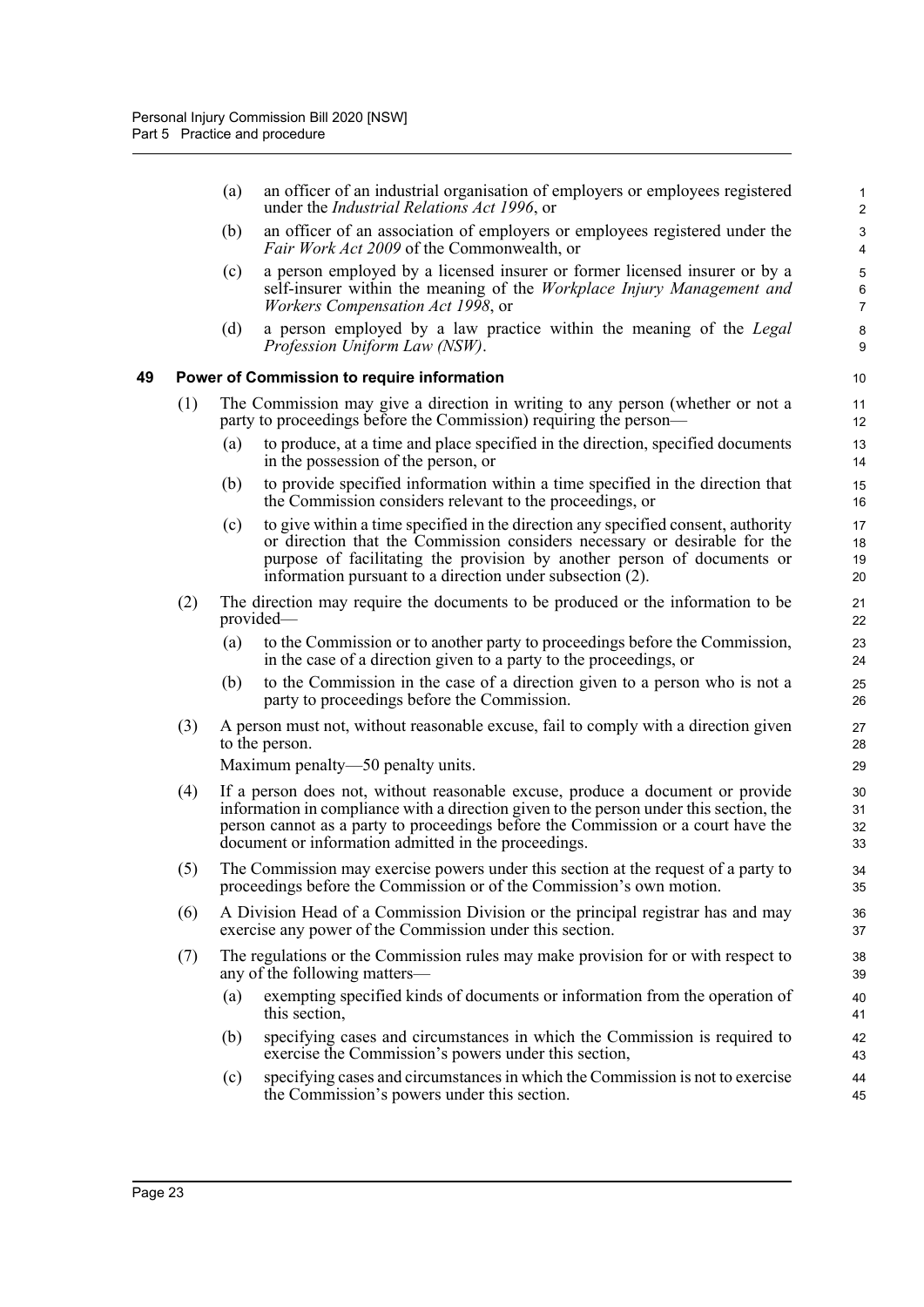(a) an officer of an industrial organisation of employers or employees registered under the *Industrial Relations Act 1996*, or

(b) an officer of an association of employers or employees registered under the *Fair Work Act 2009* of the Commonwealth, or

(c) a person employed by a licensed insurer or former licensed insurer or by a self-insurer within the meaning of the *Workplace Injury Management and Workers Compensation Act 1998*, or

(d) a person employed by a law practice within the meaning of the *Legal Profession Uniform Law (NSW)*.

### 49 Power of Commission to require information

(1) The Commission may give a direction in writing to any person (whether or not a party to proceedings before the Commission) requiring the person—

(a) to produce, at a time and place specified in the direction, specified documents in the possession of the person, or

(b) to provide specified information within a time specified in the direction that the Commission considers relevant to the proceedings, or

(c) to give within a time specified in the direction any specified consent, authority or direction that the Commission considers necessary or desirable for the purpose of facilitating the provision by another person of documents or information pursuant to a direction under subsection (2).

(2) The direction may require the documents to be produced or the information to be provided—

(a) to the Commission or to another party to proceedings before the Commission, in the case of a direction given to a party to the proceedings, or

(b) to the Commission in the case of a direction given to a person who is not a party to proceedings before the Commission.

(3) A person must not, without reasonable excuse, fail to comply with a direction given to the person.

Maximum penalty—50 penalty units.

(4) If a person does not, without reasonable excuse, produce a document or provide information in compliance with a direction given to the person under this section, the person cannot as a party to proceedings before the Commission or a court have the document or information admitted in the proceedings.

(5) The Commission may exercise powers under this section at the request of a party to proceedings before the Commission or of the Commission's own motion.

(6) A Division Head of a Commission Division or the principal registrar has and may exercise any power of the Commission under this section.

(7) The regulations or the Commission rules may make provision for or with respect to any of the following matters—

(a) exempting specified kinds of documents or information from the operation of this section,

(b) specifying cases and circumstances in which the Commission is required to exercise the Commission's powers under this section,

(c) specifying cases and circumstances in which the Commission is not to exercise the Commission's powers under this section.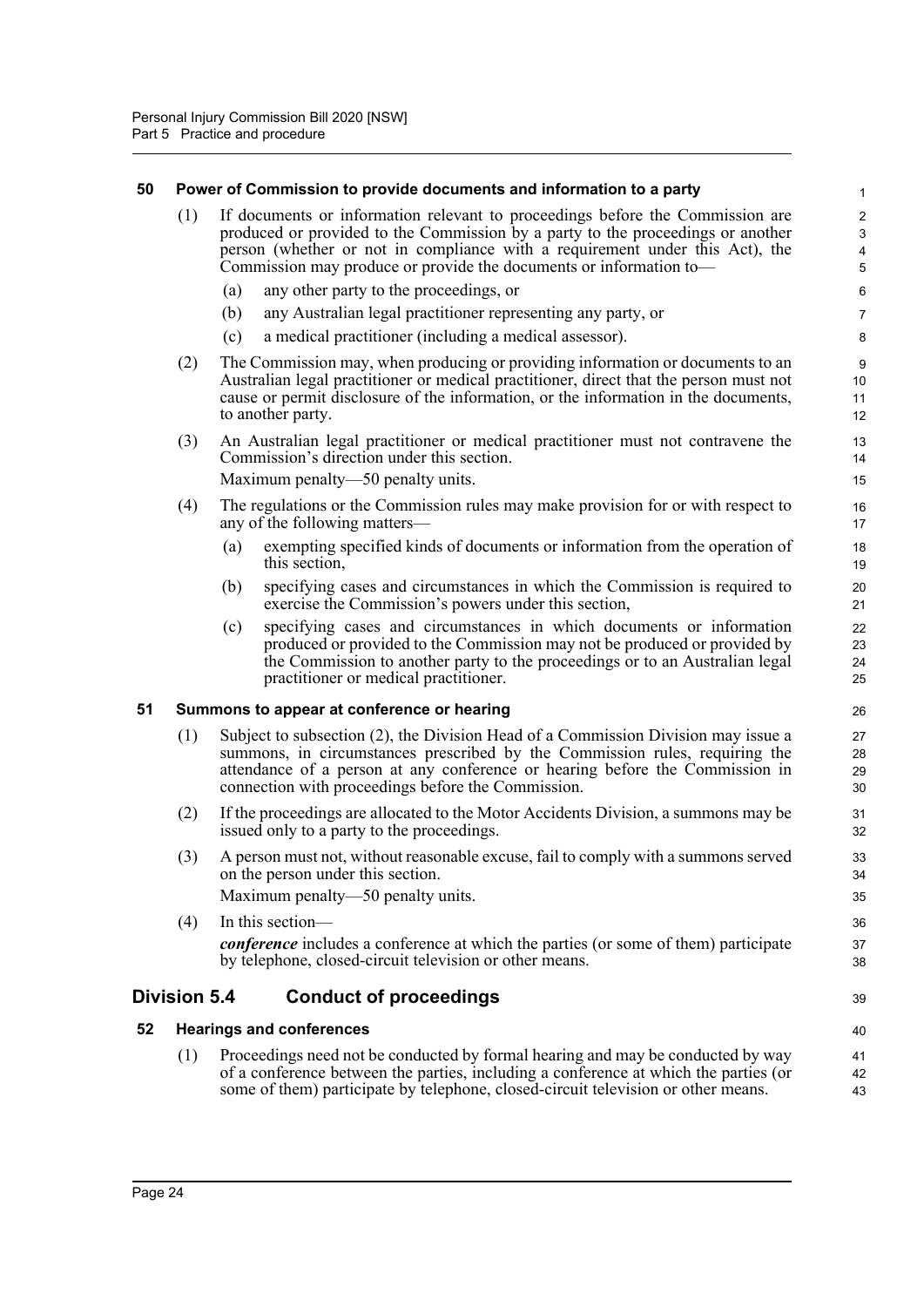### 50 Power of Commission to provide documents and information to a party

(1) If documents or information relevant to proceedings before the Commission are produced or provided to the Commission by a party to the proceedings or another person (whether or not in compliance with a requirement under this Act), the Commission may produce or provide the documents or information to—

(a) any other party to the proceedings, or

(b) any Australian legal practitioner representing any party, or

(c) a medical practitioner (including a medical assessor).

(2) The Commission may, when producing or providing information or documents to an Australian legal practitioner or medical practitioner, direct that the person must not cause or permit disclosure of the information, or the information in the documents, to another party.

(3) An Australian legal practitioner or medical practitioner must not contravene the Commission's direction under this section.

Maximum penalty—50 penalty units.

(4) The regulations or the Commission rules may make provision for or with respect to any of the following matters—

(a) exempting specified kinds of documents or information from the operation of this section,

(b) specifying cases and circumstances in which the Commission is required to exercise the Commission's powers under this section,

(c) specifying cases and circumstances in which documents or information produced or provided to the Commission may not be produced or provided by the Commission to another party to the proceedings or to an Australian legal practitioner or medical practitioner.

### 51 Summons to appear at conference or hearing

(1) Subject to subsection (2), the Division Head of a Commission Division may issue a summons, in circumstances prescribed by the Commission rules, requiring the attendance of a person at any conference or hearing before the Commission in connection with proceedings before the Commission.

(2) If the proceedings are allocated to the Motor Accidents Division, a summons may be issued only to a party to the proceedings.

(3) A person must not, without reasonable excuse, fail to comply with a summons served on the person under this section.

Maximum penalty—50 penalty units.

(4) In this section—

***conference*** includes a conference at which the parties (or some of them) participate by telephone, closed-circuit television or other means.

## Division 5.4 Conduct of proceedings

### 52 Hearings and conferences

(1) Proceedings need not be conducted by formal hearing and may be conducted by way of a conference between the parties, including a conference at which the parties (or some of them) participate by telephone, closed-circuit television or other means.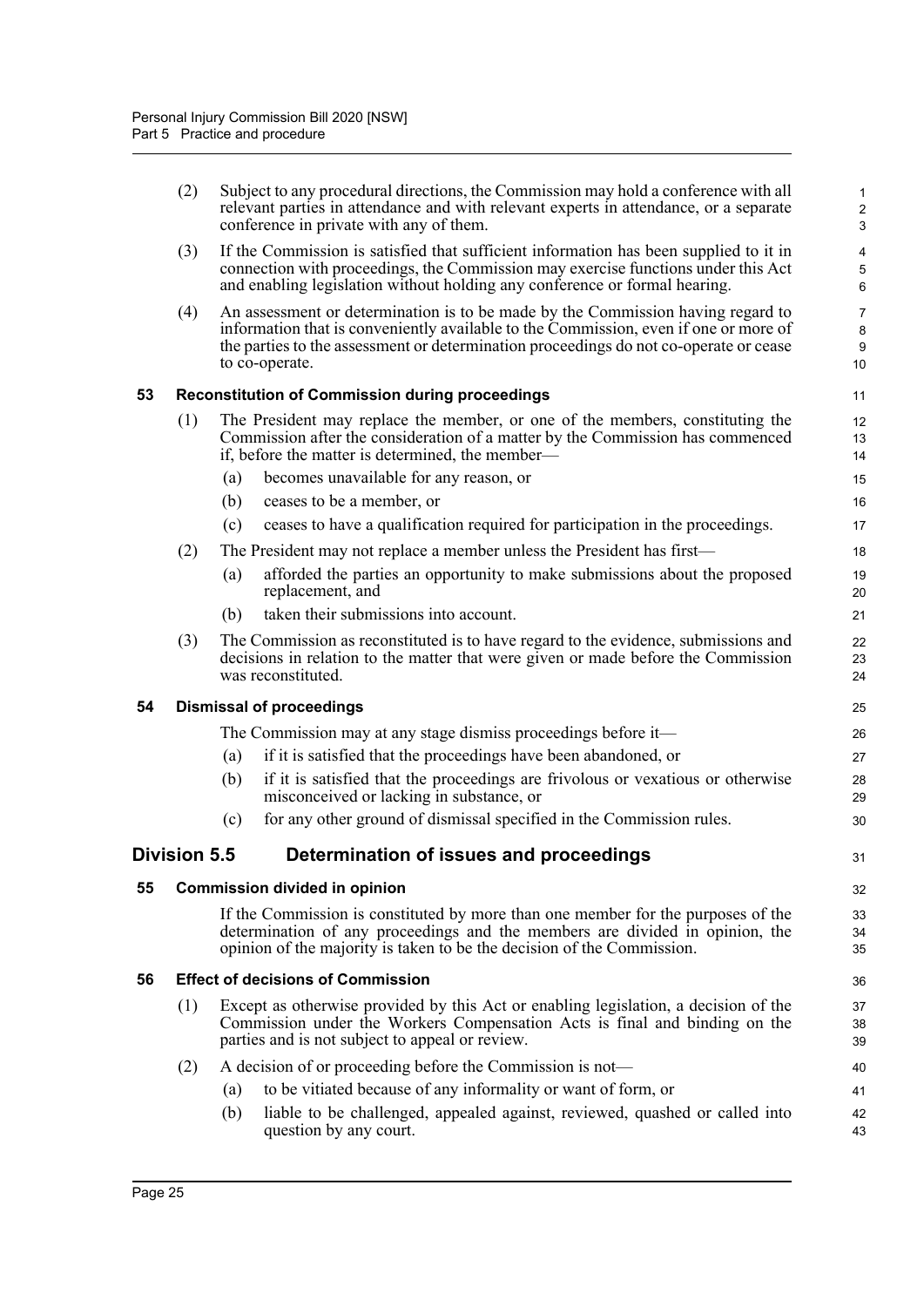(2) Subject to any procedural directions, the Commission may hold a conference with all relevant parties in attendance and with relevant experts in attendance, or a separate conference in private with any of them.

(3) If the Commission is satisfied that sufficient information has been supplied to it in connection with proceedings, the Commission may exercise functions under this Act and enabling legislation without holding any conference or formal hearing.

(4) An assessment or determination is to be made by the Commission having regard to information that is conveniently available to the Commission, even if one or more of the parties to the assessment or determination proceedings do not co-operate or cease to co-operate.

### 53 Reconstitution of Commission during proceedings

(1) The President may replace the member, or one of the members, constituting the Commission after the consideration of a matter by the Commission has commenced if, before the matter is determined, the member—

- (a) becomes unavailable for any reason, or
- (b) ceases to be a member, or
- (c) ceases to have a qualification required for participation in the proceedings.

(2) The President may not replace a member unless the President has first—

- (a) afforded the parties an opportunity to make submissions about the proposed replacement, and
- (b) taken their submissions into account.

(3) The Commission as reconstituted is to have regard to the evidence, submissions and decisions in relation to the matter that were given or made before the Commission was reconstituted.

### 54 Dismissal of proceedings

The Commission may at any stage dismiss proceedings before it—

- (a) if it is satisfied that the proceedings have been abandoned, or
- (b) if it is satisfied that the proceedings are frivolous or vexatious or otherwise misconceived or lacking in substance, or
- (c) for any other ground of dismissal specified in the Commission rules.

## Division 5.5 Determination of issues and proceedings

### 55 Commission divided in opinion

If the Commission is constituted by more than one member for the purposes of the determination of any proceedings and the members are divided in opinion, the opinion of the majority is taken to be the decision of the Commission.

### 56 Effect of decisions of Commission

(1) Except as otherwise provided by this Act or enabling legislation, a decision of the Commission under the Workers Compensation Acts is final and binding on the parties and is not subject to appeal or review.

(2) A decision of or proceeding before the Commission is not—

- (a) to be vitiated because of any informality or want of form, or
- (b) liable to be challenged, appealed against, reviewed, quashed or called into question by any court.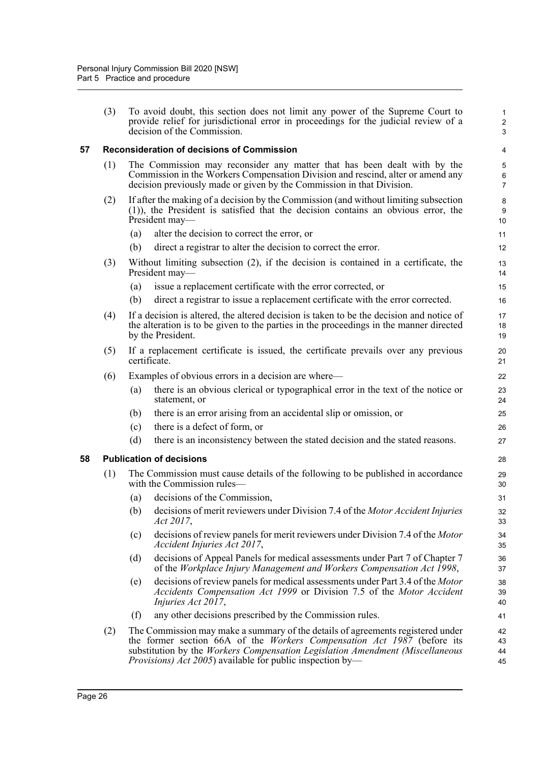(3) To avoid doubt, this section does not limit any power of the Supreme Court to provide relief for jurisdictional error in proceedings for the judicial review of a decision of the Commission.

## 57 Reconsideration of decisions of Commission

(1) The Commission may reconsider any matter that has been dealt with by the Commission in the Workers Compensation Division and rescind, alter or amend any decision previously made or given by the Commission in that Division.

(2) If after the making of a decision by the Commission (and without limiting subsection (1)), the President is satisfied that the decision contains an obvious error, the President may—

- (a) alter the decision to correct the error, or
- (b) direct a registrar to alter the decision to correct the error.

(3) Without limiting subsection (2), if the decision is contained in a certificate, the President may—

- (a) issue a replacement certificate with the error corrected, or
- (b) direct a registrar to issue a replacement certificate with the error corrected.

(4) If a decision is altered, the altered decision is taken to be the decision and notice of the alteration is to be given to the parties in the proceedings in the manner directed by the President.

(5) If a replacement certificate is issued, the certificate prevails over any previous certificate.

(6) Examples of obvious errors in a decision are where—

- (a) there is an obvious clerical or typographical error in the text of the notice or statement, or
- (b) there is an error arising from an accidental slip or omission, or
- (c) there is a defect of form, or
- (d) there is an inconsistency between the stated decision and the stated reasons.

## 58 Publication of decisions

(1) The Commission must cause details of the following to be published in accordance with the Commission rules—

- (a) decisions of the Commission,
- (b) decisions of merit reviewers under Division 7.4 of the *Motor Accident Injuries Act 2017*,
- (c) decisions of review panels for merit reviewers under Division 7.4 of the *Motor Accident Injuries Act 2017*,
- (d) decisions of Appeal Panels for medical assessments under Part 7 of Chapter 7 of the *Workplace Injury Management and Workers Compensation Act 1998*,
- (e) decisions of review panels for medical assessments under Part 3.4 of the *Motor Accidents Compensation Act 1999* or Division 7.5 of the *Motor Accident Injuries Act 2017*,
- (f) any other decisions prescribed by the Commission rules.

(2) The Commission may make a summary of the details of agreements registered under the former section 66A of the *Workers Compensation Act 1987* (before its substitution by the *Workers Compensation Legislation Amendment (Miscellaneous Provisions) Act 2005*) available for public inspection by—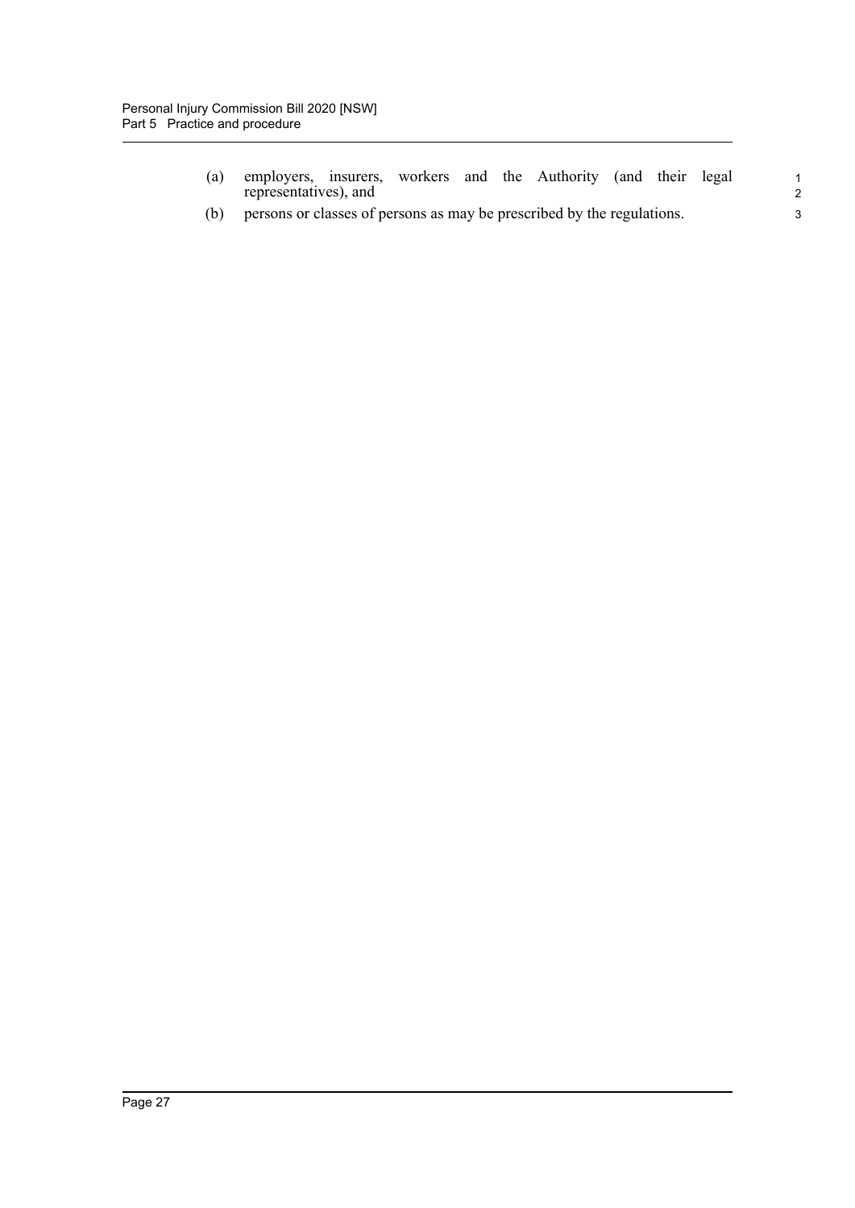(a) employers, insurers, workers and the Authority (and their legal representatives), and

(b) persons or classes of persons as may be prescribed by the regulations.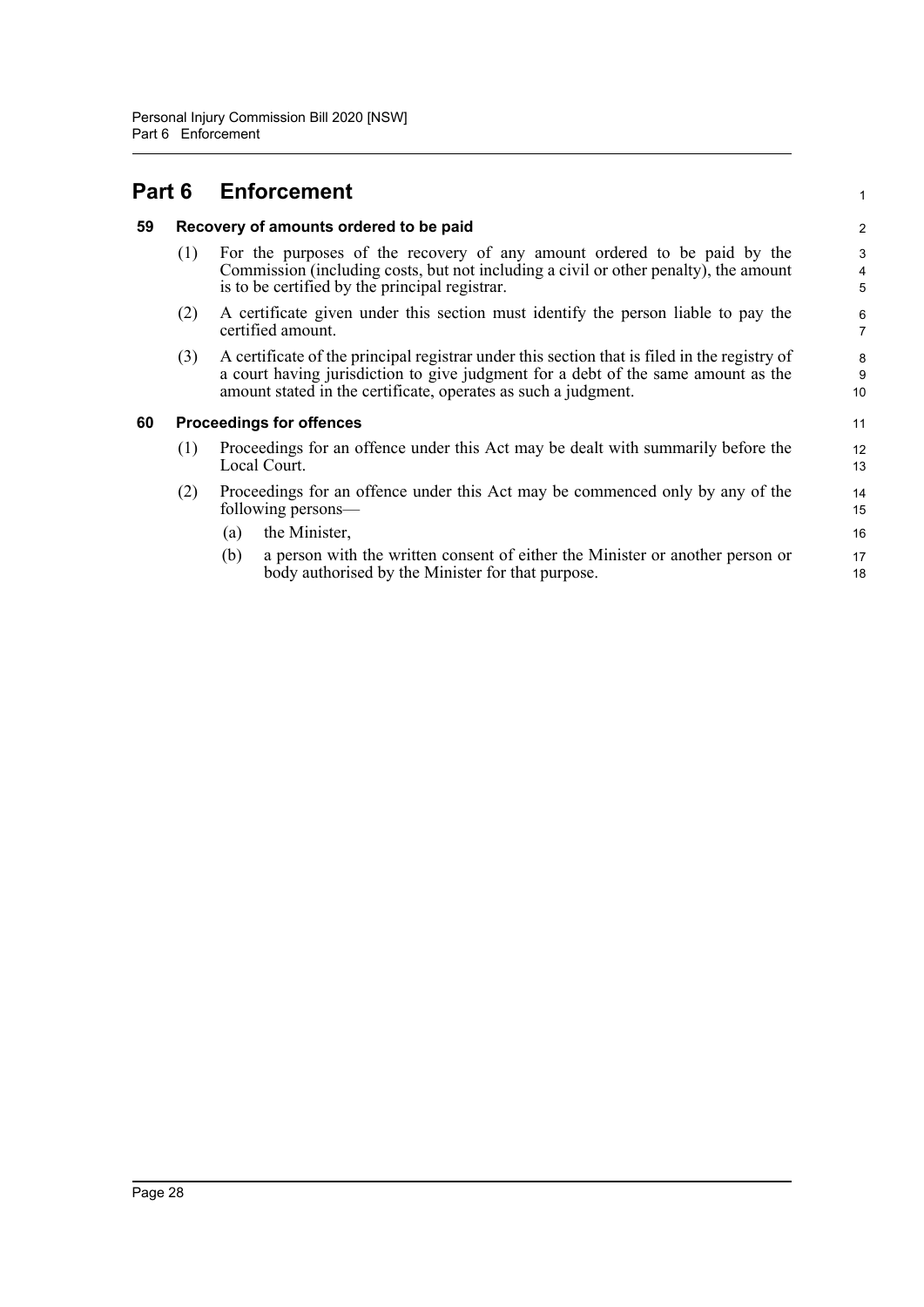# Part 6 Enforcement

## 59 Recovery of amounts ordered to be paid

(1) For the purposes of the recovery of any amount ordered to be paid by the Commission (including costs, but not including a civil or other penalty), the amount is to be certified by the principal registrar.

(2) A certificate given under this section must identify the person liable to pay the certified amount.

(3) A certificate of the principal registrar under this section that is filed in the registry of a court having jurisdiction to give judgment for a debt of the same amount as the amount stated in the certificate, operates as such a judgment.

## 60 Proceedings for offences

(1) Proceedings for an offence under this Act may be dealt with summarily before the Local Court.

(2) Proceedings for an offence under this Act may be commenced only by any of the following persons—

- (a) the Minister,
- (b) a person with the written consent of either the Minister or another person or body authorised by the Minister for that purpose.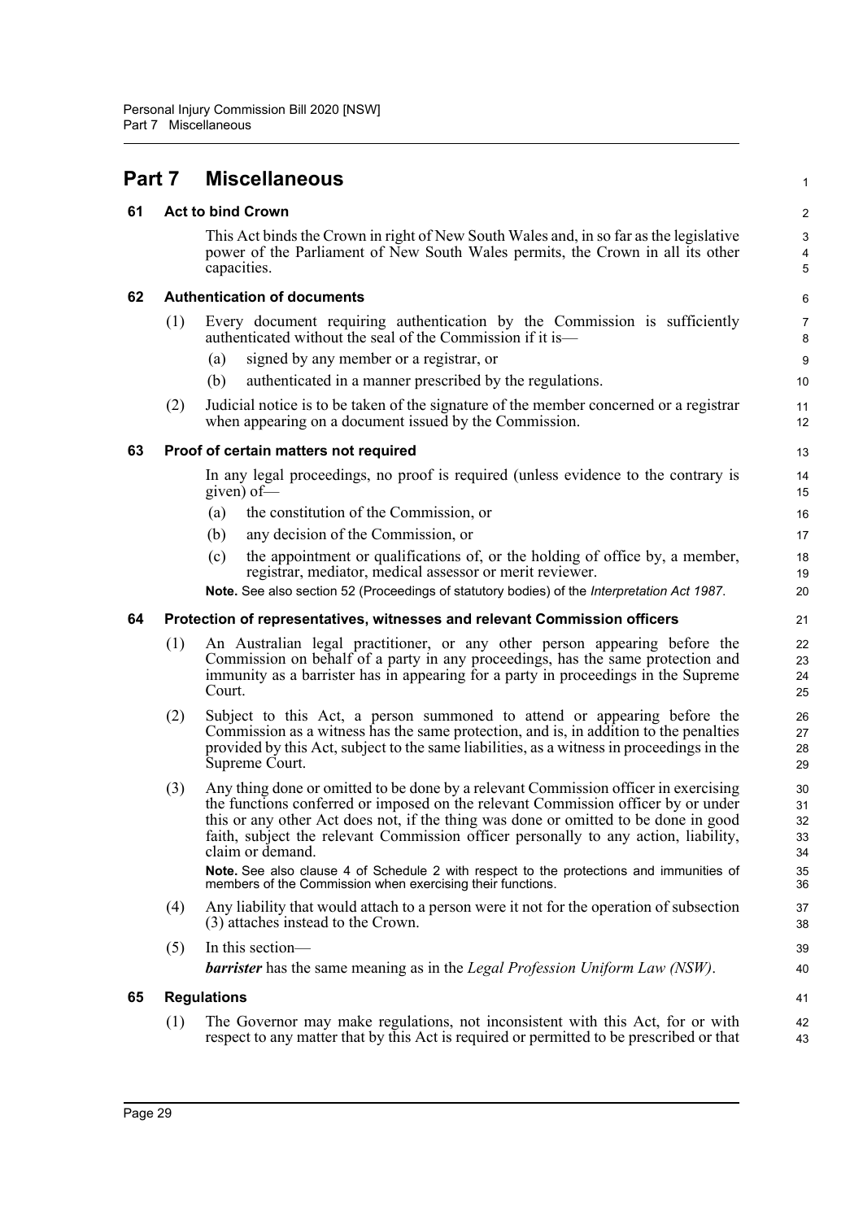# Part 7 Miscellaneous

## 61 Act to bind Crown

This Act binds the Crown in right of New South Wales and, in so far as the legislative power of the Parliament of New South Wales permits, the Crown in all its other capacities.

## 62 Authentication of documents

(1) Every document requiring authentication by the Commission is sufficiently authenticated without the seal of the Commission if it is—

(a) signed by any member or a registrar, or

(b) authenticated in a manner prescribed by the regulations.

(2) Judicial notice is to be taken of the signature of the member concerned or a registrar when appearing on a document issued by the Commission.

## 63 Proof of certain matters not required

In any legal proceedings, no proof is required (unless evidence to the contrary is given) of—

(a) the constitution of the Commission, or

(b) any decision of the Commission, or

(c) the appointment or qualifications of, or the holding of office by, a member, registrar, mediator, medical assessor or merit reviewer.

**Note.** See also section 52 (Proceedings of statutory bodies) of the *Interpretation Act 1987*.

## 64 Protection of representatives, witnesses and relevant Commission officers

(1) An Australian legal practitioner, or any other person appearing before the Commission on behalf of a party in any proceedings, has the same protection and immunity as a barrister has in appearing for a party in proceedings in the Supreme Court.

(2) Subject to this Act, a person summoned to attend or appearing before the Commission as a witness has the same protection, and is, in addition to the penalties provided by this Act, subject to the same liabilities, as a witness in proceedings in the Supreme Court.

(3) Any thing done or omitted to be done by a relevant Commission officer in exercising the functions conferred or imposed on the relevant Commission officer by or under this or any other Act does not, if the thing was done or omitted to be done in good faith, subject the relevant Commission officer personally to any action, liability, claim or demand.

**Note.** See also clause 4 of Schedule 2 with respect to the protections and immunities of members of the Commission when exercising their functions.

(4) Any liability that would attach to a person were it not for the operation of subsection (3) attaches instead to the Crown.

(5) In this section—

***barrister*** has the same meaning as in the *Legal Profession Uniform Law (NSW)*.

## 65 Regulations

(1) The Governor may make regulations, not inconsistent with this Act, for or with respect to any matter that by this Act is required or permitted to be prescribed or that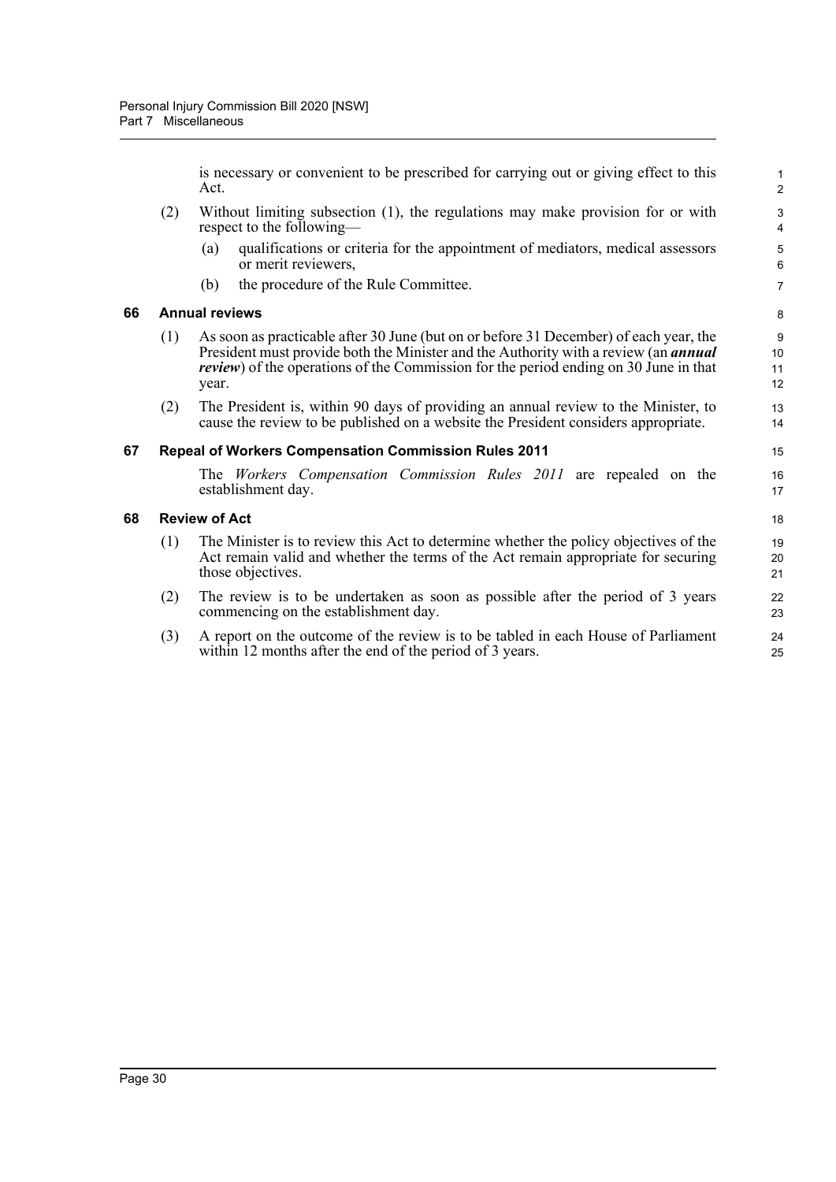is necessary or convenient to be prescribed for carrying out or giving effect to this Act.

(2) Without limiting subsection (1), the regulations may make provision for or with respect to the following—

(a) qualifications or criteria for the appointment of mediators, medical assessors or merit reviewers,

(b) the procedure of the Rule Committee.

### 66 Annual reviews

(1) As soon as practicable after 30 June (but on or before 31 December) of each year, the President must provide both the Minister and the Authority with a review (an ***annual review***) of the operations of the Commission for the period ending on 30 June in that year.

(2) The President is, within 90 days of providing an annual review to the Minister, to cause the review to be published on a website the President considers appropriate.

### 67 Repeal of Workers Compensation Commission Rules 2011

The *Workers Compensation Commission Rules 2011* are repealed on the establishment day.

### 68 Review of Act

(1) The Minister is to review this Act to determine whether the policy objectives of the Act remain valid and whether the terms of the Act remain appropriate for securing those objectives.

(2) The review is to be undertaken as soon as possible after the period of 3 years commencing on the establishment day.

(3) A report on the outcome of the review is to be tabled in each House of Parliament within 12 months after the end of the period of 3 years.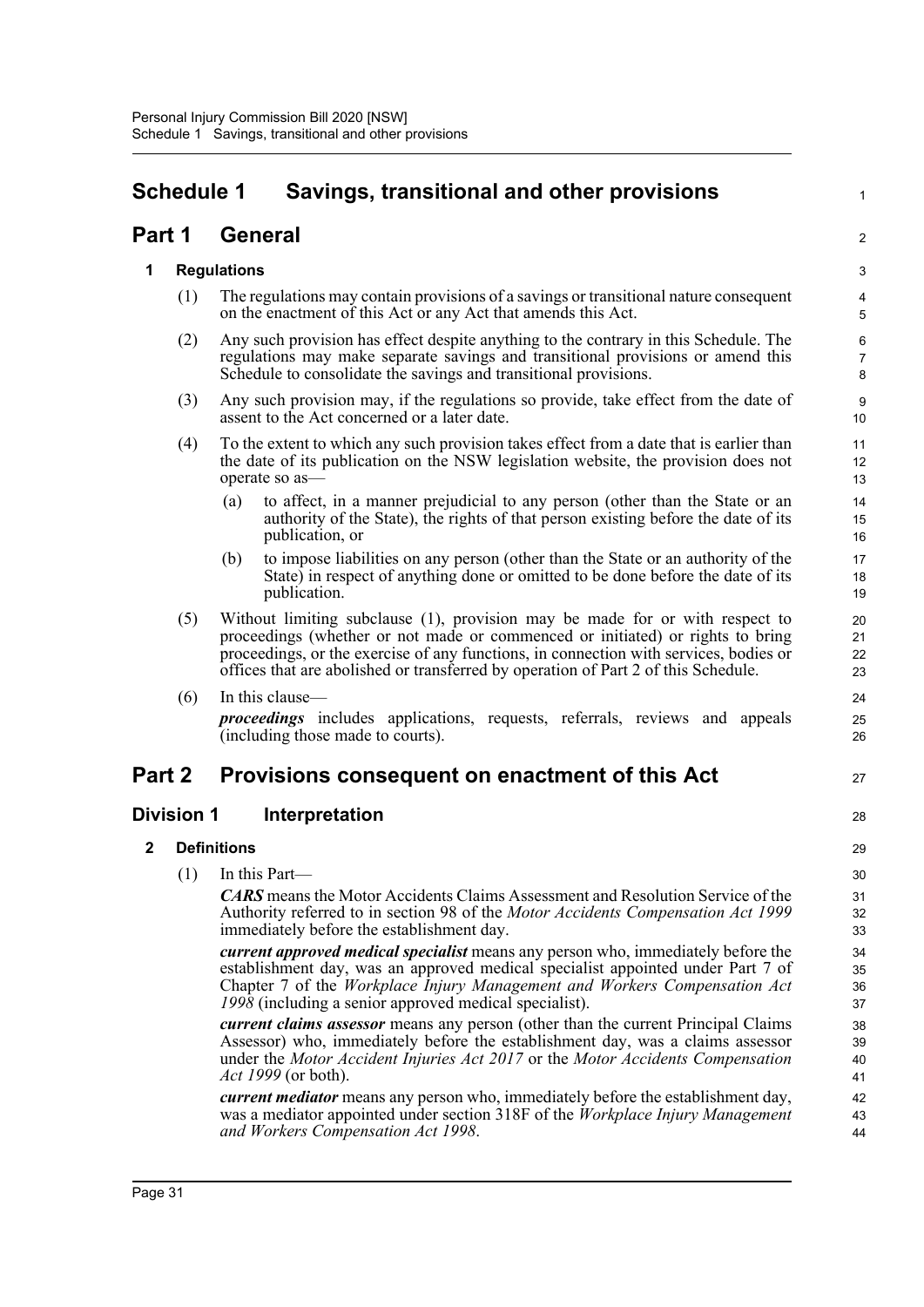# Schedule 1 Savings, transitional and other provisions

## Part 1 General

### 1 Regulations

(1) The regulations may contain provisions of a savings or transitional nature consequent on the enactment of this Act or any Act that amends this Act.

(2) Any such provision has effect despite anything to the contrary in this Schedule. The regulations may make separate savings and transitional provisions or amend this Schedule to consolidate the savings and transitional provisions.

(3) Any such provision may, if the regulations so provide, take effect from the date of assent to the Act concerned or a later date.

(4) To the extent to which any such provision takes effect from a date that is earlier than the date of its publication on the NSW legislation website, the provision does not operate so as—

- (a) to affect, in a manner prejudicial to any person (other than the State or an authority of the State), the rights of that person existing before the date of its publication, or
- (b) to impose liabilities on any person (other than the State or an authority of the State) in respect of anything done or omitted to be done before the date of its publication.

(5) Without limiting subclause (1), provision may be made for or with respect to proceedings (whether or not made or commenced or initiated) or rights to bring proceedings, or the exercise of any functions, in connection with services, bodies or offices that are abolished or transferred by operation of Part 2 of this Schedule.

(6) In this clause—

***proceedings*** includes applications, requests, referrals, reviews and appeals (including those made to courts).

## Part 2 Provisions consequent on enactment of this Act

### Division 1 Interpretation

### 2 Definitions

(1) In this Part—

***CARS*** means the Motor Accidents Claims Assessment and Resolution Service of the Authority referred to in section 98 of the *Motor Accidents Compensation Act 1999* immediately before the establishment day.

***current approved medical specialist*** means any person who, immediately before the establishment day, was an approved medical specialist appointed under Part 7 of Chapter 7 of the *Workplace Injury Management and Workers Compensation Act 1998* (including a senior approved medical specialist).

***current claims assessor*** means any person (other than the current Principal Claims Assessor) who, immediately before the establishment day, was a claims assessor under the *Motor Accident Injuries Act 2017* or the *Motor Accidents Compensation Act 1999* (or both).

***current mediator*** means any person who, immediately before the establishment day, was a mediator appointed under section 318F of the *Workplace Injury Management and Workers Compensation Act 1998*.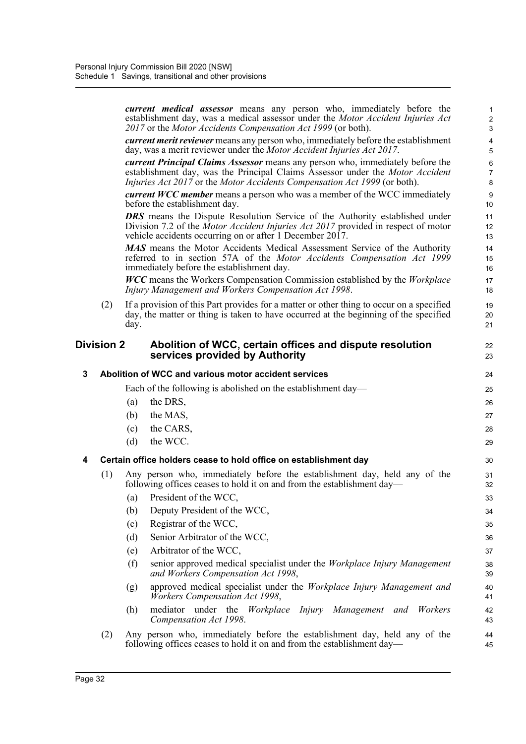***current medical assessor*** means any person who, immediately before the establishment day, was a medical assessor under the *Motor Accident Injuries Act 2017* or the *Motor Accidents Compensation Act 1999* (or both).

***current merit reviewer*** means any person who, immediately before the establishment day, was a merit reviewer under the *Motor Accident Injuries Act 2017*.

***current Principal Claims Assessor*** means any person who, immediately before the establishment day, was the Principal Claims Assessor under the *Motor Accident Injuries Act 2017* or the *Motor Accidents Compensation Act 1999* (or both).

***current WCC member*** means a person who was a member of the WCC immediately before the establishment day.

***DRS*** means the Dispute Resolution Service of the Authority established under Division 7.2 of the *Motor Accident Injuries Act 2017* provided in respect of motor vehicle accidents occurring on or after 1 December 2017.

***MAS*** means the Motor Accidents Medical Assessment Service of the Authority referred to in section 57A of the *Motor Accidents Compensation Act 1999* immediately before the establishment day.

***WCC*** means the Workers Compensation Commission established by the *Workplace Injury Management and Workers Compensation Act 1998*.

(2) If a provision of this Part provides for a matter or other thing to occur on a specified day, the matter or thing is taken to have occurred at the beginning of the specified day.

## Division 2 Abolition of WCC, certain offices and dispute resolution services provided by Authority

### 3 Abolition of WCC and various motor accident services

Each of the following is abolished on the establishment day—

(a) the DRS,

(b) the MAS,

(c) the CARS,

(d) the WCC.

### 4 Certain office holders cease to hold office on establishment day

(1) Any person who, immediately before the establishment day, held any of the following offices ceases to hold it on and from the establishment day—

(a) President of the WCC,

(b) Deputy President of the WCC,

(c) Registrar of the WCC,

(d) Senior Arbitrator of the WCC,

(e) Arbitrator of the WCC,

(f) senior approved medical specialist under the *Workplace Injury Management and Workers Compensation Act 1998*,

(g) approved medical specialist under the *Workplace Injury Management and Workers Compensation Act 1998*,

(h) mediator under the *Workplace Injury Management and Workers Compensation Act 1998*.

(2) Any person who, immediately before the establishment day, held any of the following offices ceases to hold it on and from the establishment day—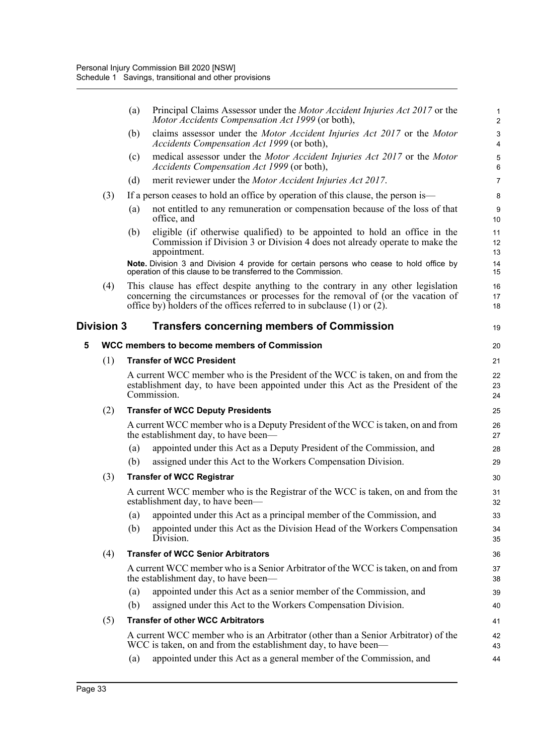(a) Principal Claims Assessor under the *Motor Accident Injuries Act 2017* or the *Motor Accidents Compensation Act 1999* (or both),

(b) claims assessor under the *Motor Accident Injuries Act 2017* or the *Motor Accidents Compensation Act 1999* (or both),

(c) medical assessor under the *Motor Accident Injuries Act 2017* or the *Motor Accidents Compensation Act 1999* (or both),

(d) merit reviewer under the *Motor Accident Injuries Act 2017*.

(3) If a person ceases to hold an office by operation of this clause, the person is—

(a) not entitled to any remuneration or compensation because of the loss of that office, and

(b) eligible (if otherwise qualified) to be appointed to hold an office in the Commission if Division 3 or Division 4 does not already operate to make the appointment.

**Note.** Division 3 and Division 4 provide for certain persons who cease to hold office by operation of this clause to be transferred to the Commission.

(4) This clause has effect despite anything to the contrary in any other legislation concerning the circumstances or processes for the removal of (or the vacation of office by) holders of the offices referred to in subclause (1) or (2).

## Division 3 Transfers concerning members of Commission

### 5 WCC members to become members of Commission

(1) **Transfer of WCC President**

A current WCC member who is the President of the WCC is taken, on and from the establishment day, to have been appointed under this Act as the President of the Commission.

(2) **Transfer of WCC Deputy Presidents**

A current WCC member who is a Deputy President of the WCC is taken, on and from the establishment day, to have been—

(a) appointed under this Act as a Deputy President of the Commission, and

(b) assigned under this Act to the Workers Compensation Division.

(3) **Transfer of WCC Registrar**

A current WCC member who is the Registrar of the WCC is taken, on and from the establishment day, to have been—

(a) appointed under this Act as a principal member of the Commission, and

(b) appointed under this Act as the Division Head of the Workers Compensation Division.

(4) **Transfer of WCC Senior Arbitrators**

A current WCC member who is a Senior Arbitrator of the WCC is taken, on and from the establishment day, to have been—

(a) appointed under this Act as a senior member of the Commission, and

(b) assigned under this Act to the Workers Compensation Division.

(5) **Transfer of other WCC Arbitrators**

A current WCC member who is an Arbitrator (other than a Senior Arbitrator) of the WCC is taken, on and from the establishment day, to have been—

(a) appointed under this Act as a general member of the Commission, and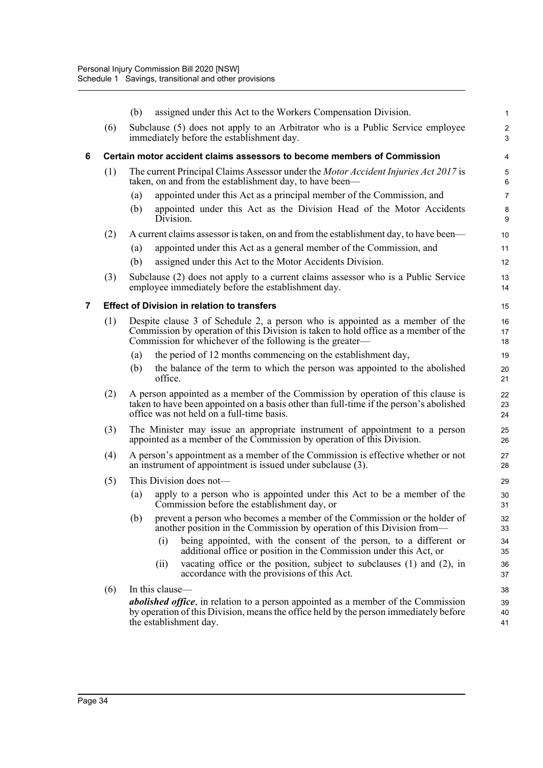(b) assigned under this Act to the Workers Compensation Division.

(6) Subclause (5) does not apply to an Arbitrator who is a Public Service employee immediately before the establishment day.

### 6 Certain motor accident claims assessors to become members of Commission

(1) The current Principal Claims Assessor under the *Motor Accident Injuries Act 2017* is taken, on and from the establishment day, to have been—

(a) appointed under this Act as a principal member of the Commission, and

(b) appointed under this Act as the Division Head of the Motor Accidents Division.

(2) A current claims assessor is taken, on and from the establishment day, to have been—

(a) appointed under this Act as a general member of the Commission, and

(b) assigned under this Act to the Motor Accidents Division.

(3) Subclause (2) does not apply to a current claims assessor who is a Public Service employee immediately before the establishment day.

### 7 Effect of Division in relation to transfers

(1) Despite clause 3 of Schedule 2, a person who is appointed as a member of the Commission by operation of this Division is taken to hold office as a member of the Commission for whichever of the following is the greater—

(a) the period of 12 months commencing on the establishment day,

(b) the balance of the term to which the person was appointed to the abolished office.

(2) A person appointed as a member of the Commission by operation of this clause is taken to have been appointed on a basis other than full-time if the person's abolished office was not held on a full-time basis.

(3) The Minister may issue an appropriate instrument of appointment to a person appointed as a member of the Commission by operation of this Division.

(4) A person's appointment as a member of the Commission is effective whether or not an instrument of appointment is issued under subclause (3).

(5) This Division does not—

(a) apply to a person who is appointed under this Act to be a member of the Commission before the establishment day, or

(b) prevent a person who becomes a member of the Commission or the holder of another position in the Commission by operation of this Division from—

(i) being appointed, with the consent of the person, to a different or additional office or position in the Commission under this Act, or

(ii) vacating office or the position, subject to subclauses (1) and (2), in accordance with the provisions of this Act.

(6) In this clause—

***abolished office***, in relation to a person appointed as a member of the Commission by operation of this Division, means the office held by the person immediately before the establishment day.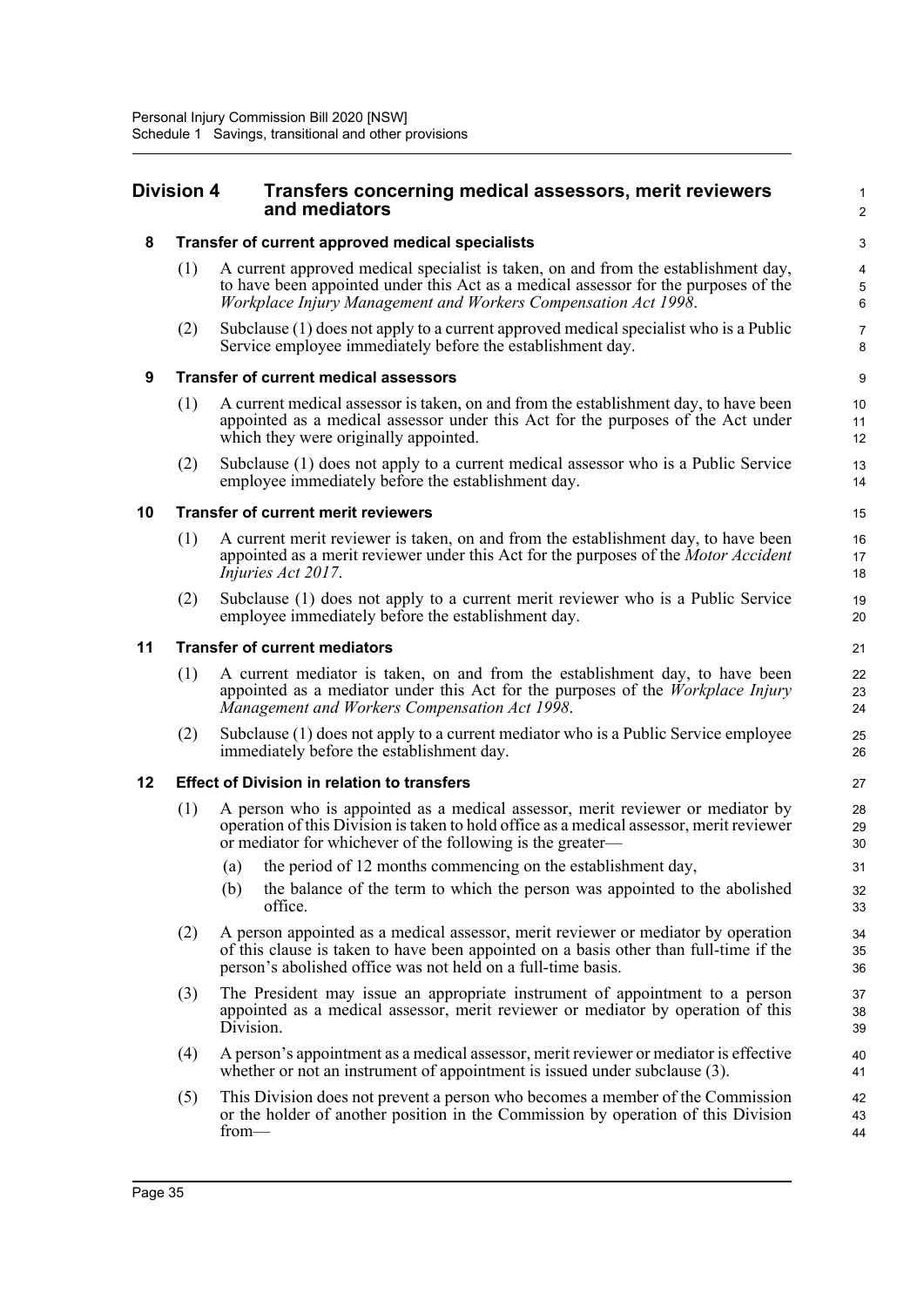## Division 4 Transfers concerning medical assessors, merit reviewers and mediators

### 8 Transfer of current approved medical specialists

(1) A current approved medical specialist is taken, on and from the establishment day, to have been appointed under this Act as a medical assessor for the purposes of the *Workplace Injury Management and Workers Compensation Act 1998*.

(2) Subclause (1) does not apply to a current approved medical specialist who is a Public Service employee immediately before the establishment day.

### 9 Transfer of current medical assessors

(1) A current medical assessor is taken, on and from the establishment day, to have been appointed as a medical assessor under this Act for the purposes of the Act under which they were originally appointed.

(2) Subclause (1) does not apply to a current medical assessor who is a Public Service employee immediately before the establishment day.

### 10 Transfer of current merit reviewers

(1) A current merit reviewer is taken, on and from the establishment day, to have been appointed as a merit reviewer under this Act for the purposes of the *Motor Accident Injuries Act 2017*.

(2) Subclause (1) does not apply to a current merit reviewer who is a Public Service employee immediately before the establishment day.

### 11 Transfer of current mediators

(1) A current mediator is taken, on and from the establishment day, to have been appointed as a mediator under this Act for the purposes of the *Workplace Injury Management and Workers Compensation Act 1998*.

(2) Subclause (1) does not apply to a current mediator who is a Public Service employee immediately before the establishment day.

### 12 Effect of Division in relation to transfers

(1) A person who is appointed as a medical assessor, merit reviewer or mediator by operation of this Division is taken to hold office as a medical assessor, merit reviewer or mediator for whichever of the following is the greater—

(a) the period of 12 months commencing on the establishment day,

(b) the balance of the term to which the person was appointed to the abolished office.

(2) A person appointed as a medical assessor, merit reviewer or mediator by operation of this clause is taken to have been appointed on a basis other than full-time if the person's abolished office was not held on a full-time basis.

(3) The President may issue an appropriate instrument of appointment to a person appointed as a medical assessor, merit reviewer or mediator by operation of this Division.

(4) A person's appointment as a medical assessor, merit reviewer or mediator is effective whether or not an instrument of appointment is issued under subclause (3).

(5) This Division does not prevent a person who becomes a member of the Commission or the holder of another position in the Commission by operation of this Division from—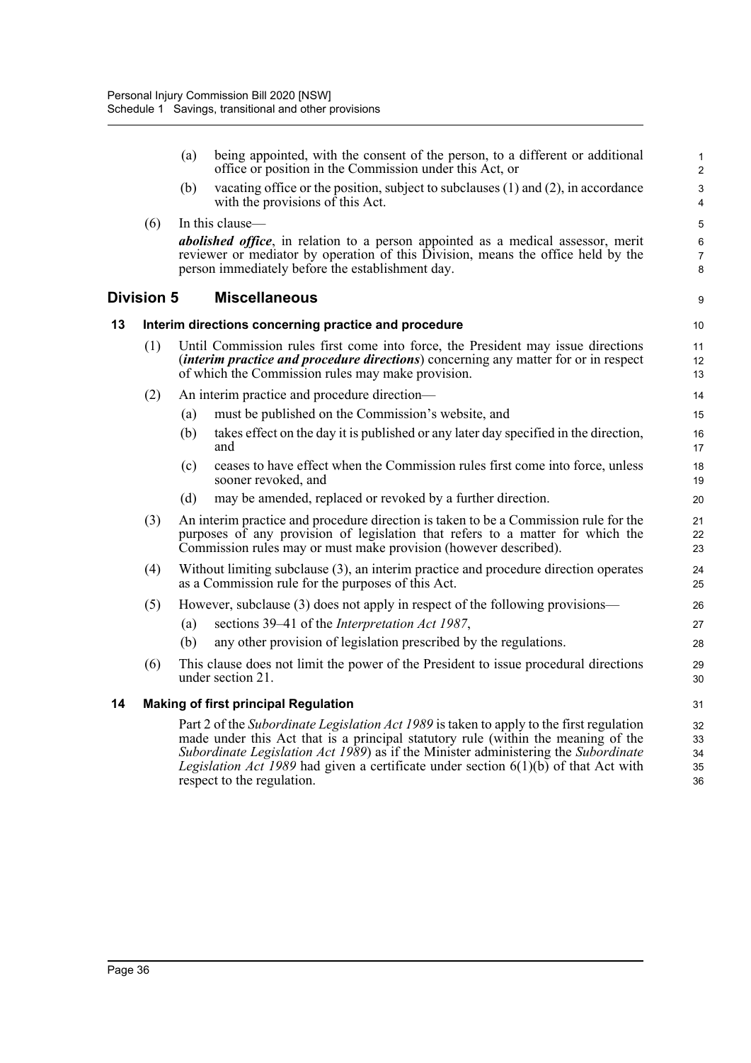(a) being appointed, with the consent of the person, to a different or additional office or position in the Commission under this Act, or

(b) vacating office or the position, subject to subclauses (1) and (2), in accordance with the provisions of this Act.

(6) In this clause—

***abolished office***, in relation to a person appointed as a medical assessor, merit reviewer or mediator by operation of this Division, means the office held by the person immediately before the establishment day.

## Division 5 Miscellaneous

### 13 Interim directions concerning practice and procedure

(1) Until Commission rules first come into force, the President may issue directions (***interim practice and procedure directions***) concerning any matter for or in respect of which the Commission rules may make provision.

(2) An interim practice and procedure direction—

(a) must be published on the Commission's website, and

(b) takes effect on the day it is published or any later day specified in the direction, and

(c) ceases to have effect when the Commission rules first come into force, unless sooner revoked, and

(d) may be amended, replaced or revoked by a further direction.

(3) An interim practice and procedure direction is taken to be a Commission rule for the purposes of any provision of legislation that refers to a matter for which the Commission rules may or must make provision (however described).

(4) Without limiting subclause (3), an interim practice and procedure direction operates as a Commission rule for the purposes of this Act.

(5) However, subclause (3) does not apply in respect of the following provisions—

(a) sections 39–41 of the *Interpretation Act 1987*,

(b) any other provision of legislation prescribed by the regulations.

(6) This clause does not limit the power of the President to issue procedural directions under section 21.

### 14 Making of first principal Regulation

Part 2 of the *Subordinate Legislation Act 1989* is taken to apply to the first regulation made under this Act that is a principal statutory rule (within the meaning of the *Subordinate Legislation Act 1989*) as if the Minister administering the *Subordinate Legislation Act 1989* had given a certificate under section 6(1)(b) of that Act with respect to the regulation.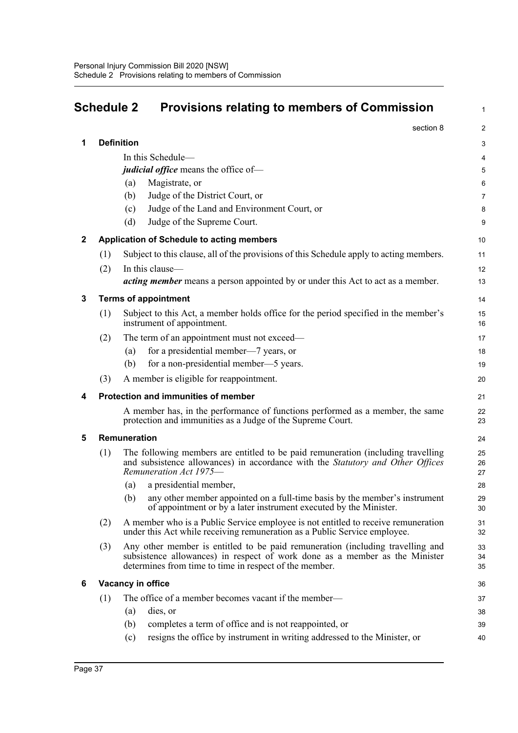# Schedule 2 Provisions relating to members of Commission

section 8

## 1 Definition

In this Schedule—

***judicial office*** means the office of—

(a) Magistrate, or

(b) Judge of the District Court, or

(c) Judge of the Land and Environment Court, or

(d) Judge of the Supreme Court.

## 2 Application of Schedule to acting members

(1) Subject to this clause, all of the provisions of this Schedule apply to acting members.

(2) In this clause—

***acting member*** means a person appointed by or under this Act to act as a member.

## 3 Terms of appointment

(1) Subject to this Act, a member holds office for the period specified in the member's instrument of appointment.

(2) The term of an appointment must not exceed—

(a) for a presidential member—7 years, or

(b) for a non-presidential member—5 years.

(3) A member is eligible for reappointment.

## 4 Protection and immunities of member

A member has, in the performance of functions performed as a member, the same protection and immunities as a Judge of the Supreme Court.

## 5 Remuneration

(1) The following members are entitled to be paid remuneration (including travelling and subsistence allowances) in accordance with the *Statutory and Other Offices Remuneration Act 1975*—

(a) a presidential member,

(b) any other member appointed on a full-time basis by the member's instrument of appointment or by a later instrument executed by the Minister.

(2) A member who is a Public Service employee is not entitled to receive remuneration under this Act while receiving remuneration as a Public Service employee.

(3) Any other member is entitled to be paid remuneration (including travelling and subsistence allowances) in respect of work done as a member as the Minister determines from time to time in respect of the member.

## 6 Vacancy in office

(1) The office of a member becomes vacant if the member—

(a) dies, or

(b) completes a term of office and is not reappointed, or

(c) resigns the office by instrument in writing addressed to the Minister, or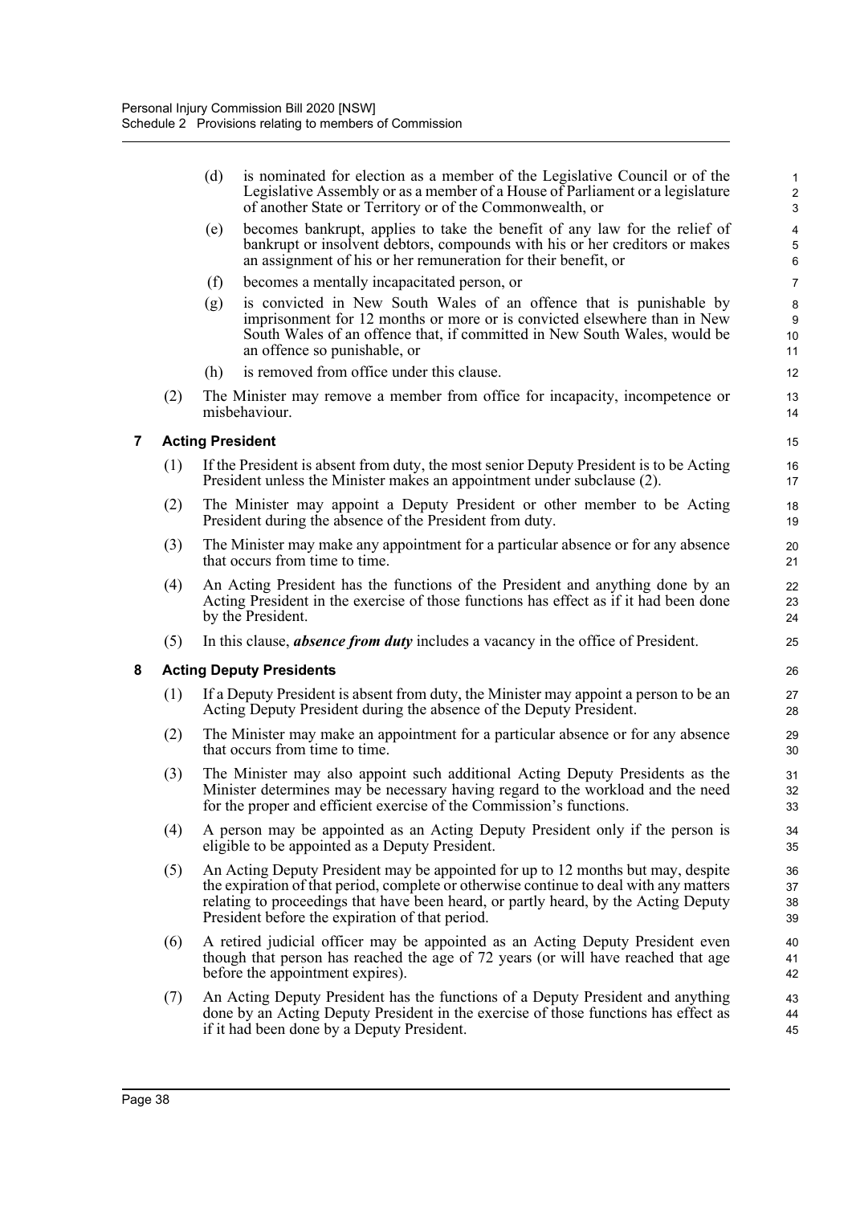(d) is nominated for election as a member of the Legislative Council or of the Legislative Assembly or as a member of a House of Parliament or a legislature of another State or Territory or of the Commonwealth, or

(e) becomes bankrupt, applies to take the benefit of any law for the relief of bankrupt or insolvent debtors, compounds with his or her creditors or makes an assignment of his or her remuneration for their benefit, or

(f) becomes a mentally incapacitated person, or

(g) is convicted in New South Wales of an offence that is punishable by imprisonment for 12 months or more or is convicted elsewhere than in New South Wales of an offence that, if committed in New South Wales, would be an offence so punishable, or

(h) is removed from office under this clause.

(2) The Minister may remove a member from office for incapacity, incompetence or misbehaviour.

## 7 Acting President

(1) If the President is absent from duty, the most senior Deputy President is to be Acting President unless the Minister makes an appointment under subclause (2).

(2) The Minister may appoint a Deputy President or other member to be Acting President during the absence of the President from duty.

(3) The Minister may make any appointment for a particular absence or for any absence that occurs from time to time.

(4) An Acting President has the functions of the President and anything done by an Acting President in the exercise of those functions has effect as if it had been done by the President.

(5) In this clause, ***absence from duty*** includes a vacancy in the office of President.

## 8 Acting Deputy Presidents

(1) If a Deputy President is absent from duty, the Minister may appoint a person to be an Acting Deputy President during the absence of the Deputy President.

(2) The Minister may make an appointment for a particular absence or for any absence that occurs from time to time.

(3) The Minister may also appoint such additional Acting Deputy Presidents as the Minister determines may be necessary having regard to the workload and the need for the proper and efficient exercise of the Commission's functions.

(4) A person may be appointed as an Acting Deputy President only if the person is eligible to be appointed as a Deputy President.

(5) An Acting Deputy President may be appointed for up to 12 months but may, despite the expiration of that period, complete or otherwise continue to deal with any matters relating to proceedings that have been heard, or partly heard, by the Acting Deputy President before the expiration of that period.

(6) A retired judicial officer may be appointed as an Acting Deputy President even though that person has reached the age of 72 years (or will have reached that age before the appointment expires).

(7) An Acting Deputy President has the functions of a Deputy President and anything done by an Acting Deputy President in the exercise of those functions has effect as if it had been done by a Deputy President.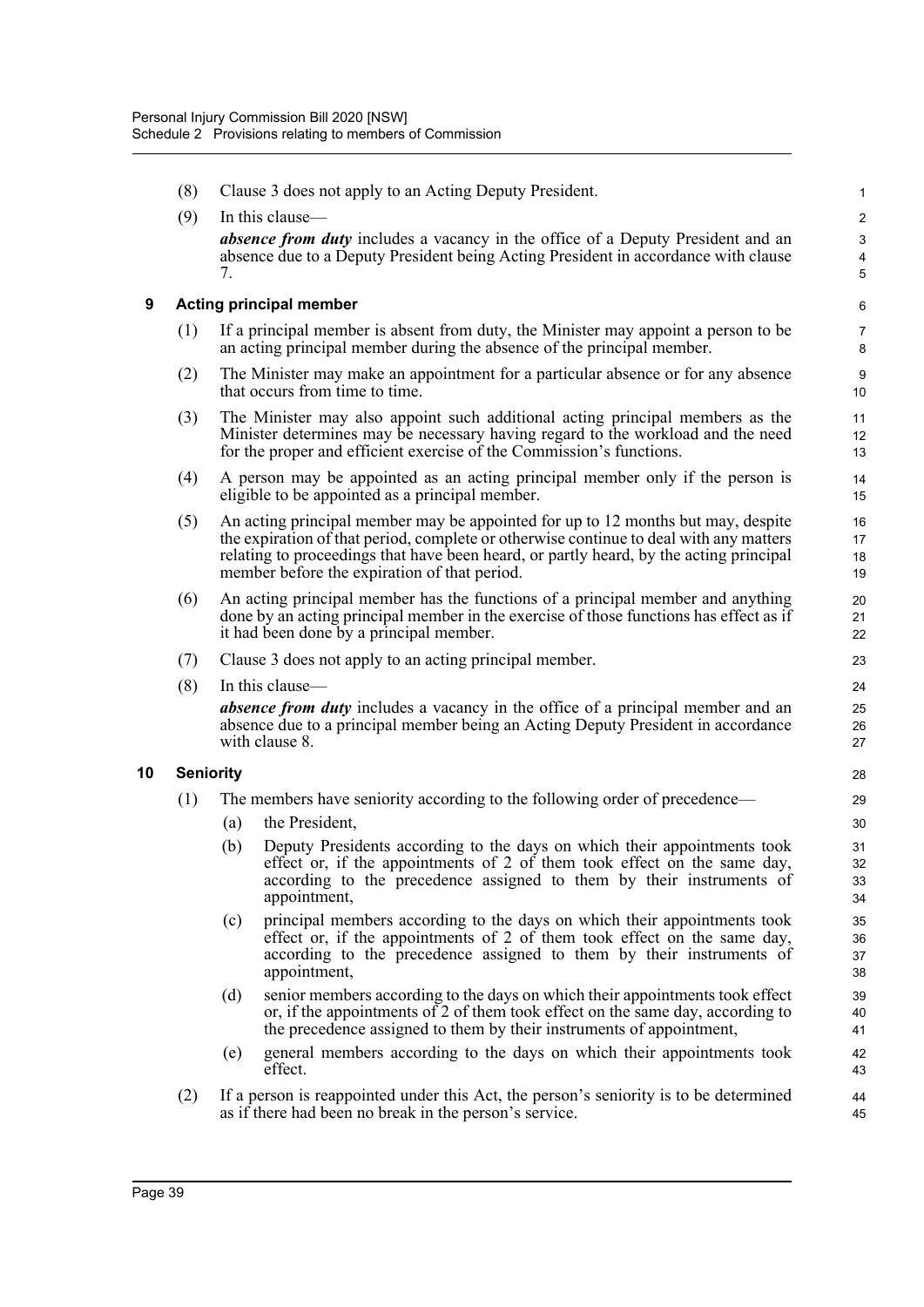(8) Clause 3 does not apply to an Acting Deputy President.

(9) In this clause—

***absence from duty*** includes a vacancy in the office of a Deputy President and an absence due to a Deputy President being Acting President in accordance with clause 7.

## 9 Acting principal member

(1) If a principal member is absent from duty, the Minister may appoint a person to be an acting principal member during the absence of the principal member.

(2) The Minister may make an appointment for a particular absence or for any absence that occurs from time to time.

(3) The Minister may also appoint such additional acting principal members as the Minister determines may be necessary having regard to the workload and the need for the proper and efficient exercise of the Commission's functions.

(4) A person may be appointed as an acting principal member only if the person is eligible to be appointed as a principal member.

(5) An acting principal member may be appointed for up to 12 months but may, despite the expiration of that period, complete or otherwise continue to deal with any matters relating to proceedings that have been heard, or partly heard, by the acting principal member before the expiration of that period.

(6) An acting principal member has the functions of a principal member and anything done by an acting principal member in the exercise of those functions has effect as if it had been done by a principal member.

(7) Clause 3 does not apply to an acting principal member.

(8) In this clause—

***absence from duty*** includes a vacancy in the office of a principal member and an absence due to a principal member being an Acting Deputy President in accordance with clause 8.

## 10 Seniority

(1) The members have seniority according to the following order of precedence—

(a) the President,

(b) Deputy Presidents according to the days on which their appointments took effect or, if the appointments of 2 of them took effect on the same day, according to the precedence assigned to them by their instruments of appointment,

(c) principal members according to the days on which their appointments took effect or, if the appointments of 2 of them took effect on the same day, according to the precedence assigned to them by their instruments of appointment,

(d) senior members according to the days on which their appointments took effect or, if the appointments of 2 of them took effect on the same day, according to the precedence assigned to them by their instruments of appointment,

(e) general members according to the days on which their appointments took effect.

(2) If a person is reappointed under this Act, the person's seniority is to be determined as if there had been no break in the person's service.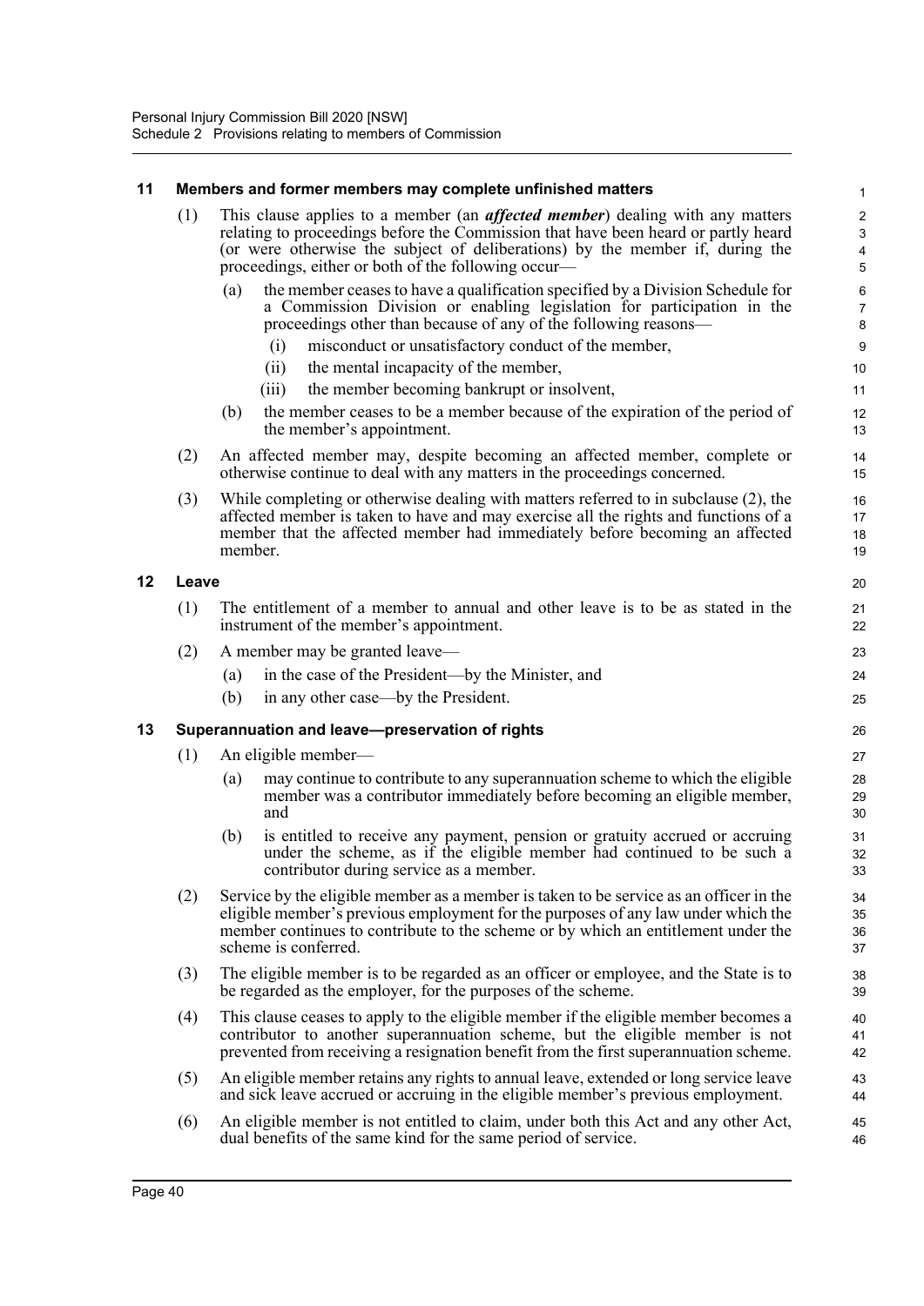### 11 Members and former members may complete unfinished matters

(1) This clause applies to a member (an ***affected member***) dealing with any matters relating to proceedings before the Commission that have been heard or partly heard (or were otherwise the subject of deliberations) by the member if, during the proceedings, either or both of the following occur—

- (a) the member ceases to have a qualification specified by a Division Schedule for a Commission Division or enabling legislation for participation in the proceedings other than because of any of the following reasons—
  - (i) misconduct or unsatisfactory conduct of the member,
  - (ii) the mental incapacity of the member,
  - (iii) the member becoming bankrupt or insolvent,
- (b) the member ceases to be a member because of the expiration of the period of the member's appointment.

(2) An affected member may, despite becoming an affected member, complete or otherwise continue to deal with any matters in the proceedings concerned.

(3) While completing or otherwise dealing with matters referred to in subclause (2), the affected member is taken to have and may exercise all the rights and functions of a member that the affected member had immediately before becoming an affected member.

### 12 Leave

(1) The entitlement of a member to annual and other leave is to be as stated in the instrument of the member's appointment.

(2) A member may be granted leave—

- (a) in the case of the President—by the Minister, and
- (b) in any other case—by the President.

### 13 Superannuation and leave—preservation of rights

(1) An eligible member—

- (a) may continue to contribute to any superannuation scheme to which the eligible member was a contributor immediately before becoming an eligible member, and
- (b) is entitled to receive any payment, pension or gratuity accrued or accruing under the scheme, as if the eligible member had continued to be such a contributor during service as a member.

(2) Service by the eligible member as a member is taken to be service as an officer in the eligible member's previous employment for the purposes of any law under which the member continues to contribute to the scheme or by which an entitlement under the scheme is conferred.

(3) The eligible member is to be regarded as an officer or employee, and the State is to be regarded as the employer, for the purposes of the scheme.

(4) This clause ceases to apply to the eligible member if the eligible member becomes a contributor to another superannuation scheme, but the eligible member is not prevented from receiving a resignation benefit from the first superannuation scheme.

(5) An eligible member retains any rights to annual leave, extended or long service leave and sick leave accrued or accruing in the eligible member's previous employment.

(6) An eligible member is not entitled to claim, under both this Act and any other Act, dual benefits of the same kind for the same period of service.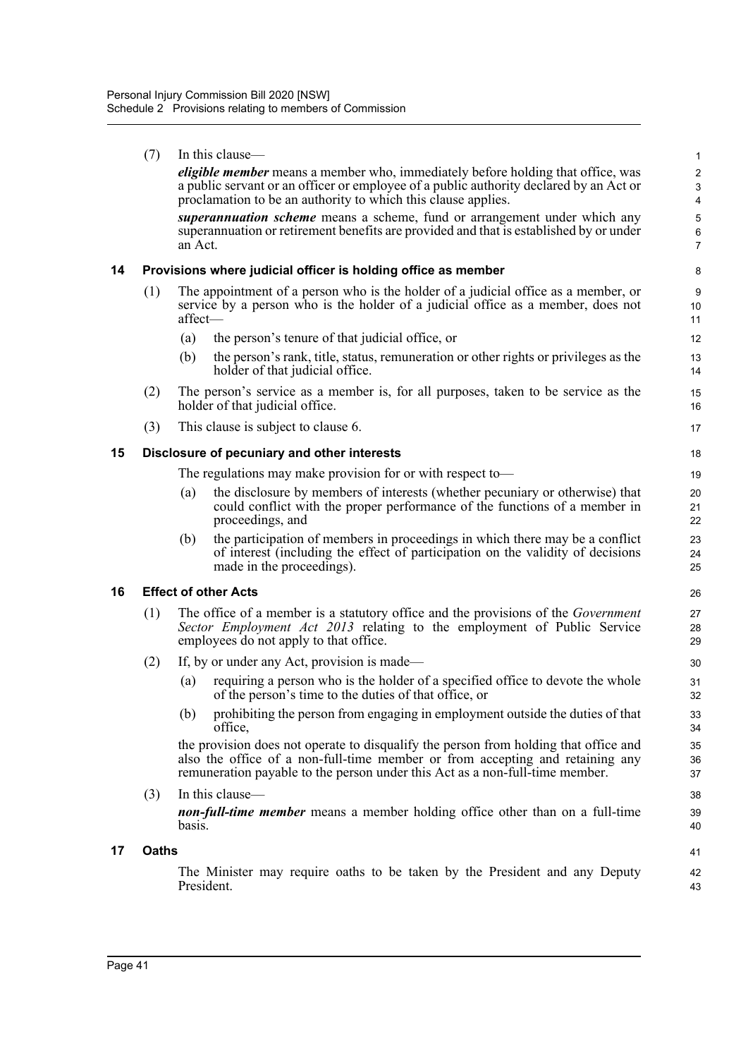(7) In this clause—

***eligible member*** means a member who, immediately before holding that office, was a public servant or an officer or employee of a public authority declared by an Act or proclamation to be an authority to which this clause applies.

***superannuation scheme*** means a scheme, fund or arrangement under which any superannuation or retirement benefits are provided and that is established by or under an Act.

### 14 Provisions where judicial officer is holding office as member

(1) The appointment of a person who is the holder of a judicial office as a member, or service by a person who is the holder of a judicial office as a member, does not affect—

- (a) the person's tenure of that judicial office, or
- (b) the person's rank, title, status, remuneration or other rights or privileges as the holder of that judicial office.

(2) The person's service as a member is, for all purposes, taken to be service as the holder of that judicial office.

(3) This clause is subject to clause 6.

### 15 Disclosure of pecuniary and other interests

The regulations may make provision for or with respect to—

- (a) the disclosure by members of interests (whether pecuniary or otherwise) that could conflict with the proper performance of the functions of a member in proceedings, and
- (b) the participation of members in proceedings in which there may be a conflict of interest (including the effect of participation on the validity of decisions made in the proceedings).

### 16 Effect of other Acts

(1) The office of a member is a statutory office and the provisions of the *Government Sector Employment Act 2013* relating to the employment of Public Service employees do not apply to that office.

(2) If, by or under any Act, provision is made—

- (a) requiring a person who is the holder of a specified office to devote the whole of the person's time to the duties of that office, or
- (b) prohibiting the person from engaging in employment outside the duties of that office,

the provision does not operate to disqualify the person from holding that office and also the office of a non-full-time member or from accepting and retaining any remuneration payable to the person under this Act as a non-full-time member.

(3) In this clause—

***non-full-time member*** means a member holding office other than on a full-time basis.

### 17 Oaths

The Minister may require oaths to be taken by the President and any Deputy President.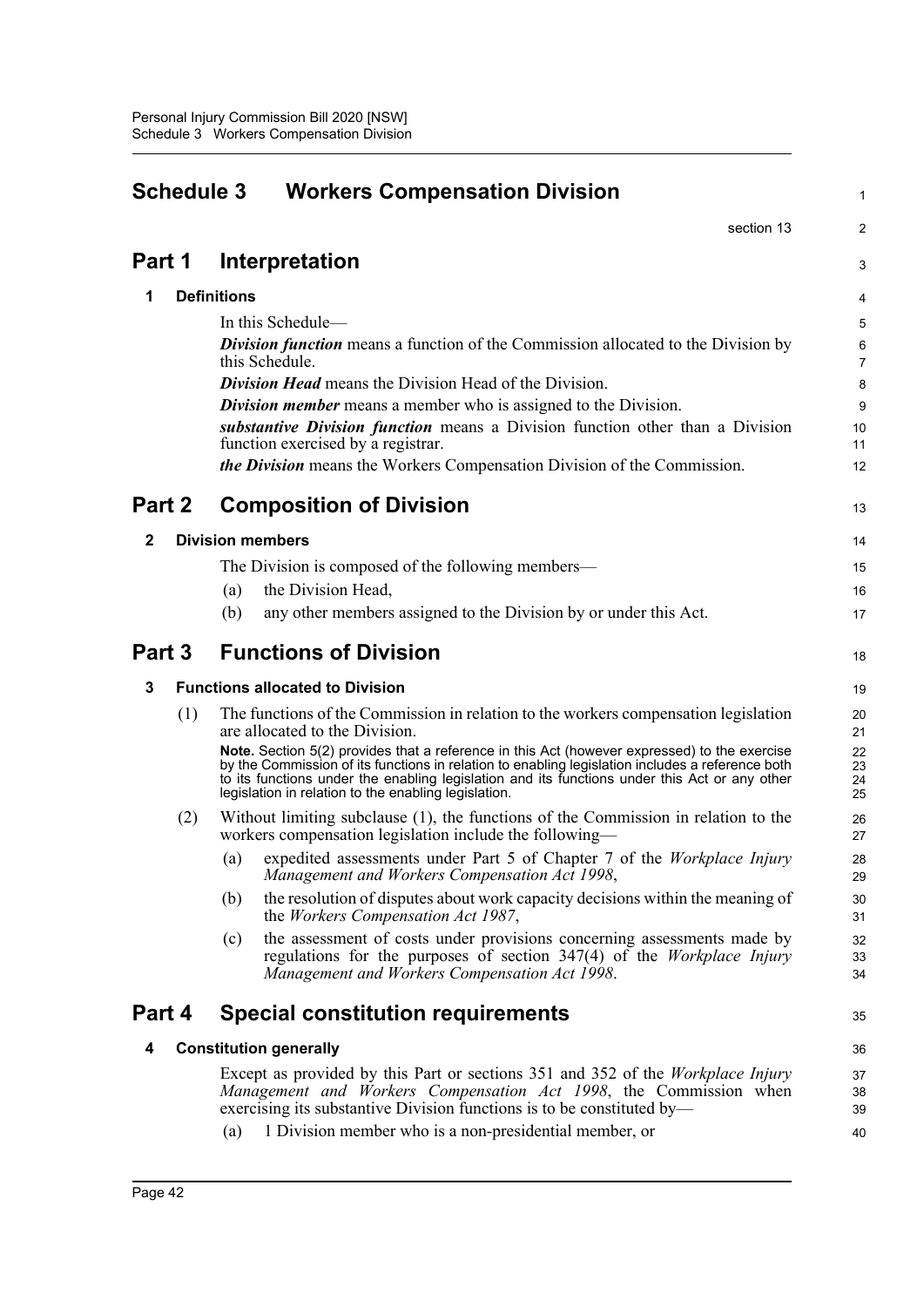# Schedule 3 Workers Compensation Division

section 13

## Part 1 Interpretation

### 1 Definitions

In this Schedule—

***Division function*** means a function of the Commission allocated to the Division by this Schedule.

***Division Head*** means the Division Head of the Division.

***Division member*** means a member who is assigned to the Division.

***substantive Division function*** means a Division function other than a Division function exercised by a registrar.

***the Division*** means the Workers Compensation Division of the Commission.

## Part 2 Composition of Division

### 2 Division members

The Division is composed of the following members—

(a) the Division Head,

(b) any other members assigned to the Division by or under this Act.

## Part 3 Functions of Division

### 3 Functions allocated to Division

(1) The functions of the Commission in relation to the workers compensation legislation are allocated to the Division.

**Note.** Section 5(2) provides that a reference in this Act (however expressed) to the exercise by the Commission of its functions in relation to enabling legislation includes a reference both to its functions under the enabling legislation and its functions under this Act or any other legislation in relation to the enabling legislation.

(2) Without limiting subclause (1), the functions of the Commission in relation to the workers compensation legislation include the following—

(a) expedited assessments under Part 5 of Chapter 7 of the *Workplace Injury Management and Workers Compensation Act 1998*,

(b) the resolution of disputes about work capacity decisions within the meaning of the *Workers Compensation Act 1987*,

(c) the assessment of costs under provisions concerning assessments made by regulations for the purposes of section 347(4) of the *Workplace Injury Management and Workers Compensation Act 1998*.

## Part 4 Special constitution requirements

### 4 Constitution generally

Except as provided by this Part or sections 351 and 352 of the *Workplace Injury Management and Workers Compensation Act 1998*, the Commission when exercising its substantive Division functions is to be constituted by—

(a) 1 Division member who is a non-presidential member, or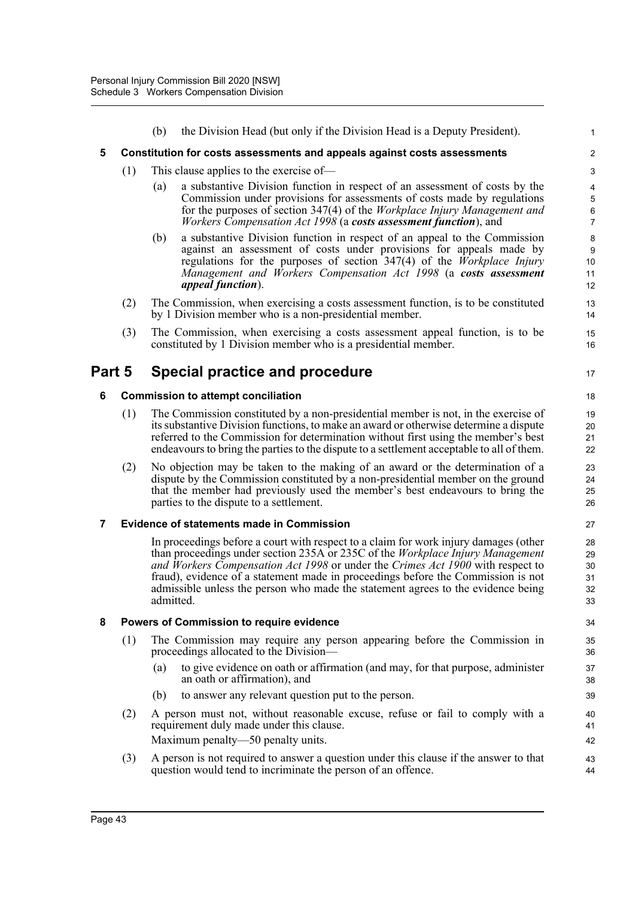(b) the Division Head (but only if the Division Head is a Deputy President).

**5 Constitution for costs assessments and appeals against costs assessments**

(1) This clause applies to the exercise of—

(a) a substantive Division function in respect of an assessment of costs by the Commission under provisions for assessments of costs made by regulations for the purposes of section 347(4) of the *Workplace Injury Management and Workers Compensation Act 1998* (a ***costs assessment function***), and

(b) a substantive Division function in respect of an appeal to the Commission against an assessment of costs under provisions for appeals made by regulations for the purposes of section 347(4) of the *Workplace Injury Management and Workers Compensation Act 1998* (a ***costs assessment appeal function***).

(2) The Commission, when exercising a costs assessment function, is to be constituted by 1 Division member who is a non-presidential member.

(3) The Commission, when exercising a costs assessment appeal function, is to be constituted by 1 Division member who is a presidential member.

## Part 5 Special practice and procedure

**6 Commission to attempt conciliation**

(1) The Commission constituted by a non-presidential member is not, in the exercise of its substantive Division functions, to make an award or otherwise determine a dispute referred to the Commission for determination without first using the member's best endeavours to bring the parties to the dispute to a settlement acceptable to all of them.

(2) No objection may be taken to the making of an award or the determination of a dispute by the Commission constituted by a non-presidential member on the ground that the member had previously used the member's best endeavours to bring the parties to the dispute to a settlement.

**7 Evidence of statements made in Commission**

In proceedings before a court with respect to a claim for work injury damages (other than proceedings under section 235A or 235C of the *Workplace Injury Management and Workers Compensation Act 1998* or under the *Crimes Act 1900* with respect to fraud), evidence of a statement made in proceedings before the Commission is not admissible unless the person who made the statement agrees to the evidence being admitted.

**8 Powers of Commission to require evidence**

(1) The Commission may require any person appearing before the Commission in proceedings allocated to the Division—

(a) to give evidence on oath or affirmation (and may, for that purpose, administer an oath or affirmation), and

(b) to answer any relevant question put to the person.

(2) A person must not, without reasonable excuse, refuse or fail to comply with a requirement duly made under this clause.

Maximum penalty—50 penalty units.

(3) A person is not required to answer a question under this clause if the answer to that question would tend to incriminate the person of an offence.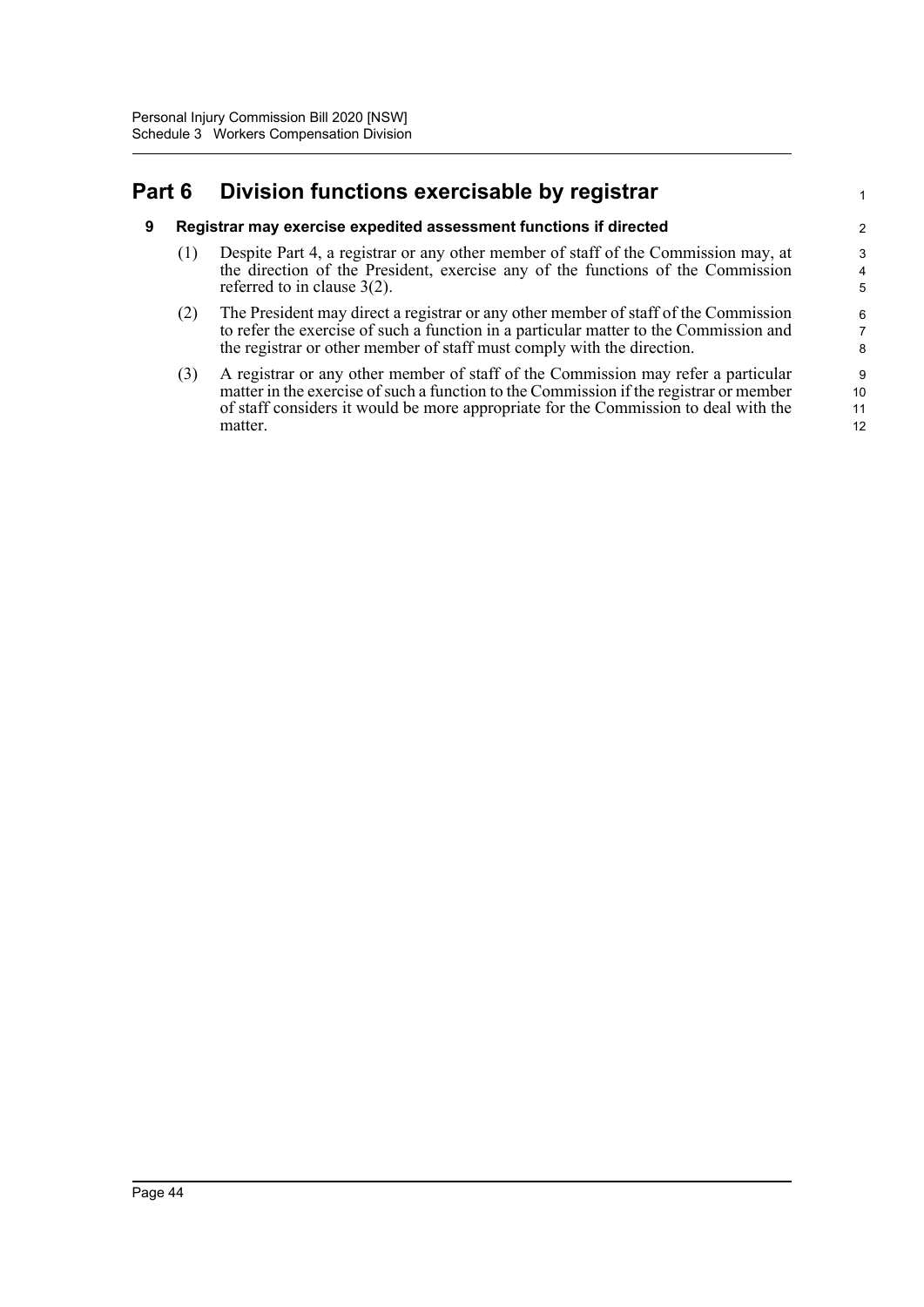## Part 6 Division functions exercisable by registrar

### 9 Registrar may exercise expedited assessment functions if directed

(1) Despite Part 4, a registrar or any other member of staff of the Commission may, at the direction of the President, exercise any of the functions of the Commission referred to in clause 3(2).

(2) The President may direct a registrar or any other member of staff of the Commission to refer the exercise of such a function in a particular matter to the Commission and the registrar or other member of staff must comply with the direction.

(3) A registrar or any other member of staff of the Commission may refer a particular matter in the exercise of such a function to the Commission if the registrar or member of staff considers it would be more appropriate for the Commission to deal with the matter.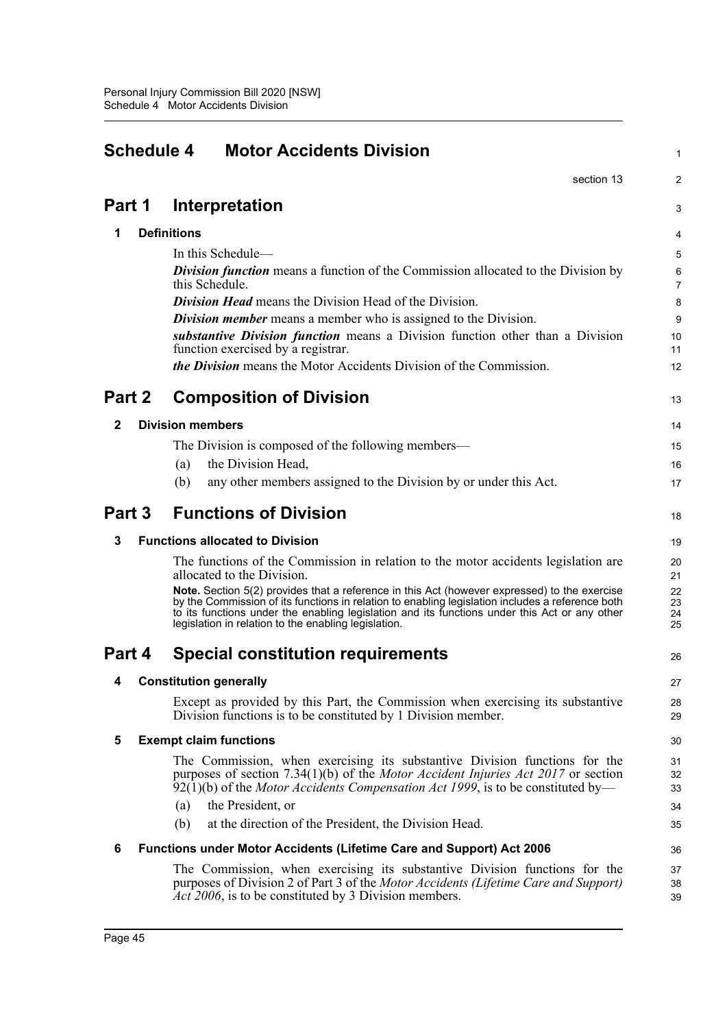# Schedule 4 Motor Accidents Division

section 13

## Part 1 Interpretation

### 1 Definitions

In this Schedule—

***Division function*** means a function of the Commission allocated to the Division by this Schedule.

***Division Head*** means the Division Head of the Division.

***Division member*** means a member who is assigned to the Division.

***substantive Division function*** means a Division function other than a Division function exercised by a registrar.

***the Division*** means the Motor Accidents Division of the Commission.

## Part 2 Composition of Division

### 2 Division members

The Division is composed of the following members—

(a) the Division Head,

(b) any other members assigned to the Division by or under this Act.

## Part 3 Functions of Division

### 3 Functions allocated to Division

The functions of the Commission in relation to the motor accidents legislation are allocated to the Division.

**Note.** Section 5(2) provides that a reference in this Act (however expressed) to the exercise by the Commission of its functions in relation to enabling legislation includes a reference both to its functions under the enabling legislation and its functions under this Act or any other legislation in relation to the enabling legislation.

## Part 4 Special constitution requirements

### 4 Constitution generally

Except as provided by this Part, the Commission when exercising its substantive Division functions is to be constituted by 1 Division member.

### 5 Exempt claim functions

The Commission, when exercising its substantive Division functions for the purposes of section 7.34(1)(b) of the *Motor Accident Injuries Act 2017* or section 92(1)(b) of the *Motor Accidents Compensation Act 1999*, is to be constituted by—

(a) the President, or

(b) at the direction of the President, the Division Head.

### 6 Functions under Motor Accidents (Lifetime Care and Support) Act 2006

The Commission, when exercising its substantive Division functions for the purposes of Division 2 of Part 3 of the *Motor Accidents (Lifetime Care and Support) Act 2006*, is to be constituted by 3 Division members.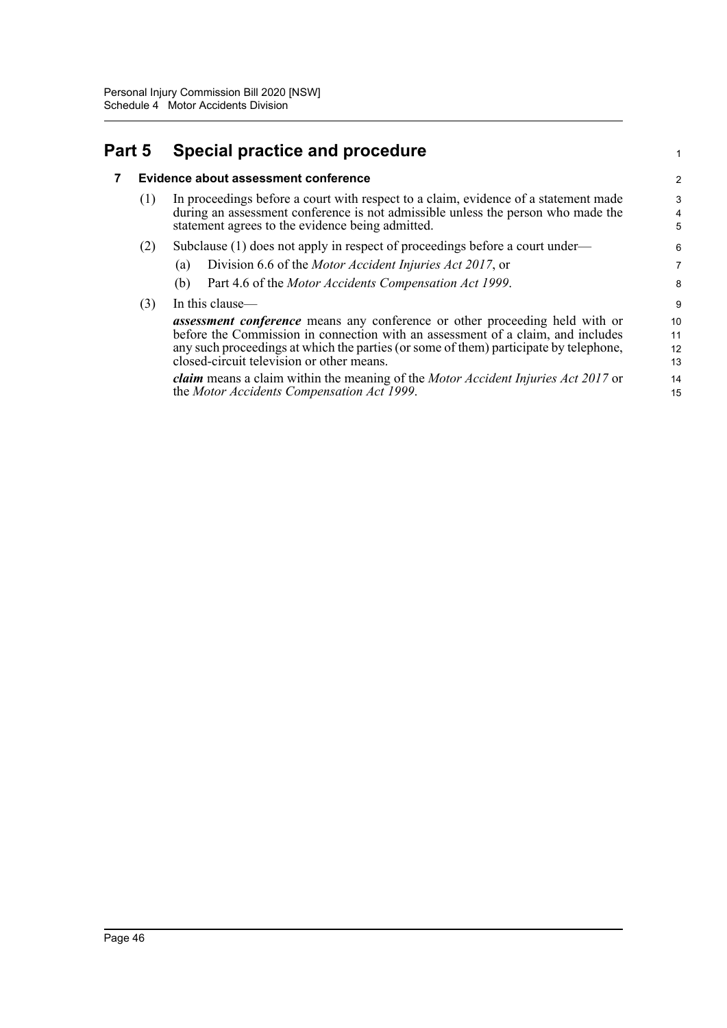# Part 5 Special practice and procedure

## 7 Evidence about assessment conference

(1) In proceedings before a court with respect to a claim, evidence of a statement made during an assessment conference is not admissible unless the person who made the statement agrees to the evidence being admitted.

(2) Subclause (1) does not apply in respect of proceedings before a court under—

(a) Division 6.6 of the *Motor Accident Injuries Act 2017*, or

(b) Part 4.6 of the *Motor Accidents Compensation Act 1999*.

(3) In this clause—

***assessment conference*** means any conference or other proceeding held with or before the Commission in connection with an assessment of a claim, and includes any such proceedings at which the parties (or some of them) participate by telephone, closed-circuit television or other means.

***claim*** means a claim within the meaning of the *Motor Accident Injuries Act 2017* or the *Motor Accidents Compensation Act 1999*.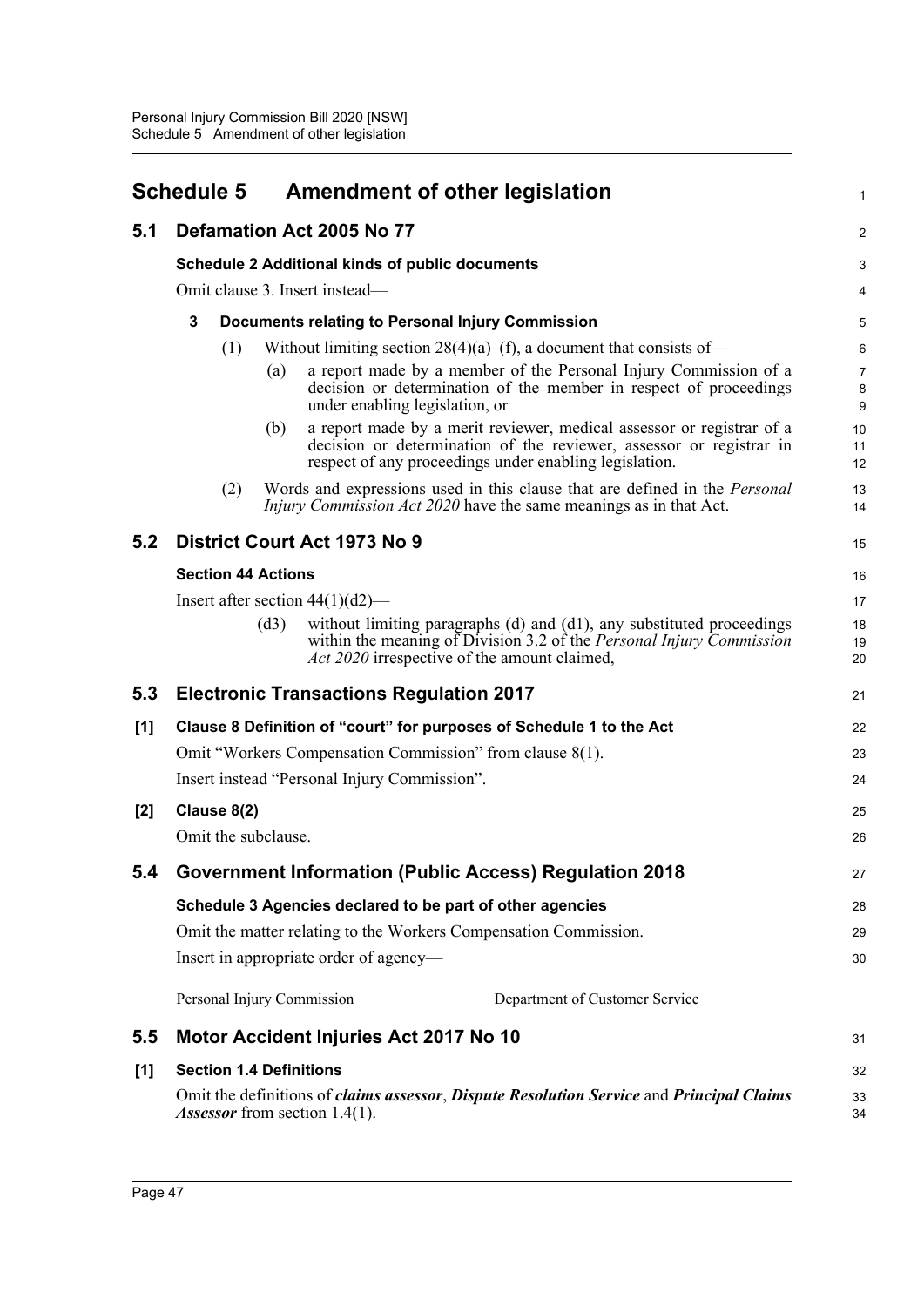# Schedule 5 Amendment of other legislation

## 5.1 Defamation Act 2005 No 77

### Schedule 2 Additional kinds of public documents

Omit clause 3. Insert instead—

**3 Documents relating to Personal Injury Commission**

(1) Without limiting section 28(4)(a)–(f), a document that consists of—

(a) a report made by a member of the Personal Injury Commission of a decision or determination of the member in respect of proceedings under enabling legislation, or

(b) a report made by a merit reviewer, medical assessor or registrar of a decision or determination of the reviewer, assessor or registrar in respect of any proceedings under enabling legislation.

(2) Words and expressions used in this clause that are defined in the *Personal Injury Commission Act 2020* have the same meanings as in that Act.

## 5.2 District Court Act 1973 No 9

### Section 44 Actions

Insert after section 44(1)(d2)—

(d3) without limiting paragraphs (d) and (d1), any substituted proceedings within the meaning of Division 3.2 of the *Personal Injury Commission Act 2020* irrespective of the amount claimed,

## 5.3 Electronic Transactions Regulation 2017

### [1] Clause 8 Definition of "court" for purposes of Schedule 1 to the Act

Omit "Workers Compensation Commission" from clause 8(1).

Insert instead "Personal Injury Commission".

### [2] Clause 8(2)

Omit the subclause.

## 5.4 Government Information (Public Access) Regulation 2018

### Schedule 3 Agencies declared to be part of other agencies

Omit the matter relating to the Workers Compensation Commission.

Insert in appropriate order of agency—

| | |
|---|---|
| Personal Injury Commission | Department of Customer Service |

## 5.5 Motor Accident Injuries Act 2017 No 10

### [1] Section 1.4 Definitions

Omit the definitions of ***claims assessor***, ***Dispute Resolution Service*** and ***Principal Claims Assessor*** from section 1.4(1).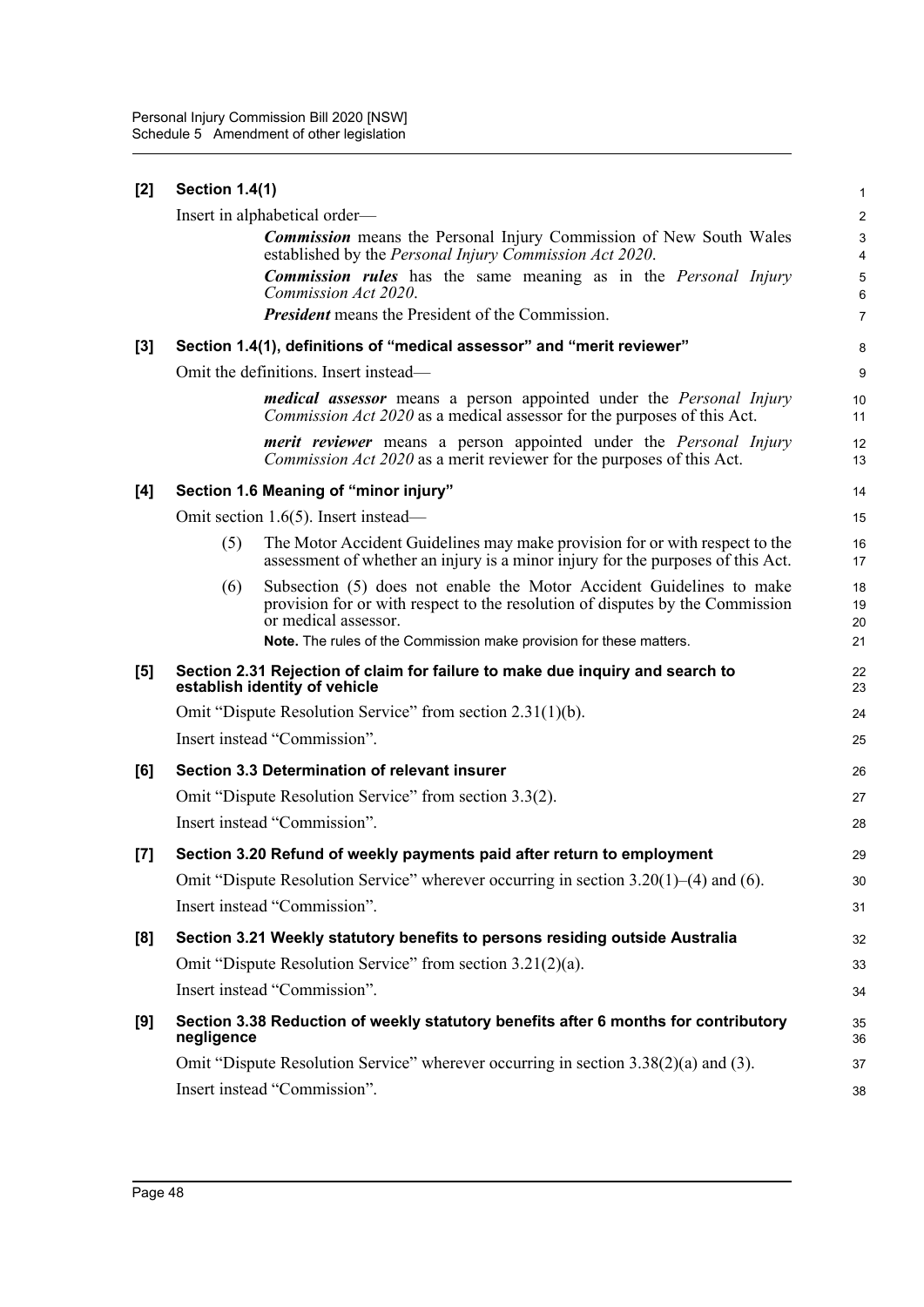**[2] Section 1.4(1)**

Insert in alphabetical order—

***Commission*** means the Personal Injury Commission of New South Wales established by the *Personal Injury Commission Act 2020*.

***Commission rules*** has the same meaning as in the *Personal Injury Commission Act 2020*.

***President*** means the President of the Commission.

**[3] Section 1.4(1), definitions of "medical assessor" and "merit reviewer"**

Omit the definitions. Insert instead—

***medical assessor*** means a person appointed under the *Personal Injury Commission Act 2020* as a medical assessor for the purposes of this Act.

***merit reviewer*** means a person appointed under the *Personal Injury Commission Act 2020* as a merit reviewer for the purposes of this Act.

**[4] Section 1.6 Meaning of "minor injury"**

Omit section 1.6(5). Insert instead—

(5) The Motor Accident Guidelines may make provision for or with respect to the assessment of whether an injury is a minor injury for the purposes of this Act.

(6) Subsection (5) does not enable the Motor Accident Guidelines to make provision for or with respect to the resolution of disputes by the Commission or medical assessor.

**Note.** The rules of the Commission make provision for these matters.

**[5] Section 2.31 Rejection of claim for failure to make due inquiry and search to establish identity of vehicle**

Omit "Dispute Resolution Service" from section 2.31(1)(b).

Insert instead "Commission".

**[6] Section 3.3 Determination of relevant insurer**

Omit "Dispute Resolution Service" from section 3.3(2).

Insert instead "Commission".

**[7] Section 3.20 Refund of weekly payments paid after return to employment**

Omit "Dispute Resolution Service" wherever occurring in section 3.20(1)–(4) and (6).

Insert instead "Commission".

**[8] Section 3.21 Weekly statutory benefits to persons residing outside Australia**

Omit "Dispute Resolution Service" from section 3.21(2)(a).

Insert instead "Commission".

**[9] Section 3.38 Reduction of weekly statutory benefits after 6 months for contributory negligence**

Omit "Dispute Resolution Service" wherever occurring in section 3.38(2)(a) and (3).

Insert instead "Commission".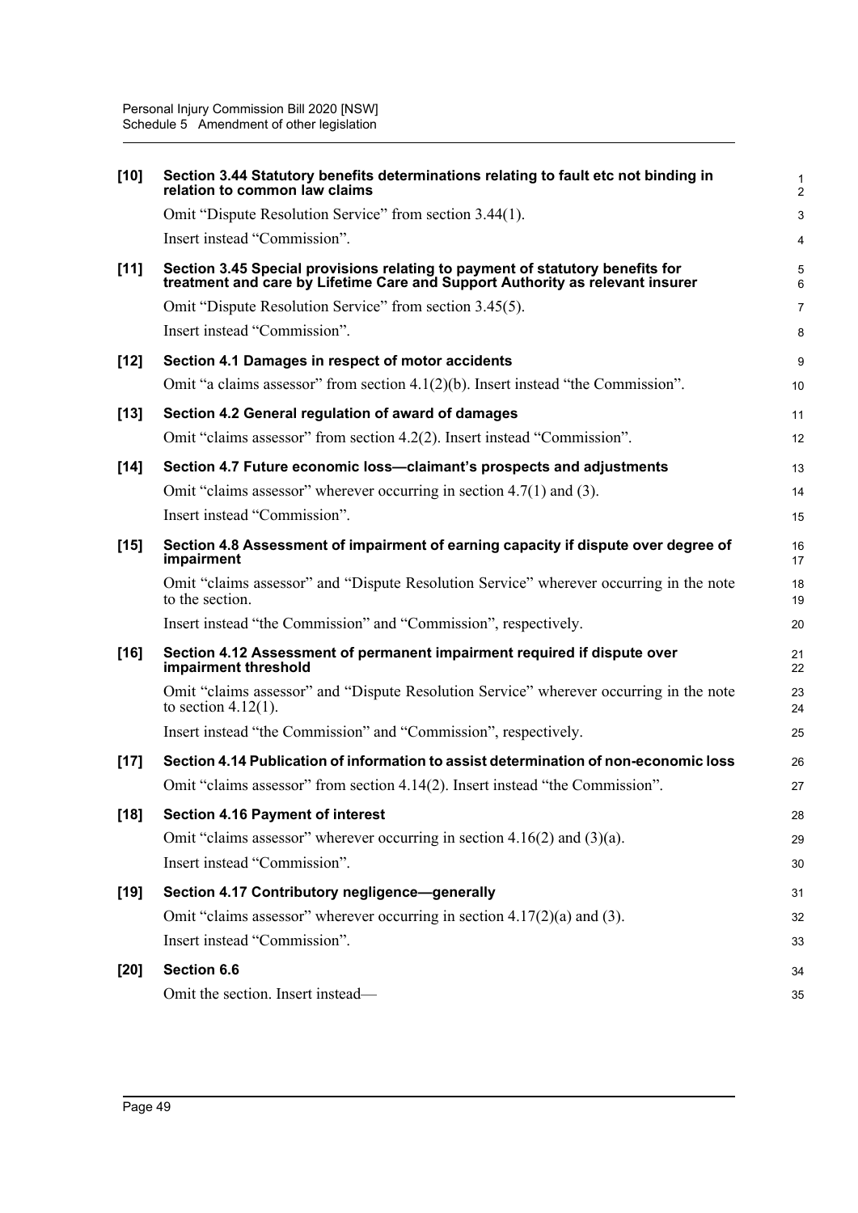**[10] Section 3.44 Statutory benefits determinations relating to fault etc not binding in relation to common law claims**

Omit "Dispute Resolution Service" from section 3.44(1).

Insert instead "Commission".

**[11] Section 3.45 Special provisions relating to payment of statutory benefits for treatment and care by Lifetime Care and Support Authority as relevant insurer**

Omit "Dispute Resolution Service" from section 3.45(5).

Insert instead "Commission".

**[12] Section 4.1 Damages in respect of motor accidents**

Omit "a claims assessor" from section 4.1(2)(b). Insert instead "the Commission".

**[13] Section 4.2 General regulation of award of damages**

Omit "claims assessor" from section 4.2(2). Insert instead "Commission".

**[14] Section 4.7 Future economic loss—claimant's prospects and adjustments**

Omit "claims assessor" wherever occurring in section 4.7(1) and (3).

Insert instead "Commission".

**[15] Section 4.8 Assessment of impairment of earning capacity if dispute over degree of impairment**

Omit "claims assessor" and "Dispute Resolution Service" wherever occurring in the note to the section.

Insert instead "the Commission" and "Commission", respectively.

**[16] Section 4.12 Assessment of permanent impairment required if dispute over impairment threshold**

Omit "claims assessor" and "Dispute Resolution Service" wherever occurring in the note to section 4.12(1).

Insert instead "the Commission" and "Commission", respectively.

**[17] Section 4.14 Publication of information to assist determination of non-economic loss**

Omit "claims assessor" from section 4.14(2). Insert instead "the Commission".

**[18] Section 4.16 Payment of interest**

Omit "claims assessor" wherever occurring in section 4.16(2) and (3)(a).

Insert instead "Commission".

**[19] Section 4.17 Contributory negligence—generally**

Omit "claims assessor" wherever occurring in section 4.17(2)(a) and (3).

Insert instead "Commission".

**[20] Section 6.6**

Omit the section. Insert instead—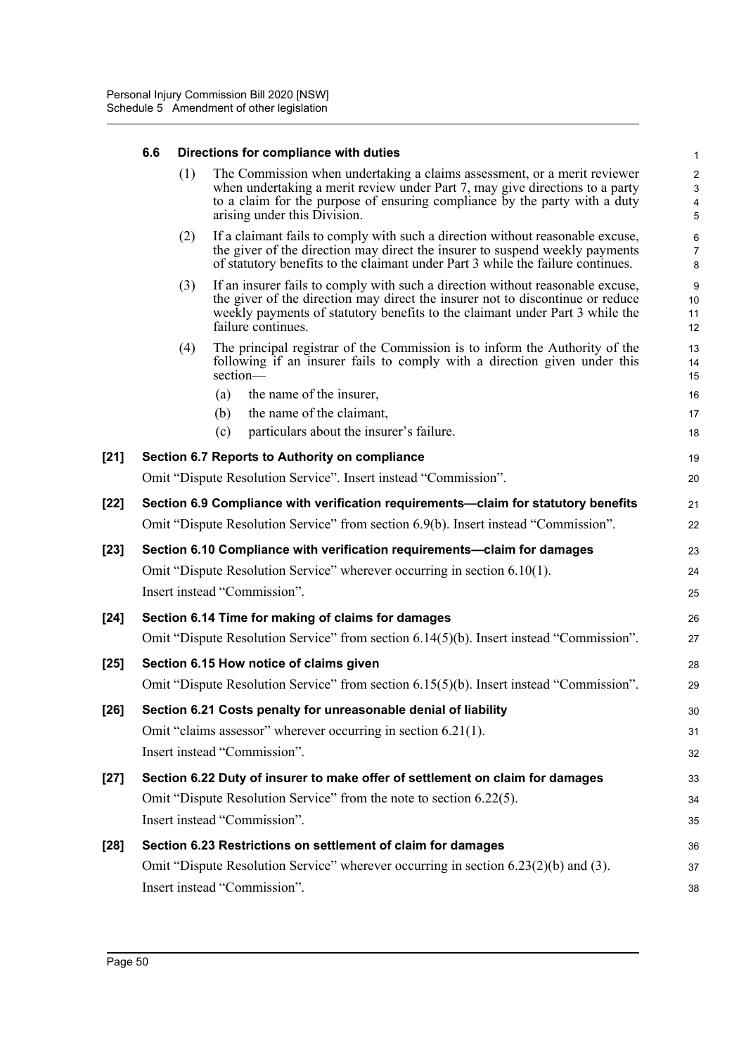#### 6.6 Directions for compliance with duties

(1) The Commission when undertaking a claims assessment, or a merit reviewer when undertaking a merit review under Part 7, may give directions to a party to a claim for the purpose of ensuring compliance by the party with a duty arising under this Division.

(2) If a claimant fails to comply with such a direction without reasonable excuse, the giver of the direction may direct the insurer to suspend weekly payments of statutory benefits to the claimant under Part 3 while the failure continues.

(3) If an insurer fails to comply with such a direction without reasonable excuse, the giver of the direction may direct the insurer not to discontinue or reduce weekly payments of statutory benefits to the claimant under Part 3 while the failure continues.

(4) The principal registrar of the Commission is to inform the Authority of the following if an insurer fails to comply with a direction given under this section—

(a) the name of the insurer,

(b) the name of the claimant,

(c) particulars about the insurer's failure.

### [21] Section 6.7 Reports to Authority on compliance

Omit "Dispute Resolution Service". Insert instead "Commission".

### [22] Section 6.9 Compliance with verification requirements—claim for statutory benefits

Omit "Dispute Resolution Service" from section 6.9(b). Insert instead "Commission".

### [23] Section 6.10 Compliance with verification requirements—claim for damages

Omit "Dispute Resolution Service" wherever occurring in section 6.10(1).

Insert instead "Commission".

### [24] Section 6.14 Time for making of claims for damages

Omit "Dispute Resolution Service" from section 6.14(5)(b). Insert instead "Commission".

### [25] Section 6.15 How notice of claims given

Omit "Dispute Resolution Service" from section 6.15(5)(b). Insert instead "Commission".

### [26] Section 6.21 Costs penalty for unreasonable denial of liability

Omit "claims assessor" wherever occurring in section 6.21(1).

Insert instead "Commission".

### [27] Section 6.22 Duty of insurer to make offer of settlement on claim for damages

Omit "Dispute Resolution Service" from the note to section 6.22(5).

Insert instead "Commission".

### [28] Section 6.23 Restrictions on settlement of claim for damages

Omit "Dispute Resolution Service" wherever occurring in section 6.23(2)(b) and (3).

Insert instead "Commission".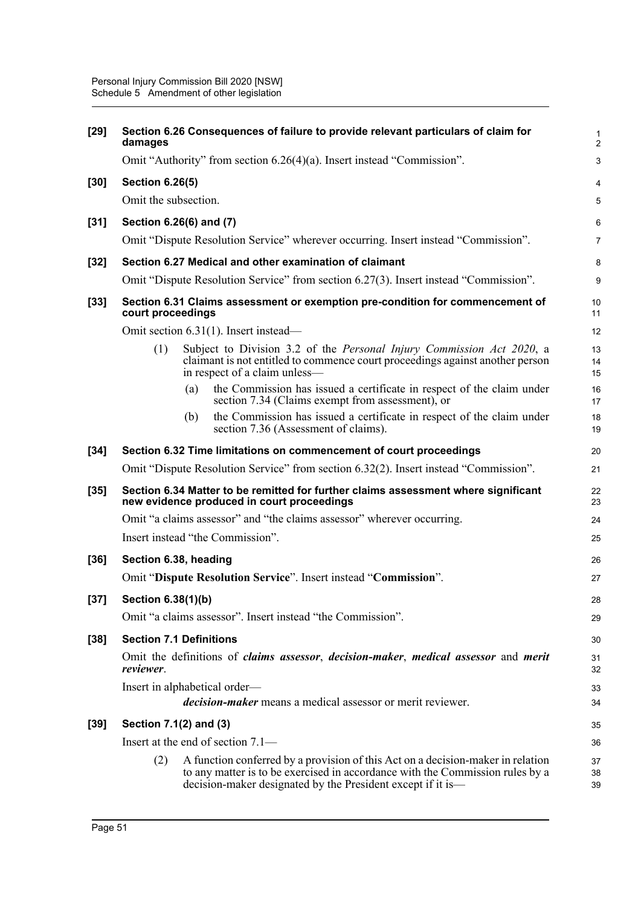**[29] Section 6.26 Consequences of failure to provide relevant particulars of claim for damages**

Omit "Authority" from section 6.26(4)(a). Insert instead "Commission".

**[30] Section 6.26(5)**

Omit the subsection.

**[31] Section 6.26(6) and (7)**

Omit "Dispute Resolution Service" wherever occurring. Insert instead "Commission".

**[32] Section 6.27 Medical and other examination of claimant**

Omit "Dispute Resolution Service" from section 6.27(3). Insert instead "Commission".

**[33] Section 6.31 Claims assessment or exemption pre-condition for commencement of court proceedings**

Omit section 6.31(1). Insert instead—

(1) Subject to Division 3.2 of the *Personal Injury Commission Act 2020*, a claimant is not entitled to commence court proceedings against another person in respect of a claim unless—

(a) the Commission has issued a certificate in respect of the claim under section 7.34 (Claims exempt from assessment), or

(b) the Commission has issued a certificate in respect of the claim under section 7.36 (Assessment of claims).

**[34] Section 6.32 Time limitations on commencement of court proceedings**

Omit "Dispute Resolution Service" from section 6.32(2). Insert instead "Commission".

**[35] Section 6.34 Matter to be remitted for further claims assessment where significant new evidence produced in court proceedings**

Omit "a claims assessor" and "the claims assessor" wherever occurring.

Insert instead "the Commission".

**[36] Section 6.38, heading**

Omit "**Dispute Resolution Service**". Insert instead "**Commission**".

**[37] Section 6.38(1)(b)**

Omit "a claims assessor". Insert instead "the Commission".

**[38] Section 7.1 Definitions**

Omit the definitions of ***claims assessor***, ***decision-maker***, ***medical assessor*** and ***merit reviewer***.

Insert in alphabetical order—

***decision-maker*** means a medical assessor or merit reviewer.

**[39] Section 7.1(2) and (3)**

Insert at the end of section 7.1—

(2) A function conferred by a provision of this Act on a decision-maker in relation to any matter is to be exercised in accordance with the Commission rules by a decision-maker designated by the President except if it is—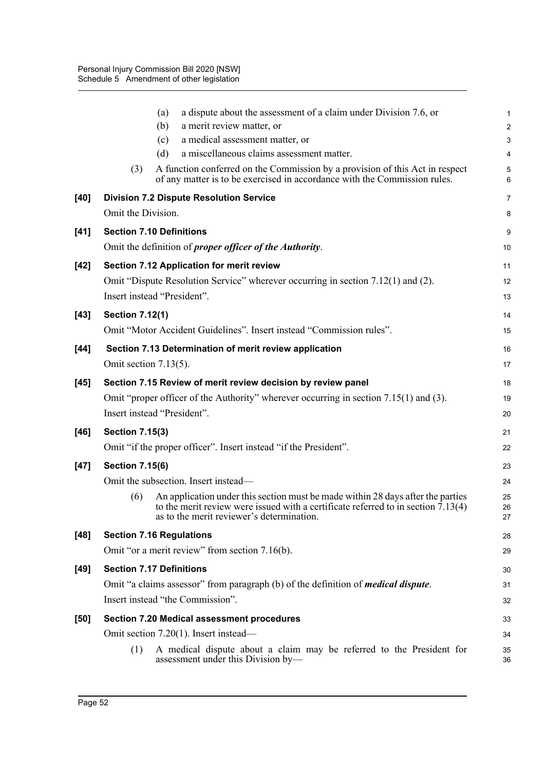(a) a dispute about the assessment of a claim under Division 7.6, or

(b) a merit review matter, or

(c) a medical assessment matter, or

(d) a miscellaneous claims assessment matter.

(3) A function conferred on the Commission by a provision of this Act in respect of any matter is to be exercised in accordance with the Commission rules.

**[40] Division 7.2 Dispute Resolution Service**

Omit the Division.

**[41] Section 7.10 Definitions**

Omit the definition of ***proper officer of the Authority***.

**[42] Section 7.12 Application for merit review**

Omit "Dispute Resolution Service" wherever occurring in section 7.12(1) and (2).

Insert instead "President".

**[43] Section 7.12(1)**

Omit "Motor Accident Guidelines". Insert instead "Commission rules".

**[44] Section 7.13 Determination of merit review application**

Omit section 7.13(5).

**[45] Section 7.15 Review of merit review decision by review panel**

Omit "proper officer of the Authority" wherever occurring in section 7.15(1) and (3).

Insert instead "President".

**[46] Section 7.15(3)**

Omit "if the proper officer". Insert instead "if the President".

**[47] Section 7.15(6)**

Omit the subsection. Insert instead—

(6) An application under this section must be made within 28 days after the parties to the merit review were issued with a certificate referred to in section 7.13(4) as to the merit reviewer's determination.

**[48] Section 7.16 Regulations**

Omit "or a merit review" from section 7.16(b).

**[49] Section 7.17 Definitions**

Omit "a claims assessor" from paragraph (b) of the definition of ***medical dispute***.

Insert instead "the Commission".

**[50] Section 7.20 Medical assessment procedures**

Omit section 7.20(1). Insert instead—

(1) A medical dispute about a claim may be referred to the President for assessment under this Division by—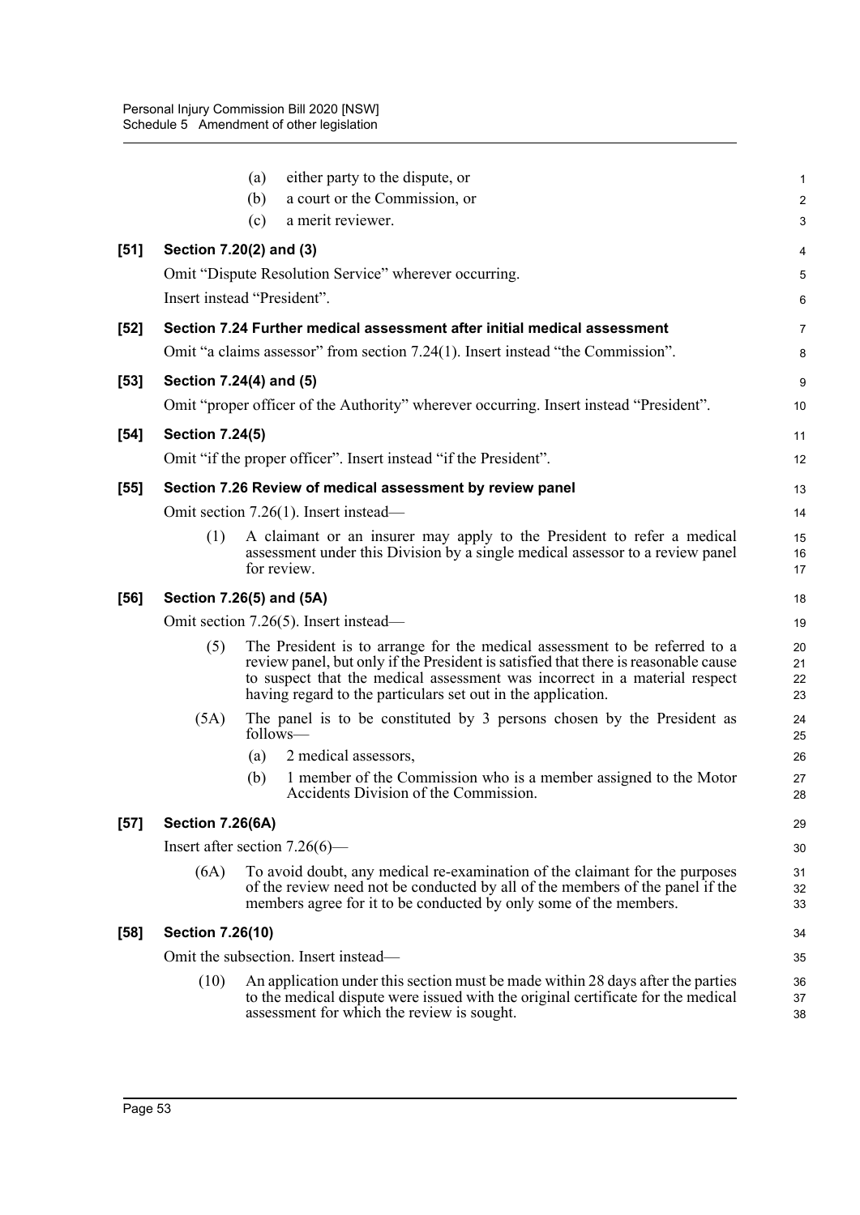(a) either party to the dispute, or

(b) a court or the Commission, or

(c) a merit reviewer.

**[51] Section 7.20(2) and (3)**

Omit "Dispute Resolution Service" wherever occurring.

Insert instead "President".

**[52] Section 7.24 Further medical assessment after initial medical assessment**

Omit "a claims assessor" from section 7.24(1). Insert instead "the Commission".

**[53] Section 7.24(4) and (5)**

Omit "proper officer of the Authority" wherever occurring. Insert instead "President".

**[54] Section 7.24(5)**

Omit "if the proper officer". Insert instead "if the President".

**[55] Section 7.26 Review of medical assessment by review panel**

Omit section 7.26(1). Insert instead—

(1) A claimant or an insurer may apply to the President to refer a medical assessment under this Division by a single medical assessor to a review panel for review.

**[56] Section 7.26(5) and (5A)**

Omit section 7.26(5). Insert instead—

(5) The President is to arrange for the medical assessment to be referred to a review panel, but only if the President is satisfied that there is reasonable cause to suspect that the medical assessment was incorrect in a material respect having regard to the particulars set out in the application.

(5A) The panel is to be constituted by 3 persons chosen by the President as follows—

(a) 2 medical assessors,

(b) 1 member of the Commission who is a member assigned to the Motor Accidents Division of the Commission.

**[57] Section 7.26(6A)**

Insert after section 7.26(6)—

(6A) To avoid doubt, any medical re-examination of the claimant for the purposes of the review need not be conducted by all of the members of the panel if the members agree for it to be conducted by only some of the members.

**[58] Section 7.26(10)**

Omit the subsection. Insert instead—

(10) An application under this section must be made within 28 days after the parties to the medical dispute were issued with the original certificate for the medical assessment for which the review is sought.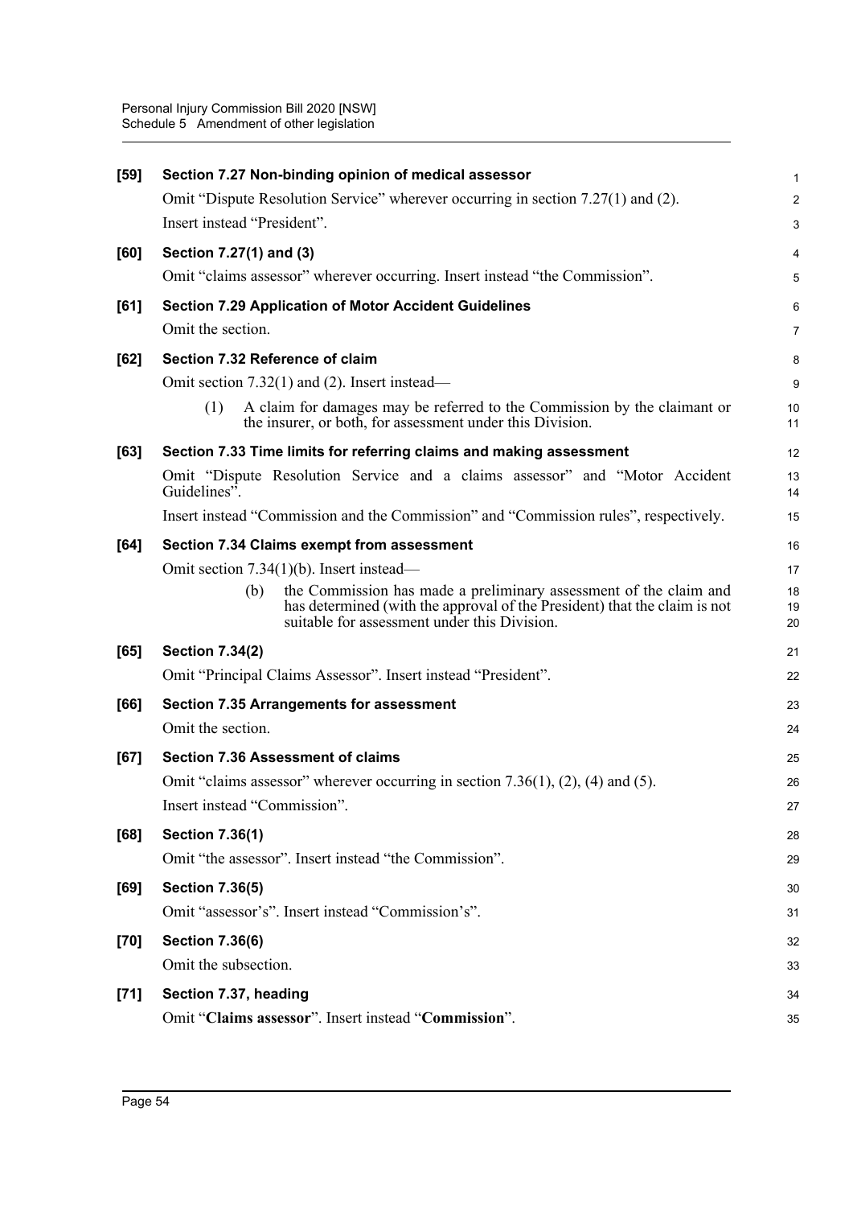**[59] Section 7.27 Non-binding opinion of medical assessor**

Omit "Dispute Resolution Service" wherever occurring in section 7.27(1) and (2).

Insert instead "President".

**[60] Section 7.27(1) and (3)**

Omit "claims assessor" wherever occurring. Insert instead "the Commission".

**[61] Section 7.29 Application of Motor Accident Guidelines**

Omit the section.

**[62] Section 7.32 Reference of claim**

Omit section 7.32(1) and (2). Insert instead—

(1) A claim for damages may be referred to the Commission by the claimant or the insurer, or both, for assessment under this Division.

**[63] Section 7.33 Time limits for referring claims and making assessment**

Omit "Dispute Resolution Service and a claims assessor" and "Motor Accident Guidelines".

Insert instead "Commission and the Commission" and "Commission rules", respectively.

**[64] Section 7.34 Claims exempt from assessment**

Omit section 7.34(1)(b). Insert instead—

(b) the Commission has made a preliminary assessment of the claim and has determined (with the approval of the President) that the claim is not suitable for assessment under this Division.

**[65] Section 7.34(2)**

Omit "Principal Claims Assessor". Insert instead "President".

**[66] Section 7.35 Arrangements for assessment**

Omit the section.

**[67] Section 7.36 Assessment of claims**

Omit "claims assessor" wherever occurring in section 7.36(1), (2), (4) and (5).

Insert instead "Commission".

**[68] Section 7.36(1)**

Omit "the assessor". Insert instead "the Commission".

**[69] Section 7.36(5)**

Omit "assessor's". Insert instead "Commission's".

**[70] Section 7.36(6)**

Omit the subsection.

**[71] Section 7.37, heading**

Omit "**Claims assessor**". Insert instead "**Commission**".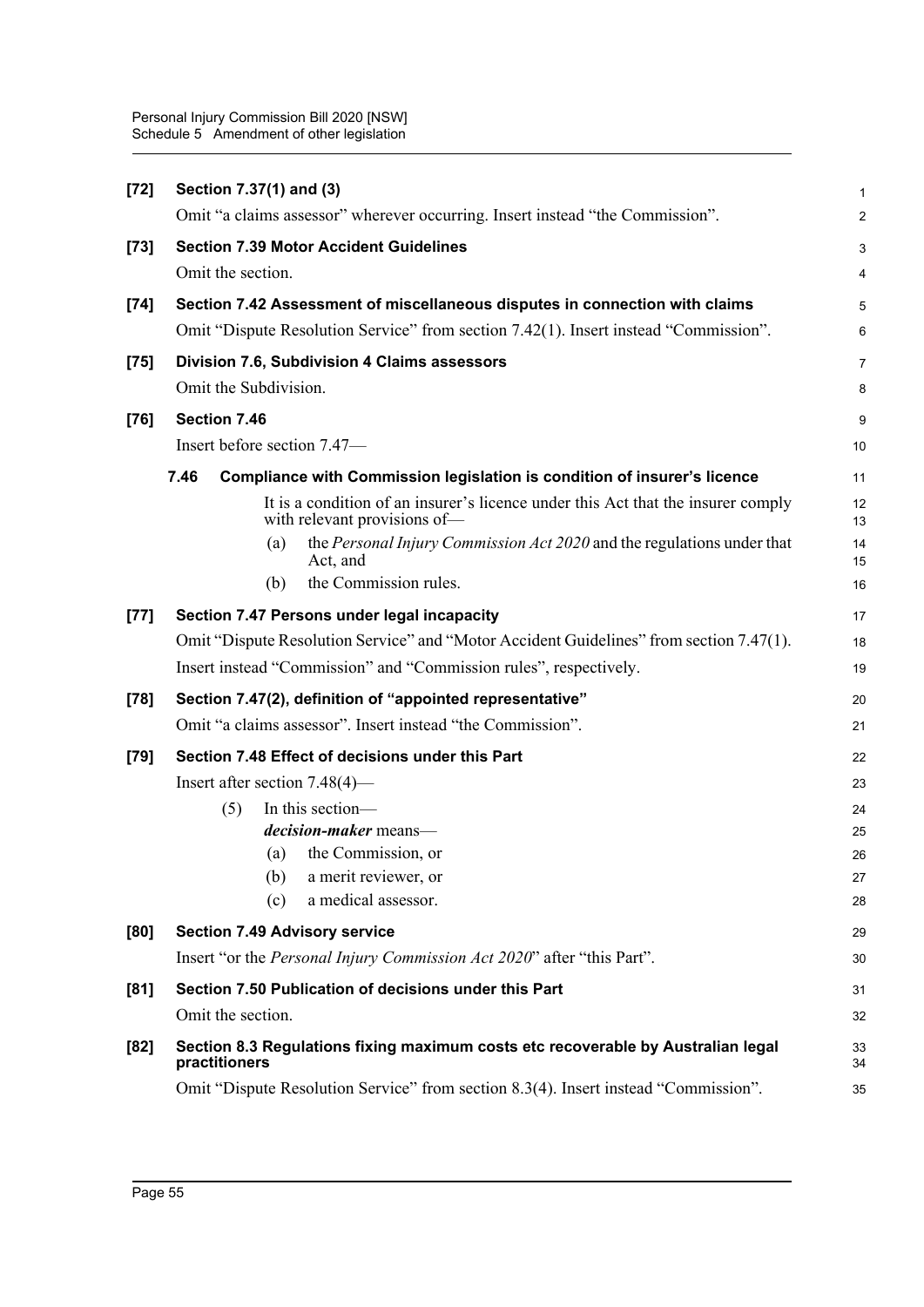**[72] Section 7.37(1) and (3)**

Omit "a claims assessor" wherever occurring. Insert instead "the Commission".

**[73] Section 7.39 Motor Accident Guidelines**

Omit the section.

**[74] Section 7.42 Assessment of miscellaneous disputes in connection with claims**

Omit "Dispute Resolution Service" from section 7.42(1). Insert instead "Commission".

**[75] Division 7.6, Subdivision 4 Claims assessors**

Omit the Subdivision.

**[76] Section 7.46**

Insert before section 7.47—

**7.46 Compliance with Commission legislation is condition of insurer's licence**

It is a condition of an insurer's licence under this Act that the insurer comply with relevant provisions of—

(a) the *Personal Injury Commission Act 2020* and the regulations under that Act, and

(b) the Commission rules.

**[77] Section 7.47 Persons under legal incapacity**

Omit "Dispute Resolution Service" and "Motor Accident Guidelines" from section 7.47(1).

Insert instead "Commission" and "Commission rules", respectively.

**[78] Section 7.47(2), definition of "appointed representative"**

Omit "a claims assessor". Insert instead "the Commission".

**[79] Section 7.48 Effect of decisions under this Part**

Insert after section 7.48(4)—

(5) In this section—

***decision-maker*** means—

(a) the Commission, or

(b) a merit reviewer, or

(c) a medical assessor.

**[80] Section 7.49 Advisory service**

Insert "or the *Personal Injury Commission Act 2020*" after "this Part".

**[81] Section 7.50 Publication of decisions under this Part**

Omit the section.

**[82] Section 8.3 Regulations fixing maximum costs etc recoverable by Australian legal practitioners**

Omit "Dispute Resolution Service" from section 8.3(4). Insert instead "Commission".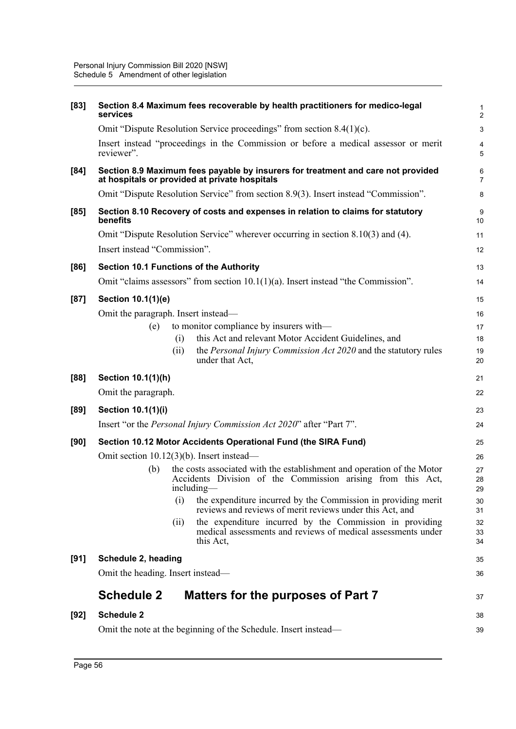**[83] Section 8.4 Maximum fees recoverable by health practitioners for medico-legal services**

Omit "Dispute Resolution Service proceedings" from section 8.4(1)(c).

Insert instead "proceedings in the Commission or before a medical assessor or merit reviewer".

**[84] Section 8.9 Maximum fees payable by insurers for treatment and care not provided at hospitals or provided at private hospitals**

Omit "Dispute Resolution Service" from section 8.9(3). Insert instead "Commission".

**[85] Section 8.10 Recovery of costs and expenses in relation to claims for statutory benefits**

Omit "Dispute Resolution Service" wherever occurring in section 8.10(3) and (4).

Insert instead "Commission".

**[86] Section 10.1 Functions of the Authority**

Omit "claims assessors" from section 10.1(1)(a). Insert instead "the Commission".

**[87] Section 10.1(1)(e)**

Omit the paragraph. Insert instead—

(e) to monitor compliance by insurers with—

(i) this Act and relevant Motor Accident Guidelines, and

(ii) the *Personal Injury Commission Act 2020* and the statutory rules under that Act,

**[88] Section 10.1(1)(h)**

Omit the paragraph.

**[89] Section 10.1(1)(i)**

Insert "or the *Personal Injury Commission Act 2020*" after "Part 7".

**[90] Section 10.12 Motor Accidents Operational Fund (the SIRA Fund)**

Omit section 10.12(3)(b). Insert instead—

(b) the costs associated with the establishment and operation of the Motor Accidents Division of the Commission arising from this Act, including—

(i) the expenditure incurred by the Commission in providing merit reviews and reviews of merit reviews under this Act, and

(ii) the expenditure incurred by the Commission in providing medical assessments and reviews of medical assessments under this Act,

**[91] Schedule 2, heading**

Omit the heading. Insert instead—

## Schedule 2 Matters for the purposes of Part 7

**[92] Schedule 2**

Omit the note at the beginning of the Schedule. Insert instead—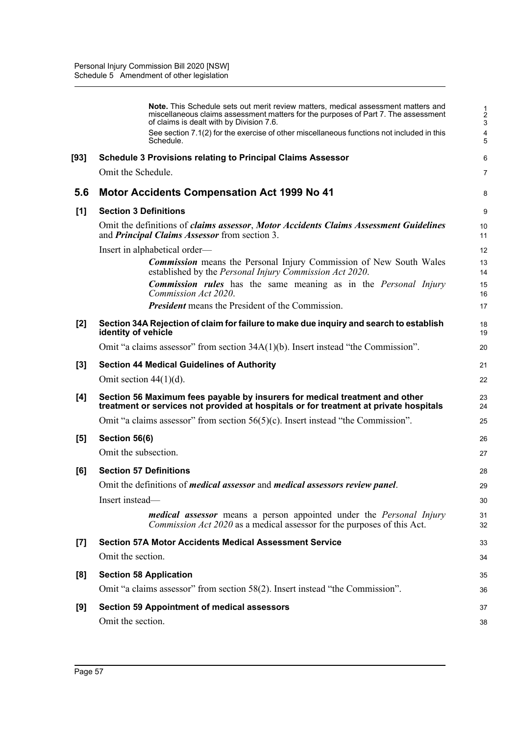**Note.** This Schedule sets out merit review matters, medical assessment matters and miscellaneous claims assessment matters for the purposes of Part 7. The assessment of claims is dealt with by Division 7.6.

See section 7.1(2) for the exercise of other miscellaneous functions not included in this Schedule.

**[93] Schedule 3 Provisions relating to Principal Claims Assessor**

Omit the Schedule.

## 5.6 Motor Accidents Compensation Act 1999 No 41

**[1] Section 3 Definitions**

Omit the definitions of ***claims assessor***, ***Motor Accidents Claims Assessment Guidelines*** and ***Principal Claims Assessor*** from section 3.

Insert in alphabetical order—

> ***Commission*** means the Personal Injury Commission of New South Wales established by the *Personal Injury Commission Act 2020*.
>
> ***Commission rules*** has the same meaning as in the *Personal Injury Commission Act 2020*.
>
> ***President*** means the President of the Commission.

**[2] Section 34A Rejection of claim for failure to make due inquiry and search to establish identity of vehicle**

Omit "a claims assessor" from section 34A(1)(b). Insert instead "the Commission".

**[3] Section 44 Medical Guidelines of Authority**

Omit section 44(1)(d).

**[4] Section 56 Maximum fees payable by insurers for medical treatment and other treatment or services not provided at hospitals or for treatment at private hospitals**

Omit "a claims assessor" from section 56(5)(c). Insert instead "the Commission".

**[5] Section 56(6)**

Omit the subsection.

**[6] Section 57 Definitions**

Omit the definitions of ***medical assessor*** and ***medical assessors review panel***.

Insert instead—

> ***medical assessor*** means a person appointed under the *Personal Injury Commission Act 2020* as a medical assessor for the purposes of this Act.

**[7] Section 57A Motor Accidents Medical Assessment Service**

Omit the section.

**[8] Section 58 Application**

Omit "a claims assessor" from section 58(2). Insert instead "the Commission".

**[9] Section 59 Appointment of medical assessors**

Omit the section.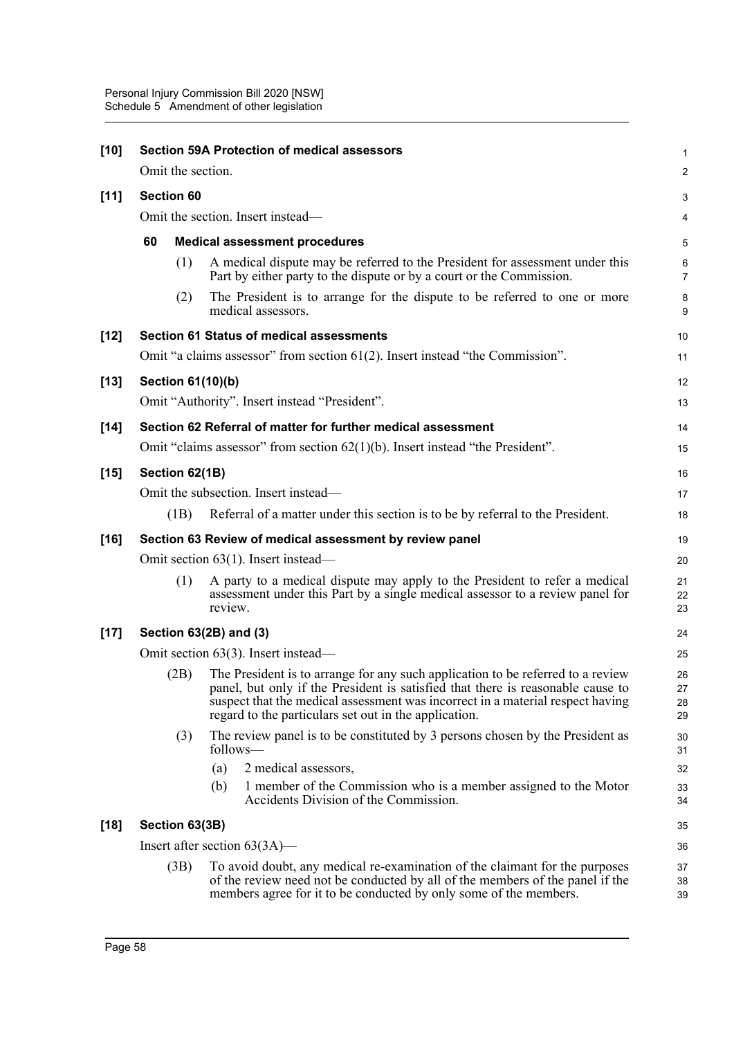**[10] Section 59A Protection of medical assessors**

Omit the section.

**[11] Section 60**

Omit the section. Insert instead—

**60 Medical assessment procedures**

(1) A medical dispute may be referred to the President for assessment under this Part by either party to the dispute or by a court or the Commission.

(2) The President is to arrange for the dispute to be referred to one or more medical assessors.

**[12] Section 61 Status of medical assessments**

Omit "a claims assessor" from section 61(2). Insert instead "the Commission".

**[13] Section 61(10)(b)**

Omit "Authority". Insert instead "President".

**[14] Section 62 Referral of matter for further medical assessment**

Omit "claims assessor" from section 62(1)(b). Insert instead "the President".

**[15] Section 62(1B)**

Omit the subsection. Insert instead—

(1B) Referral of a matter under this section is to be by referral to the President.

**[16] Section 63 Review of medical assessment by review panel**

Omit section 63(1). Insert instead—

(1) A party to a medical dispute may apply to the President to refer a medical assessment under this Part by a single medical assessor to a review panel for review.

**[17] Section 63(2B) and (3)**

Omit section 63(3). Insert instead—

(2B) The President is to arrange for any such application to be referred to a review panel, but only if the President is satisfied that there is reasonable cause to suspect that the medical assessment was incorrect in a material respect having regard to the particulars set out in the application.

(3) The review panel is to be constituted by 3 persons chosen by the President as follows—

(a) 2 medical assessors,

(b) 1 member of the Commission who is a member assigned to the Motor Accidents Division of the Commission.

**[18] Section 63(3B)**

Insert after section 63(3A)—

(3B) To avoid doubt, any medical re-examination of the claimant for the purposes of the review need not be conducted by all of the members of the panel if the members agree for it to be conducted by only some of the members.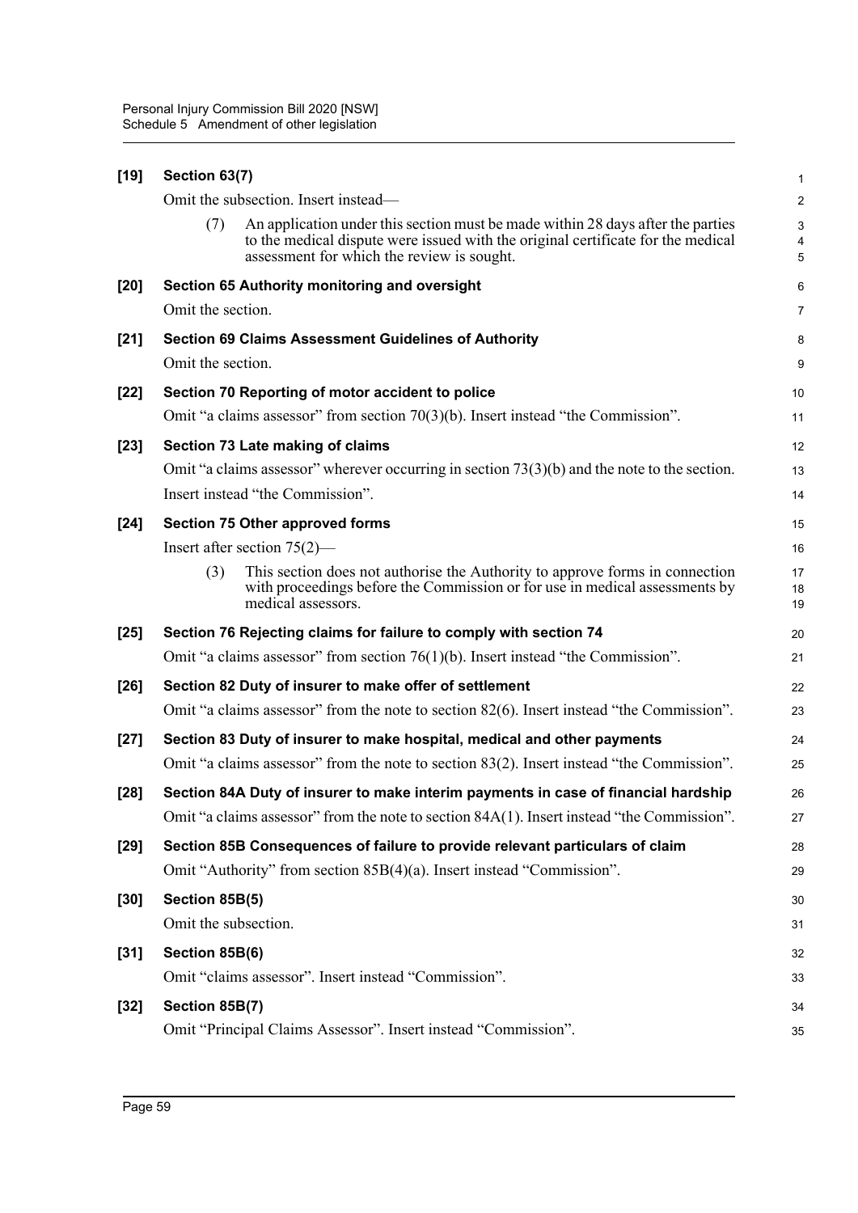**[19] Section 63(7)**

Omit the subsection. Insert instead—

(7) An application under this section must be made within 28 days after the parties to the medical dispute were issued with the original certificate for the medical assessment for which the review is sought.

**[20] Section 65 Authority monitoring and oversight**

Omit the section.

**[21] Section 69 Claims Assessment Guidelines of Authority**

Omit the section.

**[22] Section 70 Reporting of motor accident to police**

Omit "a claims assessor" from section 70(3)(b). Insert instead "the Commission".

**[23] Section 73 Late making of claims**

Omit "a claims assessor" wherever occurring in section 73(3)(b) and the note to the section.

Insert instead "the Commission".

**[24] Section 75 Other approved forms**

Insert after section 75(2)—

(3) This section does not authorise the Authority to approve forms in connection with proceedings before the Commission or for use in medical assessments by medical assessors.

**[25] Section 76 Rejecting claims for failure to comply with section 74**

Omit "a claims assessor" from section 76(1)(b). Insert instead "the Commission".

**[26] Section 82 Duty of insurer to make offer of settlement**

Omit "a claims assessor" from the note to section 82(6). Insert instead "the Commission".

**[27] Section 83 Duty of insurer to make hospital, medical and other payments**

Omit "a claims assessor" from the note to section 83(2). Insert instead "the Commission".

**[28] Section 84A Duty of insurer to make interim payments in case of financial hardship**

Omit "a claims assessor" from the note to section 84A(1). Insert instead "the Commission".

**[29] Section 85B Consequences of failure to provide relevant particulars of claim**

Omit "Authority" from section 85B(4)(a). Insert instead "Commission".

**[30] Section 85B(5)**

Omit the subsection.

**[31] Section 85B(6)**

Omit "claims assessor". Insert instead "Commission".

**[32] Section 85B(7)**

Omit "Principal Claims Assessor". Insert instead "Commission".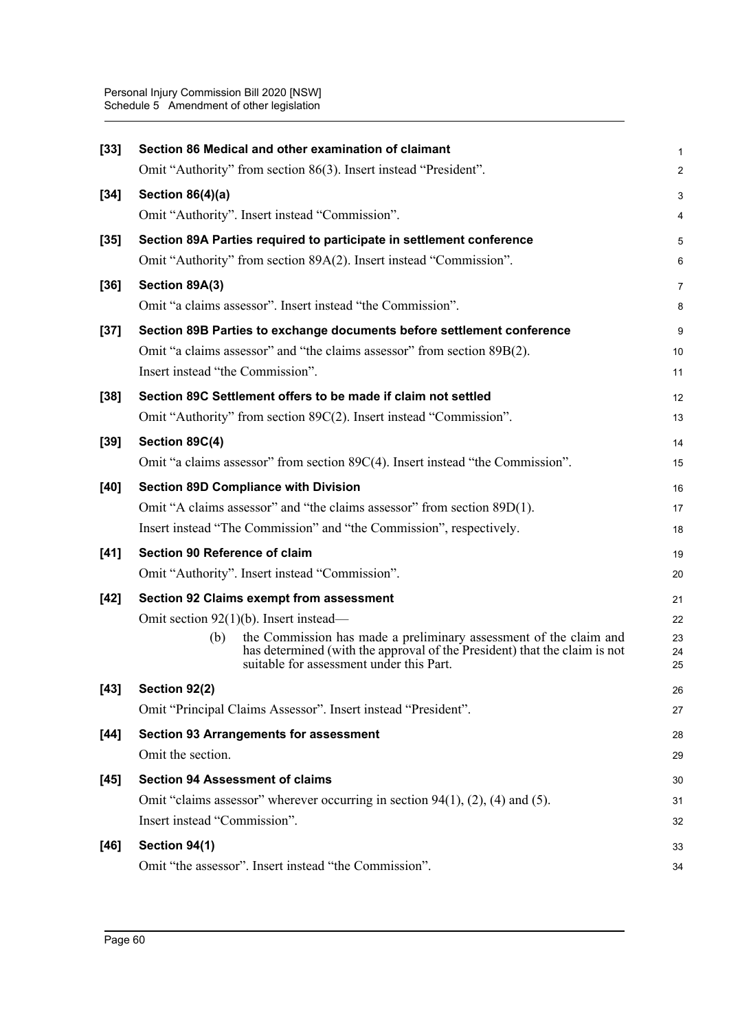**[33] Section 86 Medical and other examination of claimant**

Omit "Authority" from section 86(3). Insert instead "President".

**[34] Section 86(4)(a)**

Omit "Authority". Insert instead "Commission".

**[35] Section 89A Parties required to participate in settlement conference**

Omit "Authority" from section 89A(2). Insert instead "Commission".

**[36] Section 89A(3)**

Omit "a claims assessor". Insert instead "the Commission".

**[37] Section 89B Parties to exchange documents before settlement conference**

Omit "a claims assessor" and "the claims assessor" from section 89B(2).

Insert instead "the Commission".

**[38] Section 89C Settlement offers to be made if claim not settled**

Omit "Authority" from section 89C(2). Insert instead "Commission".

**[39] Section 89C(4)**

Omit "a claims assessor" from section 89C(4). Insert instead "the Commission".

**[40] Section 89D Compliance with Division**

Omit "A claims assessor" and "the claims assessor" from section 89D(1).

Insert instead "The Commission" and "the Commission", respectively.

**[41] Section 90 Reference of claim**

Omit "Authority". Insert instead "Commission".

**[42] Section 92 Claims exempt from assessment**

Omit section 92(1)(b). Insert instead—

(b) the Commission has made a preliminary assessment of the claim and has determined (with the approval of the President) that the claim is not suitable for assessment under this Part.

**[43] Section 92(2)**

Omit "Principal Claims Assessor". Insert instead "President".

**[44] Section 93 Arrangements for assessment**

Omit the section.

**[45] Section 94 Assessment of claims**

Omit "claims assessor" wherever occurring in section 94(1), (2), (4) and (5).

Insert instead "Commission".

**[46] Section 94(1)**

Omit "the assessor". Insert instead "the Commission".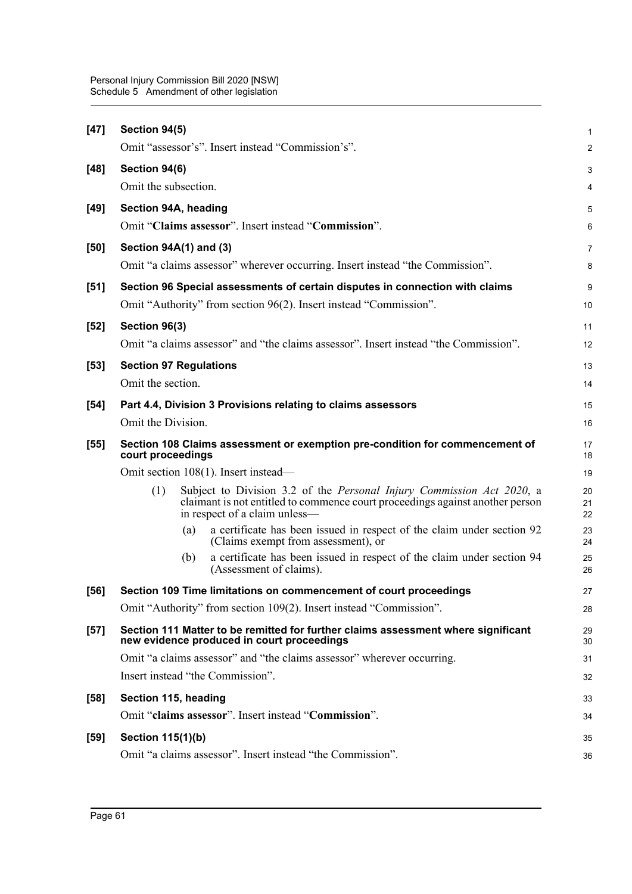**[47] Section 94(5)**

Omit "assessor's". Insert instead "Commission's".

**[48] Section 94(6)**

Omit the subsection.

**[49] Section 94A, heading**

Omit "**Claims assessor**". Insert instead "**Commission**".

**[50] Section 94A(1) and (3)**

Omit "a claims assessor" wherever occurring. Insert instead "the Commission".

**[51] Section 96 Special assessments of certain disputes in connection with claims**

Omit "Authority" from section 96(2). Insert instead "Commission".

**[52] Section 96(3)**

Omit "a claims assessor" and "the claims assessor". Insert instead "the Commission".

**[53] Section 97 Regulations**

Omit the section.

**[54] Part 4.4, Division 3 Provisions relating to claims assessors**

Omit the Division.

**[55] Section 108 Claims assessment or exemption pre-condition for commencement of court proceedings**

Omit section 108(1). Insert instead—

(1) Subject to Division 3.2 of the *Personal Injury Commission Act 2020*, a claimant is not entitled to commence court proceedings against another person in respect of a claim unless—

(a) a certificate has been issued in respect of the claim under section 92 (Claims exempt from assessment), or

(b) a certificate has been issued in respect of the claim under section 94 (Assessment of claims).

**[56] Section 109 Time limitations on commencement of court proceedings**

Omit "Authority" from section 109(2). Insert instead "Commission".

**[57] Section 111 Matter to be remitted for further claims assessment where significant new evidence produced in court proceedings**

Omit "a claims assessor" and "the claims assessor" wherever occurring.

Insert instead "the Commission".

**[58] Section 115, heading**

Omit "**claims assessor**". Insert instead "**Commission**".

**[59] Section 115(1)(b)**

Omit "a claims assessor". Insert instead "the Commission".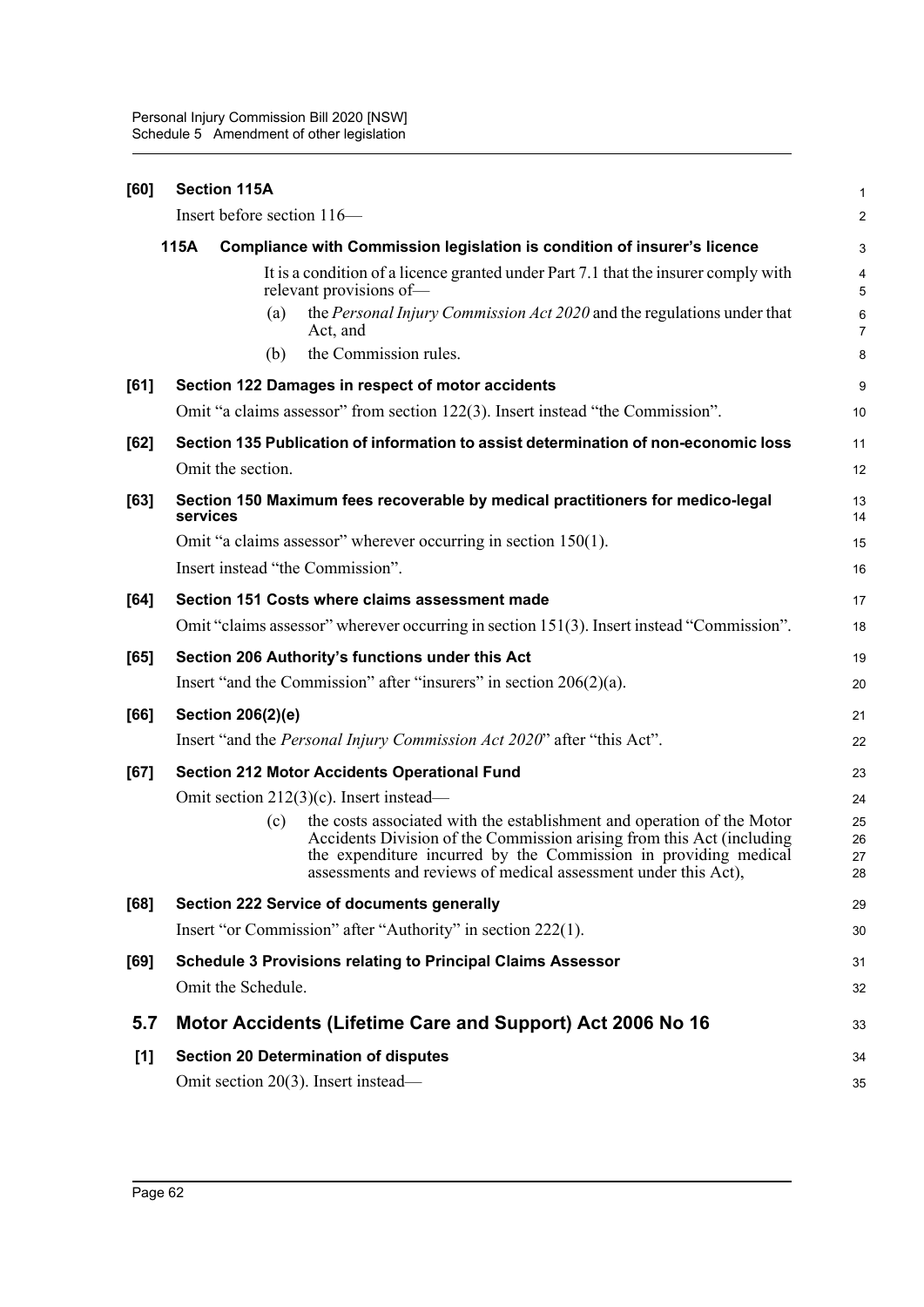**[60] Section 115A**

Insert before section 116—

**115A Compliance with Commission legislation is condition of insurer's licence**

It is a condition of a licence granted under Part 7.1 that the insurer comply with relevant provisions of—

(a) the *Personal Injury Commission Act 2020* and the regulations under that Act, and

(b) the Commission rules.

**[61] Section 122 Damages in respect of motor accidents**

Omit "a claims assessor" from section 122(3). Insert instead "the Commission".

**[62] Section 135 Publication of information to assist determination of non-economic loss**

Omit the section.

**[63] Section 150 Maximum fees recoverable by medical practitioners for medico-legal services**

Omit "a claims assessor" wherever occurring in section 150(1).

Insert instead "the Commission".

**[64] Section 151 Costs where claims assessment made**

Omit "claims assessor" wherever occurring in section 151(3). Insert instead "Commission".

**[65] Section 206 Authority's functions under this Act**

Insert "and the Commission" after "insurers" in section 206(2)(a).

**[66] Section 206(2)(e)**

Insert "and the *Personal Injury Commission Act 2020*" after "this Act".

**[67] Section 212 Motor Accidents Operational Fund**

Omit section 212(3)(c). Insert instead—

(c) the costs associated with the establishment and operation of the Motor Accidents Division of the Commission arising from this Act (including the expenditure incurred by the Commission in providing medical assessments and reviews of medical assessment under this Act),

**[68] Section 222 Service of documents generally**

Insert "or Commission" after "Authority" in section 222(1).

**[69] Schedule 3 Provisions relating to Principal Claims Assessor**

Omit the Schedule.

## 5.7 Motor Accidents (Lifetime Care and Support) Act 2006 No 16

**[1] Section 20 Determination of disputes**

Omit section 20(3). Insert instead—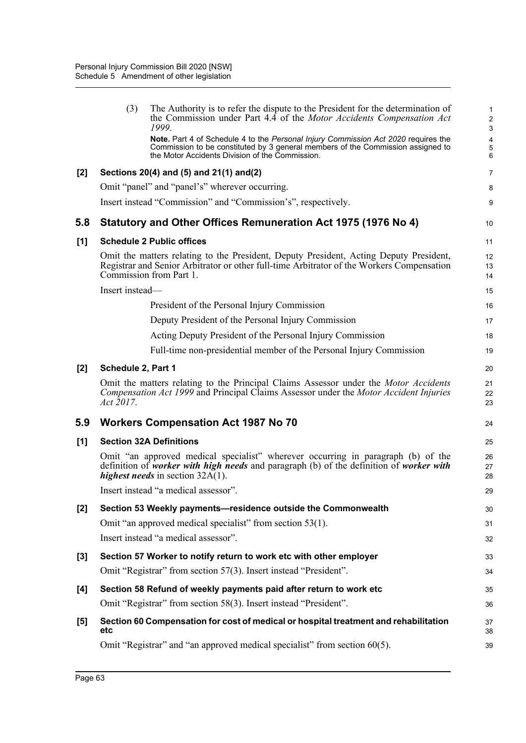(3) The Authority is to refer the dispute to the President for the determination of the Commission under Part 4.4 of the *Motor Accidents Compensation Act 1999*.

**Note.** Part 4 of Schedule 4 to the *Personal Injury Commission Act 2020* requires the Commission to be constituted by 3 general members of the Commission assigned to the Motor Accidents Division of the Commission.

**[2] Sections 20(4) and (5) and 21(1) and(2)**

Omit "panel" and "panel's" wherever occurring.

Insert instead "Commission" and "Commission's", respectively.

## 5.8 Statutory and Other Offices Remuneration Act 1975 (1976 No 4)

**[1] Schedule 2 Public offices**

Omit the matters relating to the President, Deputy President, Acting Deputy President, Registrar and Senior Arbitrator or other full-time Arbitrator of the Workers Compensation Commission from Part 1.

Insert instead—

President of the Personal Injury Commission

Deputy President of the Personal Injury Commission

Acting Deputy President of the Personal Injury Commission

Full-time non-presidential member of the Personal Injury Commission

**[2] Schedule 2, Part 1**

Omit the matters relating to the Principal Claims Assessor under the *Motor Accidents Compensation Act 1999* and Principal Claims Assessor under the *Motor Accident Injuries Act 2017*.

## 5.9 Workers Compensation Act 1987 No 70

**[1] Section 32A Definitions**

Omit "an approved medical specialist" wherever occurring in paragraph (b) of the definition of ***worker with high needs*** and paragraph (b) of the definition of ***worker with highest needs*** in section 32A(1).

Insert instead "a medical assessor".

**[2] Section 53 Weekly payments—residence outside the Commonwealth**

Omit "an approved medical specialist" from section 53(1).

Insert instead "a medical assessor".

**[3] Section 57 Worker to notify return to work etc with other employer**

Omit "Registrar" from section 57(3). Insert instead "President".

**[4] Section 58 Refund of weekly payments paid after return to work etc**

Omit "Registrar" from section 58(3). Insert instead "President".

**[5] Section 60 Compensation for cost of medical or hospital treatment and rehabilitation etc**

Omit "Registrar" and "an approved medical specialist" from section 60(5).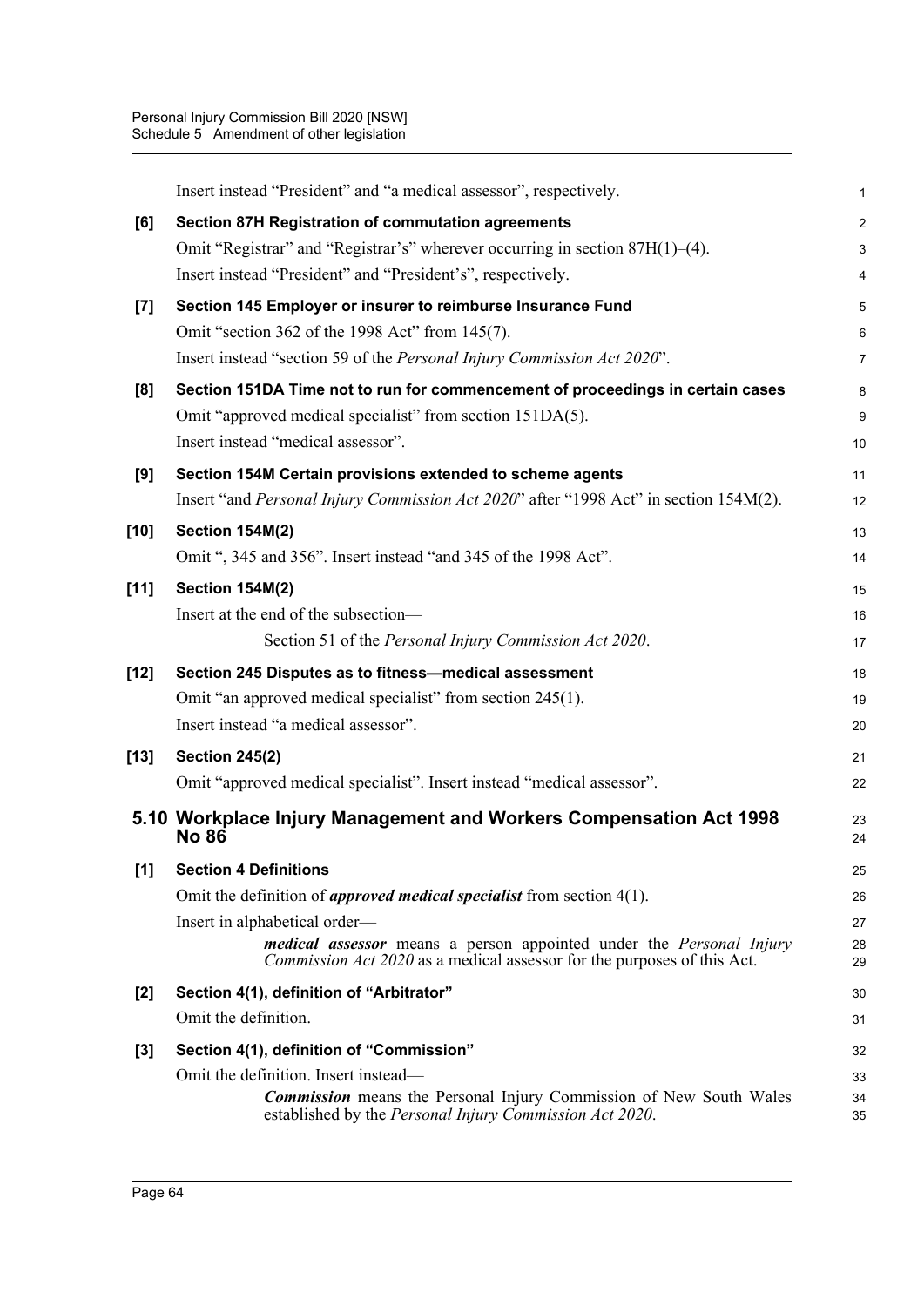Insert instead "President" and "a medical assessor", respectively.

**[6] Section 87H Registration of commutation agreements**

Omit "Registrar" and "Registrar's" wherever occurring in section 87H(1)–(4).

Insert instead "President" and "President's", respectively.

**[7] Section 145 Employer or insurer to reimburse Insurance Fund**

Omit "section 362 of the 1998 Act" from 145(7).

Insert instead "section 59 of the *Personal Injury Commission Act 2020*".

**[8] Section 151DA Time not to run for commencement of proceedings in certain cases**

Omit "approved medical specialist" from section 151DA(5).

Insert instead "medical assessor".

**[9] Section 154M Certain provisions extended to scheme agents**

Insert "and *Personal Injury Commission Act 2020*" after "1998 Act" in section 154M(2).

**[10] Section 154M(2)**

Omit ", 345 and 356". Insert instead "and 345 of the 1998 Act".

**[11] Section 154M(2)**

Insert at the end of the subsection—

> Section 51 of the *Personal Injury Commission Act 2020*.

**[12] Section 245 Disputes as to fitness—medical assessment**

Omit "an approved medical specialist" from section 245(1).

Insert instead "a medical assessor".

**[13] Section 245(2)**

Omit "approved medical specialist". Insert instead "medical assessor".

## 5.10 Workplace Injury Management and Workers Compensation Act 1998 No 86

**[1] Section 4 Definitions**

Omit the definition of ***approved medical specialist*** from section 4(1).

Insert in alphabetical order—

> ***medical assessor*** means a person appointed under the *Personal Injury Commission Act 2020* as a medical assessor for the purposes of this Act.

**[2] Section 4(1), definition of "Arbitrator"**

Omit the definition.

**[3] Section 4(1), definition of "Commission"**

Omit the definition. Insert instead—

> ***Commission*** means the Personal Injury Commission of New South Wales established by the *Personal Injury Commission Act 2020*.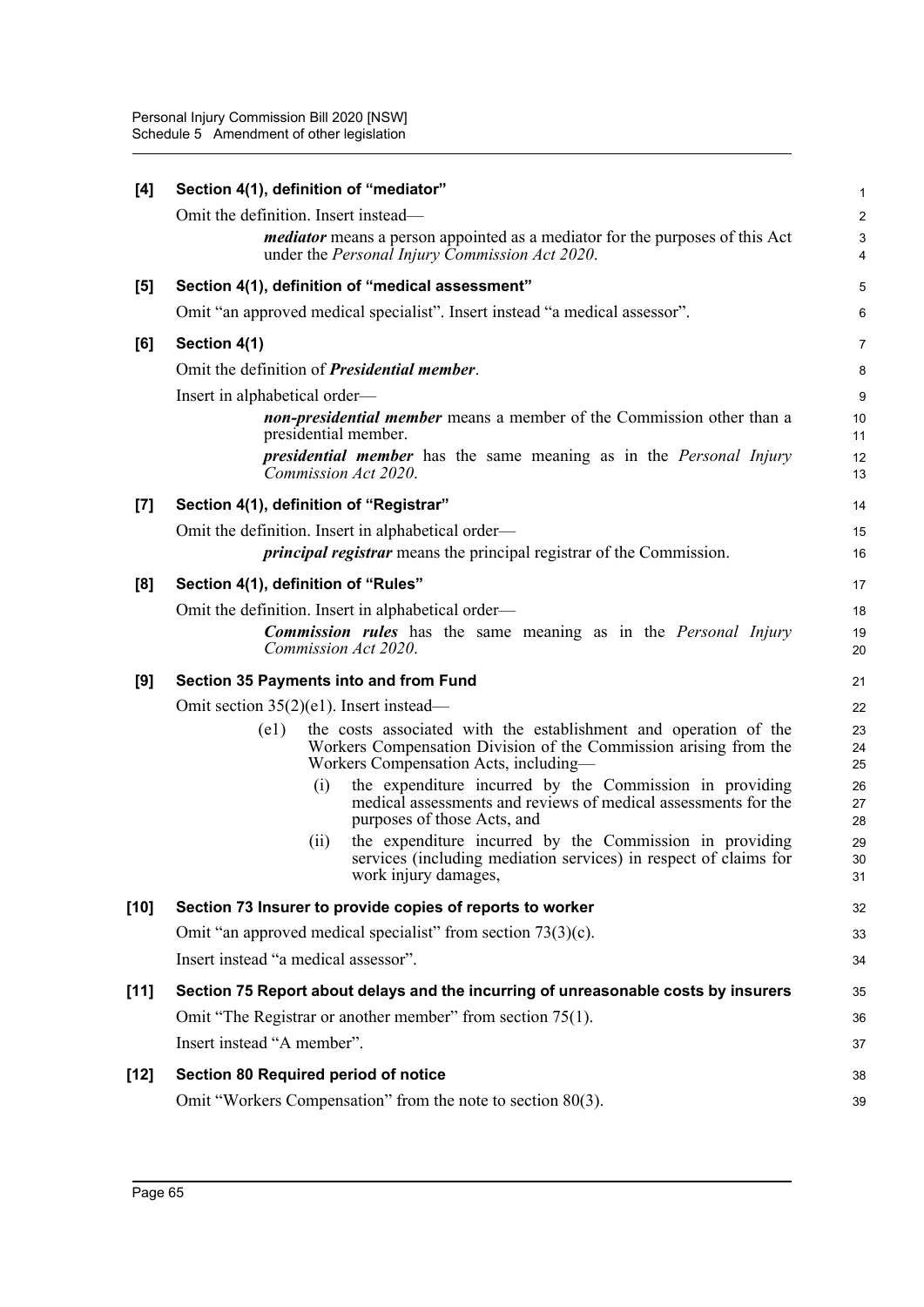**[4] Section 4(1), definition of "mediator"**

Omit the definition. Insert instead—

> ***mediator*** means a person appointed as a mediator for the purposes of this Act under the *Personal Injury Commission Act 2020*.

**[5] Section 4(1), definition of "medical assessment"**

Omit "an approved medical specialist". Insert instead "a medical assessor".

**[6] Section 4(1)**

Omit the definition of ***Presidential member***.

Insert in alphabetical order—

> ***non-presidential member*** means a member of the Commission other than a presidential member.
>
> ***presidential member*** has the same meaning as in the *Personal Injury Commission Act 2020*.

**[7] Section 4(1), definition of "Registrar"**

Omit the definition. Insert in alphabetical order—

> ***principal registrar*** means the principal registrar of the Commission.

**[8] Section 4(1), definition of "Rules"**

Omit the definition. Insert in alphabetical order—

> ***Commission rules*** has the same meaning as in the *Personal Injury Commission Act 2020*.

**[9] Section 35 Payments into and from Fund**

Omit section 35(2)(e1). Insert instead—

> (e1) the costs associated with the establishment and operation of the Workers Compensation Division of the Commission arising from the Workers Compensation Acts, including—
>
> (i) the expenditure incurred by the Commission in providing medical assessments and reviews of medical assessments for the purposes of those Acts, and
>
> (ii) the expenditure incurred by the Commission in providing services (including mediation services) in respect of claims for work injury damages,

**[10] Section 73 Insurer to provide copies of reports to worker**

Omit "an approved medical specialist" from section 73(3)(c).

Insert instead "a medical assessor".

**[11] Section 75 Report about delays and the incurring of unreasonable costs by insurers**

Omit "The Registrar or another member" from section 75(1).

Insert instead "A member".

**[12] Section 80 Required period of notice**

Omit "Workers Compensation" from the note to section 80(3).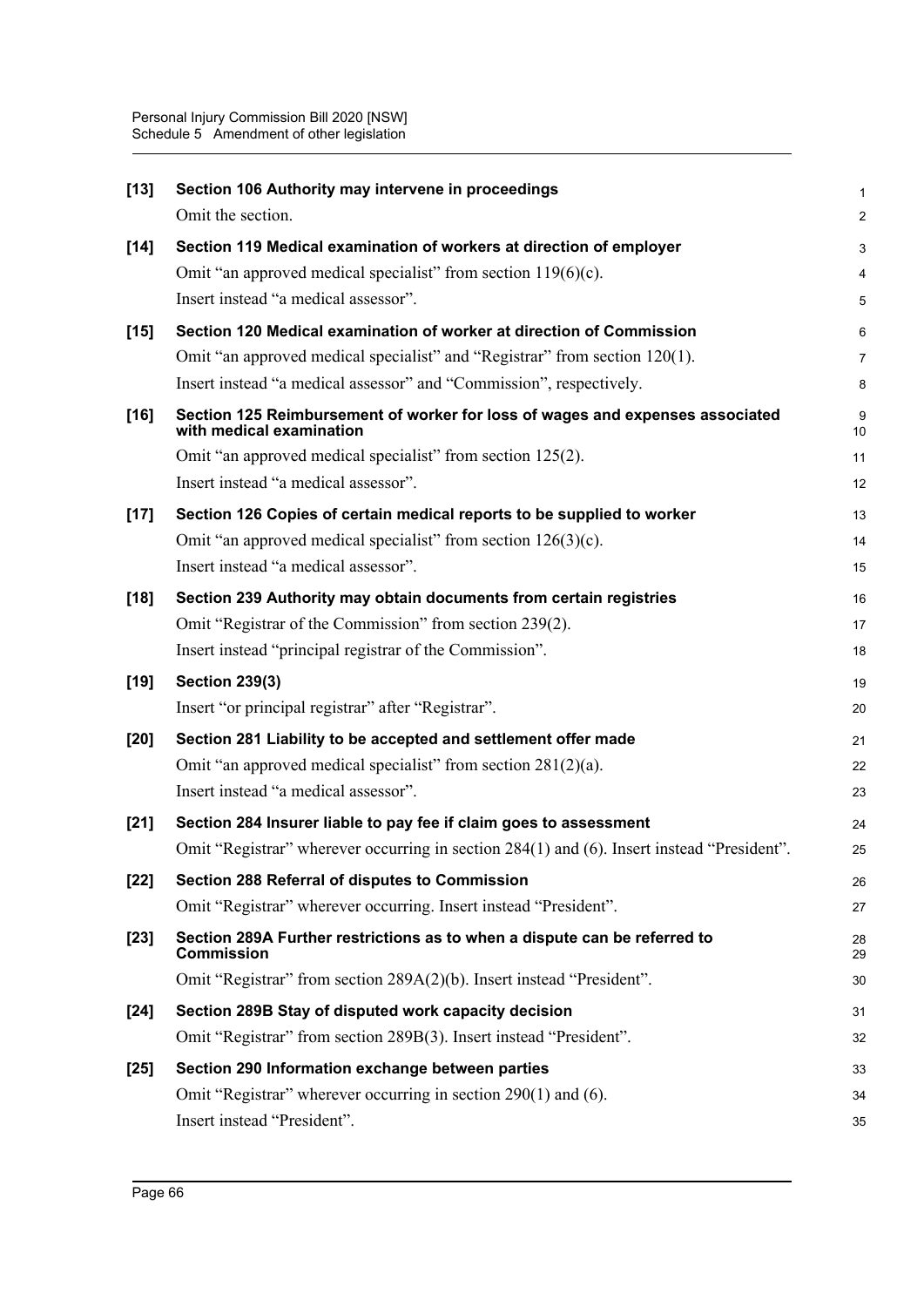**[13] Section 106 Authority may intervene in proceedings**

Omit the section.

**[14] Section 119 Medical examination of workers at direction of employer**

Omit "an approved medical specialist" from section 119(6)(c).

Insert instead "a medical assessor".

**[15] Section 120 Medical examination of worker at direction of Commission**

Omit "an approved medical specialist" and "Registrar" from section 120(1).

Insert instead "a medical assessor" and "Commission", respectively.

**[16] Section 125 Reimbursement of worker for loss of wages and expenses associated with medical examination**

Omit "an approved medical specialist" from section 125(2).

Insert instead "a medical assessor".

**[17] Section 126 Copies of certain medical reports to be supplied to worker**

Omit "an approved medical specialist" from section 126(3)(c).

Insert instead "a medical assessor".

**[18] Section 239 Authority may obtain documents from certain registries**

Omit "Registrar of the Commission" from section 239(2).

Insert instead "principal registrar of the Commission".

**[19] Section 239(3)**

Insert "or principal registrar" after "Registrar".

**[20] Section 281 Liability to be accepted and settlement offer made**

Omit "an approved medical specialist" from section 281(2)(a).

Insert instead "a medical assessor".

**[21] Section 284 Insurer liable to pay fee if claim goes to assessment**

Omit "Registrar" wherever occurring in section 284(1) and (6). Insert instead "President".

**[22] Section 288 Referral of disputes to Commission**

Omit "Registrar" wherever occurring. Insert instead "President".

**[23] Section 289A Further restrictions as to when a dispute can be referred to Commission**

Omit "Registrar" from section 289A(2)(b). Insert instead "President".

**[24] Section 289B Stay of disputed work capacity decision**

Omit "Registrar" from section 289B(3). Insert instead "President".

**[25] Section 290 Information exchange between parties**

Omit "Registrar" wherever occurring in section 290(1) and (6).

Insert instead "President".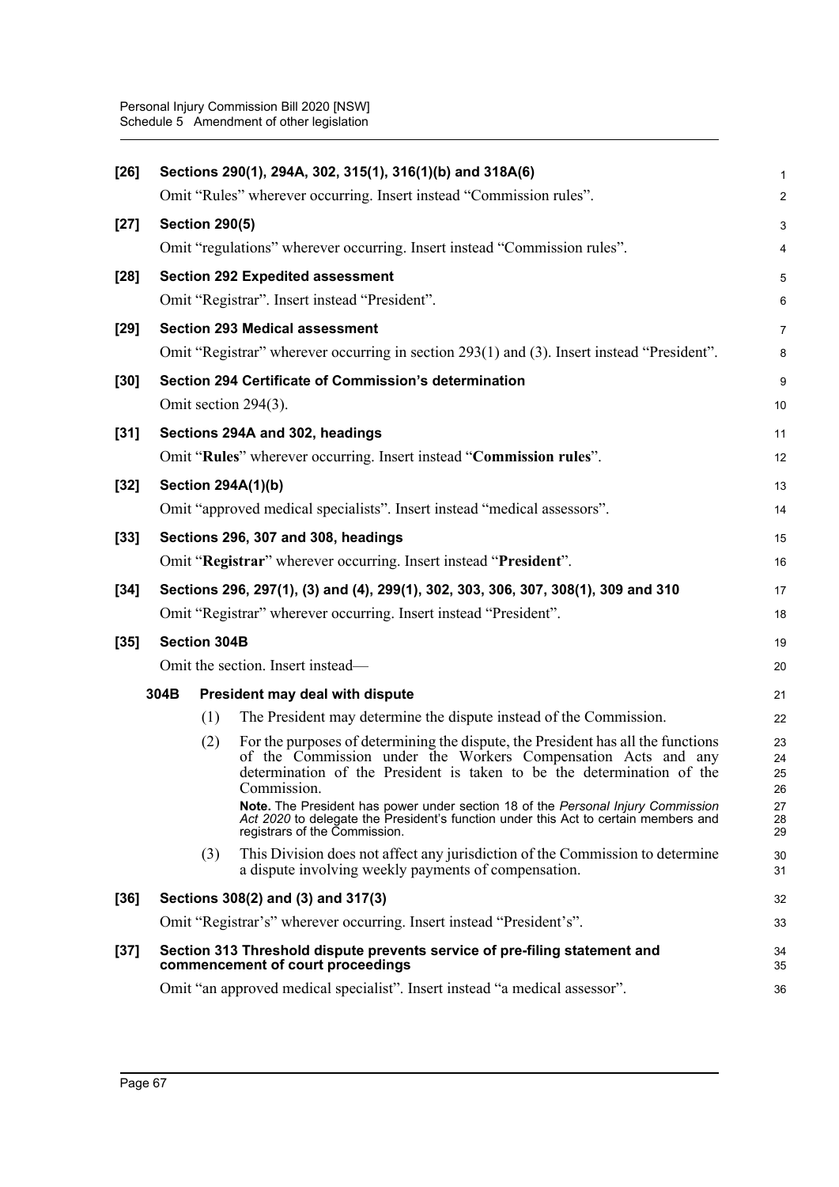**[26] Sections 290(1), 294A, 302, 315(1), 316(1)(b) and 318A(6)**

Omit "Rules" wherever occurring. Insert instead "Commission rules".

**[27] Section 290(5)**

Omit "regulations" wherever occurring. Insert instead "Commission rules".

**[28] Section 292 Expedited assessment**

Omit "Registrar". Insert instead "President".

**[29] Section 293 Medical assessment**

Omit "Registrar" wherever occurring in section 293(1) and (3). Insert instead "President".

**[30] Section 294 Certificate of Commission's determination**

Omit section 294(3).

**[31] Sections 294A and 302, headings**

Omit "**Rules**" wherever occurring. Insert instead "**Commission rules**".

**[32] Section 294A(1)(b)**

Omit "approved medical specialists". Insert instead "medical assessors".

**[33] Sections 296, 307 and 308, headings**

Omit "**Registrar**" wherever occurring. Insert instead "**President**".

**[34] Sections 296, 297(1), (3) and (4), 299(1), 302, 303, 306, 307, 308(1), 309 and 310**

Omit "Registrar" wherever occurring. Insert instead "President".

**[35] Section 304B**

Omit the section. Insert instead—

**304B President may deal with dispute**

(1) The President may determine the dispute instead of the Commission.

(2) For the purposes of determining the dispute, the President has all the functions of the Commission under the Workers Compensation Acts and any determination of the President is taken to be the determination of the Commission.

**Note.** The President has power under section 18 of the *Personal Injury Commission Act 2020* to delegate the President's function under this Act to certain members and registrars of the Commission.

(3) This Division does not affect any jurisdiction of the Commission to determine a dispute involving weekly payments of compensation.

**[36] Sections 308(2) and (3) and 317(3)**

Omit "Registrar's" wherever occurring. Insert instead "President's".

**[37] Section 313 Threshold dispute prevents service of pre-filing statement and commencement of court proceedings**

Omit "an approved medical specialist". Insert instead "a medical assessor".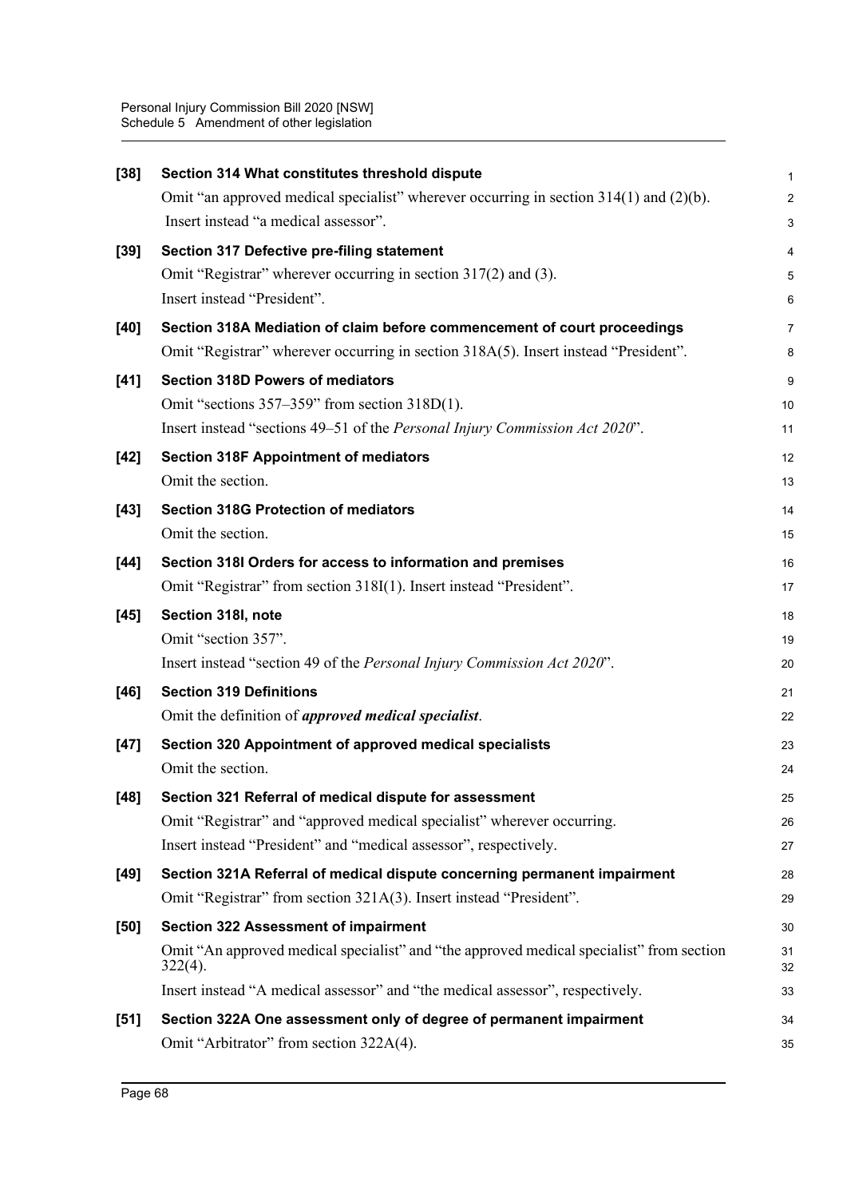**[38] Section 314 What constitutes threshold dispute**

Omit "an approved medical specialist" wherever occurring in section 314(1) and (2)(b). Insert instead "a medical assessor".

**[39] Section 317 Defective pre-filing statement**

Omit "Registrar" wherever occurring in section 317(2) and (3).

Insert instead "President".

**[40] Section 318A Mediation of claim before commencement of court proceedings**

Omit "Registrar" wherever occurring in section 318A(5). Insert instead "President".

**[41] Section 318D Powers of mediators**

Omit "sections 357–359" from section 318D(1).

Insert instead "sections 49–51 of the *Personal Injury Commission Act 2020*".

**[42] Section 318F Appointment of mediators**

Omit the section.

**[43] Section 318G Protection of mediators**

Omit the section.

**[44] Section 318I Orders for access to information and premises**

Omit "Registrar" from section 318I(1). Insert instead "President".

**[45] Section 318I, note**

Omit "section 357".

Insert instead "section 49 of the *Personal Injury Commission Act 2020*".

**[46] Section 319 Definitions**

Omit the definition of ***approved medical specialist***.

**[47] Section 320 Appointment of approved medical specialists**

Omit the section.

**[48] Section 321 Referral of medical dispute for assessment**

Omit "Registrar" and "approved medical specialist" wherever occurring.

Insert instead "President" and "medical assessor", respectively.

**[49] Section 321A Referral of medical dispute concerning permanent impairment**

Omit "Registrar" from section 321A(3). Insert instead "President".

**[50] Section 322 Assessment of impairment**

Omit "An approved medical specialist" and "the approved medical specialist" from section 322(4).

Insert instead "A medical assessor" and "the medical assessor", respectively.

**[51] Section 322A One assessment only of degree of permanent impairment**

Omit "Arbitrator" from section 322A(4).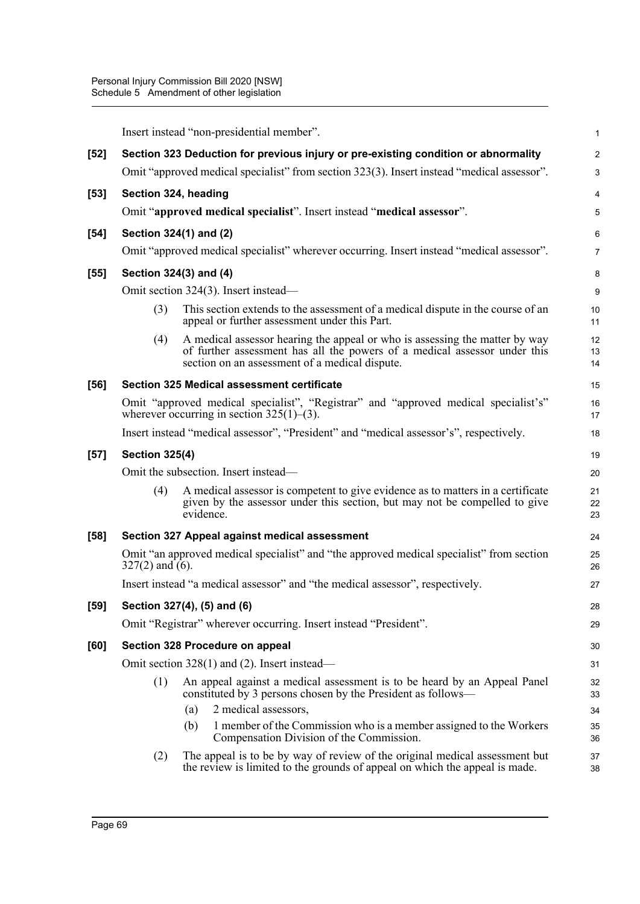Insert instead "non-presidential member".

**[52] Section 323 Deduction for previous injury or pre-existing condition or abnormality**

Omit "approved medical specialist" from section 323(3). Insert instead "medical assessor".

**[53] Section 324, heading**

Omit "**approved medical specialist**". Insert instead "**medical assessor**".

**[54] Section 324(1) and (2)**

Omit "approved medical specialist" wherever occurring. Insert instead "medical assessor".

**[55] Section 324(3) and (4)**

Omit section 324(3). Insert instead—

(3) This section extends to the assessment of a medical dispute in the course of an appeal or further assessment under this Part.

(4) A medical assessor hearing the appeal or who is assessing the matter by way of further assessment has all the powers of a medical assessor under this section on an assessment of a medical dispute.

**[56] Section 325 Medical assessment certificate**

Omit "approved medical specialist", "Registrar" and "approved medical specialist's" wherever occurring in section 325(1)–(3).

Insert instead "medical assessor", "President" and "medical assessor's", respectively.

**[57] Section 325(4)**

Omit the subsection. Insert instead—

(4) A medical assessor is competent to give evidence as to matters in a certificate given by the assessor under this section, but may not be compelled to give evidence.

**[58] Section 327 Appeal against medical assessment**

Omit "an approved medical specialist" and "the approved medical specialist" from section 327(2) and (6).

Insert instead "a medical assessor" and "the medical assessor", respectively.

**[59] Section 327(4), (5) and (6)**

Omit "Registrar" wherever occurring. Insert instead "President".

**[60] Section 328 Procedure on appeal**

Omit section 328(1) and (2). Insert instead—

(1) An appeal against a medical assessment is to be heard by an Appeal Panel constituted by 3 persons chosen by the President as follows—

(a) 2 medical assessors,

(b) 1 member of the Commission who is a member assigned to the Workers Compensation Division of the Commission.

(2) The appeal is to be by way of review of the original medical assessment but the review is limited to the grounds of appeal on which the appeal is made.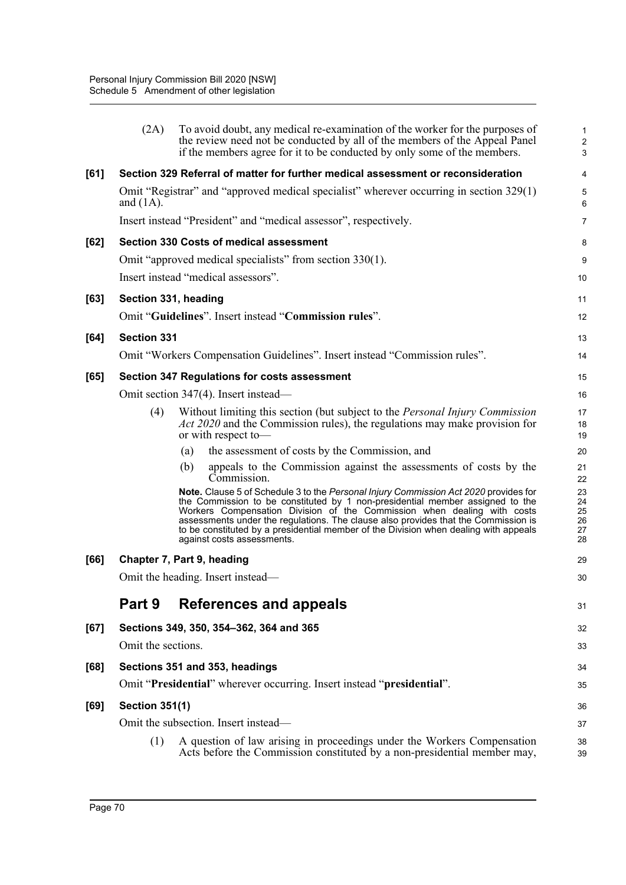(2A) To avoid doubt, any medical re-examination of the worker for the purposes of the review need not be conducted by all of the members of the Appeal Panel if the members agree for it to be conducted by only some of the members.

**[61] Section 329 Referral of matter for further medical assessment or reconsideration**

Omit "Registrar" and "approved medical specialist" wherever occurring in section 329(1) and (1A).

Insert instead "President" and "medical assessor", respectively.

**[62] Section 330 Costs of medical assessment**

Omit "approved medical specialists" from section 330(1).

Insert instead "medical assessors".

**[63] Section 331, heading**

Omit "**Guidelines**". Insert instead "**Commission rules**".

**[64] Section 331**

Omit "Workers Compensation Guidelines". Insert instead "Commission rules".

**[65] Section 347 Regulations for costs assessment**

Omit section 347(4). Insert instead—

(4) Without limiting this section (but subject to the *Personal Injury Commission Act 2020* and the Commission rules), the regulations may make provision for or with respect to—

(a) the assessment of costs by the Commission, and

(b) appeals to the Commission against the assessments of costs by the Commission.

**Note.** Clause 5 of Schedule 3 to the *Personal Injury Commission Act 2020* provides for the Commission to be constituted by 1 non-presidential member assigned to the Workers Compensation Division of the Commission when dealing with costs assessments under the regulations. The clause also provides that the Commission is to be constituted by a presidential member of the Division when dealing with appeals against costs assessments.

**[66] Chapter 7, Part 9, heading**

Omit the heading. Insert instead—

## Part 9 References and appeals

**[67] Sections 349, 350, 354–362, 364 and 365**

Omit the sections.

**[68] Sections 351 and 353, headings**

Omit "**Presidential**" wherever occurring. Insert instead "**presidential**".

**[69] Section 351(1)**

Omit the subsection. Insert instead—

(1) A question of law arising in proceedings under the Workers Compensation Acts before the Commission constituted by a non-presidential member may,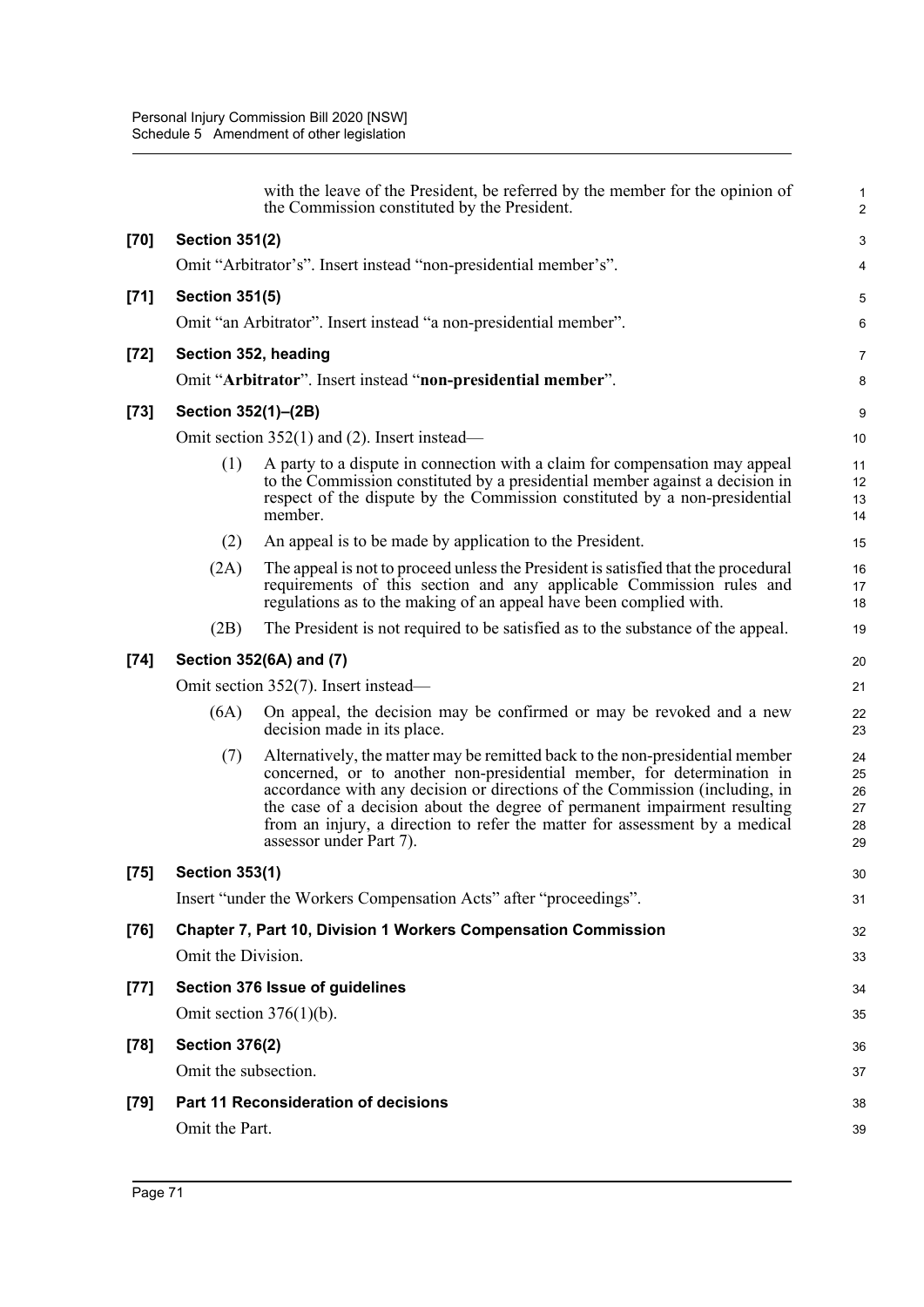with the leave of the President, be referred by the member for the opinion of the Commission constituted by the President.

**[70] Section 351(2)**

Omit "Arbitrator's". Insert instead "non-presidential member's".

**[71] Section 351(5)**

Omit "an Arbitrator". Insert instead "a non-presidential member".

**[72] Section 352, heading**

Omit "**Arbitrator**". Insert instead "**non-presidential member**".

**[73] Section 352(1)–(2B)**

Omit section 352(1) and (2). Insert instead—

(1) A party to a dispute in connection with a claim for compensation may appeal to the Commission constituted by a presidential member against a decision in respect of the dispute by the Commission constituted by a non-presidential member.

(2) An appeal is to be made by application to the President.

(2A) The appeal is not to proceed unless the President is satisfied that the procedural requirements of this section and any applicable Commission rules and regulations as to the making of an appeal have been complied with.

(2B) The President is not required to be satisfied as to the substance of the appeal.

**[74] Section 352(6A) and (7)**

Omit section 352(7). Insert instead—

(6A) On appeal, the decision may be confirmed or may be revoked and a new decision made in its place.

(7) Alternatively, the matter may be remitted back to the non-presidential member concerned, or to another non-presidential member, for determination in accordance with any decision or directions of the Commission (including, in the case of a decision about the degree of permanent impairment resulting from an injury, a direction to refer the matter for assessment by a medical assessor under Part 7).

**[75] Section 353(1)**

Insert "under the Workers Compensation Acts" after "proceedings".

**[76] Chapter 7, Part 10, Division 1 Workers Compensation Commission**

Omit the Division.

**[77] Section 376 Issue of guidelines**

Omit section 376(1)(b).

**[78] Section 376(2)**

Omit the subsection.

**[79] Part 11 Reconsideration of decisions**

Omit the Part.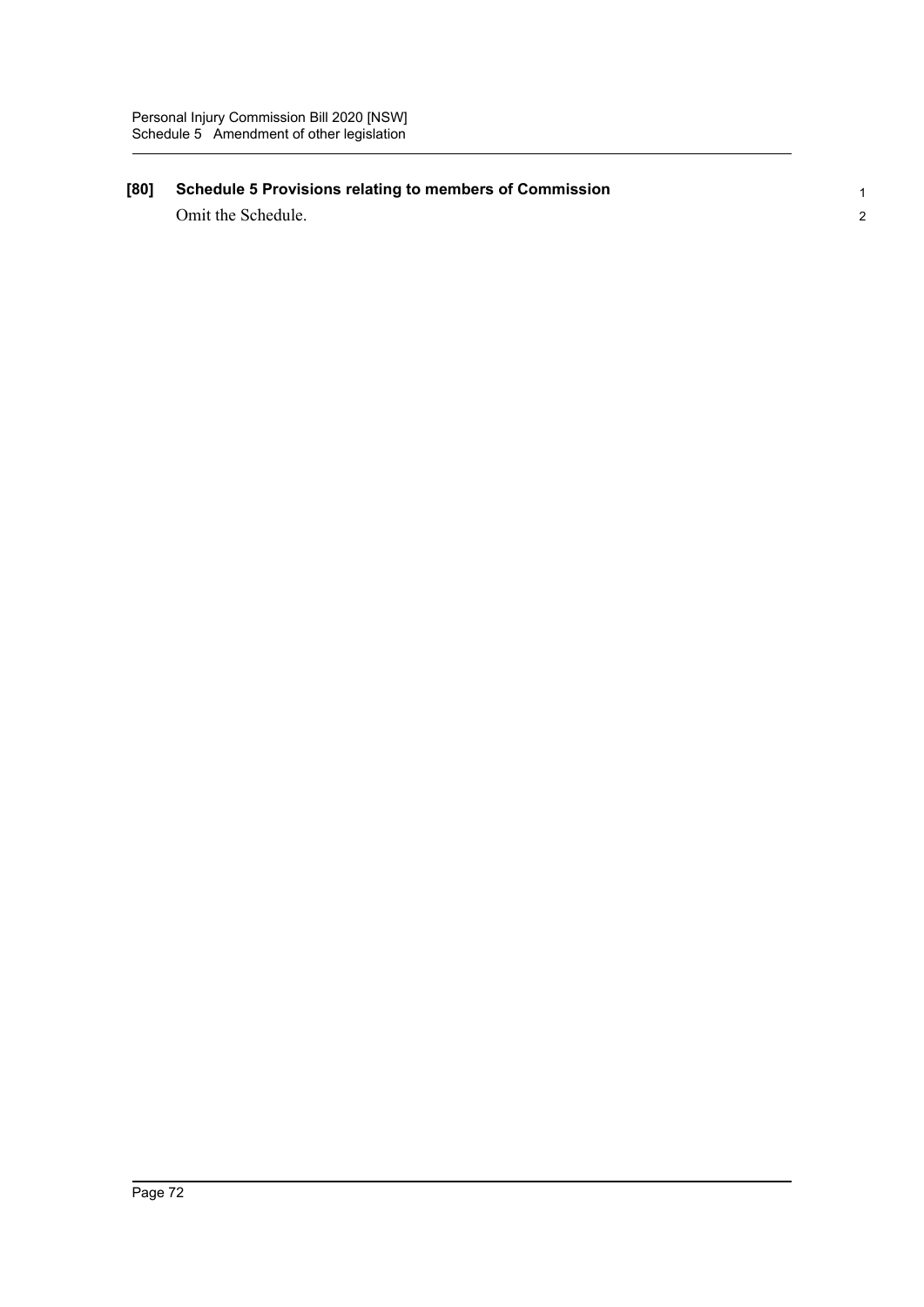**[80] Schedule 5 Provisions relating to members of Commission**

Omit the Schedule.